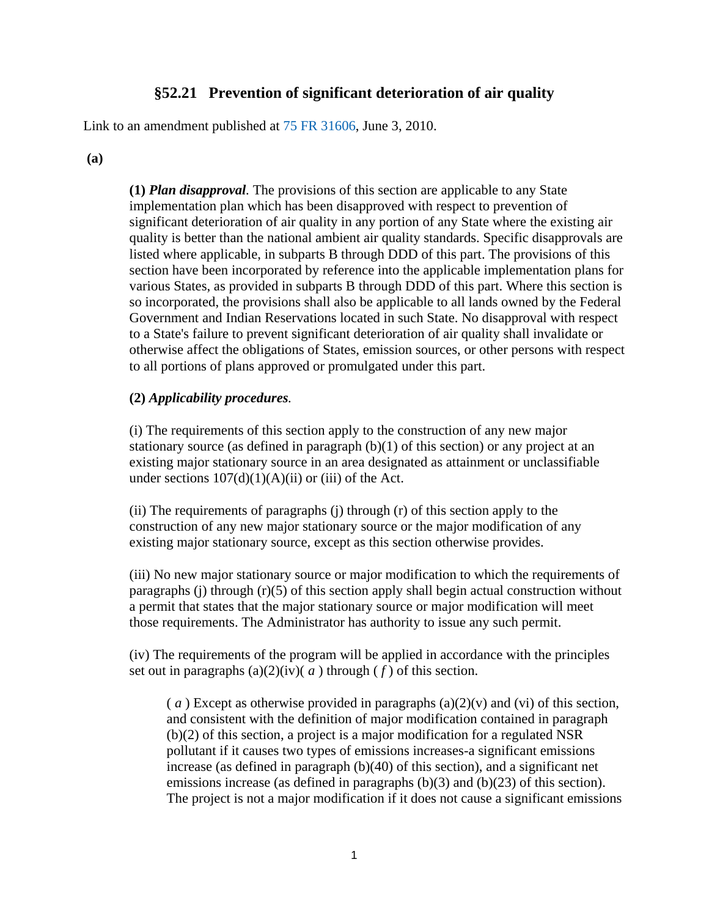# §52.21 Prevention of significant deterioration of air quality

Link to an amendment published at 75 FR 31606, June 3, 2010.

**(a)**

**(1)** ***Plan disapproval***. The provisions of this section are applicable to any State implementation plan which has been disapproved with respect to prevention of significant deterioration of air quality in any portion of any State where the existing air quality is better than the national ambient air quality standards. Specific disapprovals are listed where applicable, in subparts B through DDD of this part. The provisions of this section have been incorporated by reference into the applicable implementation plans for various States, as provided in subparts B through DDD of this part. Where this section is so incorporated, the provisions shall also be applicable to all lands owned by the Federal Government and Indian Reservations located in such State. No disapproval with respect to a State's failure to prevent significant deterioration of air quality shall invalidate or otherwise affect the obligations of States, emission sources, or other persons with respect to all portions of plans approved or promulgated under this part.

**(2)** ***Applicability procedures***.

(i) The requirements of this section apply to the construction of any new major stationary source (as defined in paragraph (b)(1) of this section) or any project at an existing major stationary source in an area designated as attainment or unclassifiable under sections 107(d)(1)(A)(ii) or (iii) of the Act.

(ii) The requirements of paragraphs (j) through (r) of this section apply to the construction of any new major stationary source or the major modification of any existing major stationary source, except as this section otherwise provides.

(iii) No new major stationary source or major modification to which the requirements of paragraphs (j) through (r)(5) of this section apply shall begin actual construction without a permit that states that the major stationary source or major modification will meet those requirements. The Administrator has authority to issue any such permit.

(iv) The requirements of the program will be applied in accordance with the principles set out in paragraphs (a)(2)(iv)( *a* ) through ( *f* ) of this section.

( *a* ) Except as otherwise provided in paragraphs (a)(2)(v) and (vi) of this section, and consistent with the definition of major modification contained in paragraph (b)(2) of this section, a project is a major modification for a regulated NSR pollutant if it causes two types of emissions increases-a significant emissions increase (as defined in paragraph (b)(40) of this section), and a significant net emissions increase (as defined in paragraphs (b)(3) and (b)(23) of this section). The project is not a major modification if it does not cause a significant emissions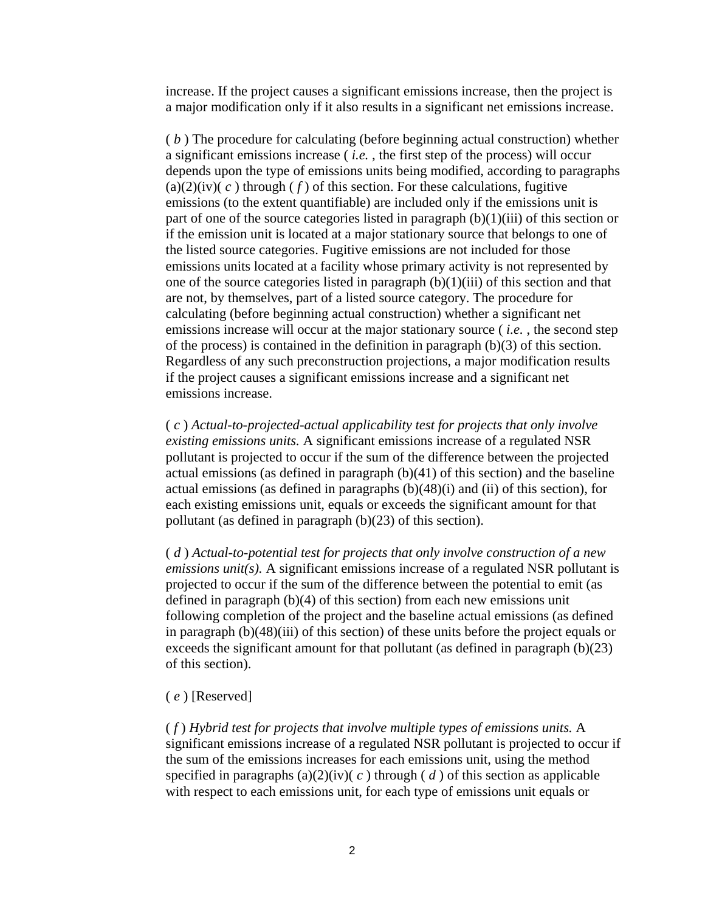increase. If the project causes a significant emissions increase, then the project is a major modification only if it also results in a significant net emissions increase.

( *b* ) The procedure for calculating (before beginning actual construction) whether a significant emissions increase ( *i.e.* , the first step of the process) will occur depends upon the type of emissions units being modified, according to paragraphs (a)(2)(iv)( *c* ) through ( *f* ) of this section. For these calculations, fugitive emissions (to the extent quantifiable) are included only if the emissions unit is part of one of the source categories listed in paragraph (b)(1)(iii) of this section or if the emission unit is located at a major stationary source that belongs to one of the listed source categories. Fugitive emissions are not included for those emissions units located at a facility whose primary activity is not represented by one of the source categories listed in paragraph (b)(1)(iii) of this section and that are not, by themselves, part of a listed source category. The procedure for calculating (before beginning actual construction) whether a significant net emissions increase will occur at the major stationary source ( *i.e.* , the second step of the process) is contained in the definition in paragraph (b)(3) of this section. Regardless of any such preconstruction projections, a major modification results if the project causes a significant emissions increase and a significant net emissions increase.

( *c* ) *Actual-to-projected-actual applicability test for projects that only involve existing emissions units.* A significant emissions increase of a regulated NSR pollutant is projected to occur if the sum of the difference between the projected actual emissions (as defined in paragraph (b)(41) of this section) and the baseline actual emissions (as defined in paragraphs (b)(48)(i) and (ii) of this section), for each existing emissions unit, equals or exceeds the significant amount for that pollutant (as defined in paragraph (b)(23) of this section).

( *d* ) *Actual-to-potential test for projects that only involve construction of a new emissions unit(s).* A significant emissions increase of a regulated NSR pollutant is projected to occur if the sum of the difference between the potential to emit (as defined in paragraph (b)(4) of this section) from each new emissions unit following completion of the project and the baseline actual emissions (as defined in paragraph (b)(48)(iii) of this section) of these units before the project equals or exceeds the significant amount for that pollutant (as defined in paragraph (b)(23) of this section).

( *e* ) [Reserved]

( *f* ) *Hybrid test for projects that involve multiple types of emissions units.* A significant emissions increase of a regulated NSR pollutant is projected to occur if the sum of the emissions increases for each emissions unit, using the method specified in paragraphs (a)(2)(iv)( *c* ) through ( *d* ) of this section as applicable with respect to each emissions unit, for each type of emissions unit equals or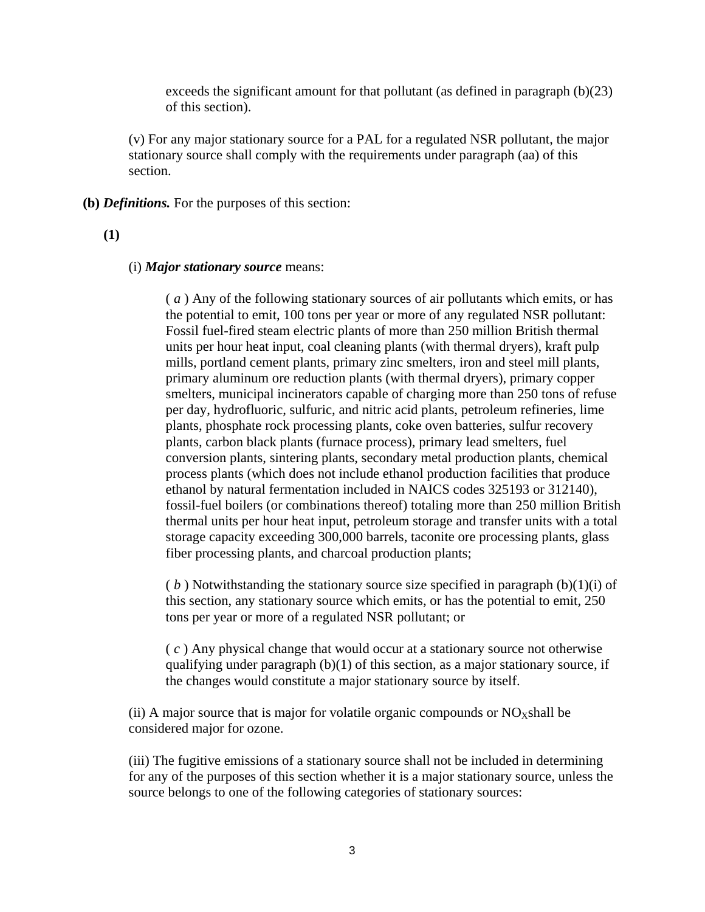exceeds the significant amount for that pollutant (as defined in paragraph (b)(23) of this section).

(v) For any major stationary source for a PAL for a regulated NSR pollutant, the major stationary source shall comply with the requirements under paragraph (aa) of this section.

**(b)** ***Definitions.*** For the purposes of this section:

**(1)**

(i) ***Major stationary source*** means:

( *a* ) Any of the following stationary sources of air pollutants which emits, or has the potential to emit, 100 tons per year or more of any regulated NSR pollutant: Fossil fuel-fired steam electric plants of more than 250 million British thermal units per hour heat input, coal cleaning plants (with thermal dryers), kraft pulp mills, portland cement plants, primary zinc smelters, iron and steel mill plants, primary aluminum ore reduction plants (with thermal dryers), primary copper smelters, municipal incinerators capable of charging more than 250 tons of refuse per day, hydrofluoric, sulfuric, and nitric acid plants, petroleum refineries, lime plants, phosphate rock processing plants, coke oven batteries, sulfur recovery plants, carbon black plants (furnace process), primary lead smelters, fuel conversion plants, sintering plants, secondary metal production plants, chemical process plants (which does not include ethanol production facilities that produce ethanol by natural fermentation included in NAICS codes 325193 or 312140), fossil-fuel boilers (or combinations thereof) totaling more than 250 million British thermal units per hour heat input, petroleum storage and transfer units with a total storage capacity exceeding 300,000 barrels, taconite ore processing plants, glass fiber processing plants, and charcoal production plants;

( *b* ) Notwithstanding the stationary source size specified in paragraph (b)(1)(i) of this section, any stationary source which emits, or has the potential to emit, 250 tons per year or more of a regulated NSR pollutant; or

( *c* ) Any physical change that would occur at a stationary source not otherwise qualifying under paragraph (b)(1) of this section, as a major stationary source, if the changes would constitute a major stationary source by itself.

(ii) A major source that is major for volatile organic compounds or $NO_X$ shall be considered major for ozone.

(iii) The fugitive emissions of a stationary source shall not be included in determining for any of the purposes of this section whether it is a major stationary source, unless the source belongs to one of the following categories of stationary sources: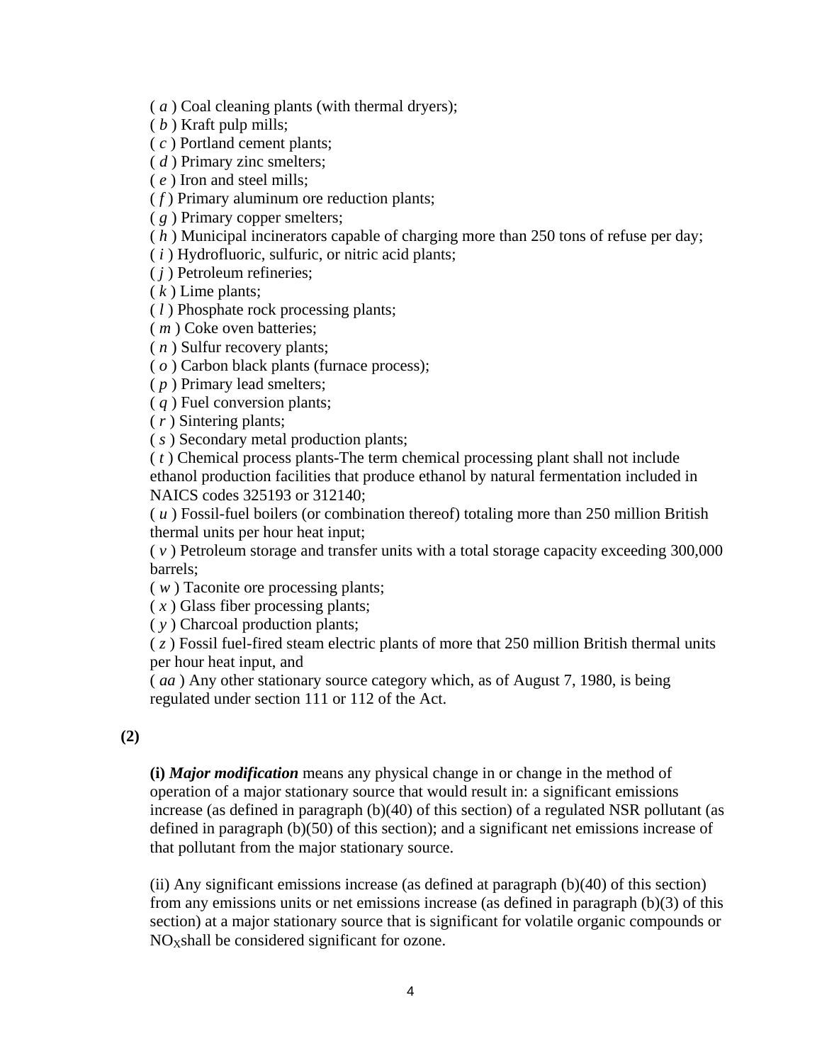( *a* ) Coal cleaning plants (with thermal dryers);

( *b* ) Kraft pulp mills;

( *c* ) Portland cement plants;

( *d* ) Primary zinc smelters;

( *e* ) Iron and steel mills;

( *f* ) Primary aluminum ore reduction plants;

( *g* ) Primary copper smelters;

( *h* ) Municipal incinerators capable of charging more than 250 tons of refuse per day;

( *i* ) Hydrofluoric, sulfuric, or nitric acid plants;

( *j* ) Petroleum refineries;

( *k* ) Lime plants;

( *l* ) Phosphate rock processing plants;

( *m* ) Coke oven batteries;

( *n* ) Sulfur recovery plants;

( *o* ) Carbon black plants (furnace process);

( *p* ) Primary lead smelters;

( *q* ) Fuel conversion plants;

( *r* ) Sintering plants;

( *s* ) Secondary metal production plants;

( *t* ) Chemical process plants-The term chemical processing plant shall not include ethanol production facilities that produce ethanol by natural fermentation included in NAICS codes 325193 or 312140;

( *u* ) Fossil-fuel boilers (or combination thereof) totaling more than 250 million British thermal units per hour heat input;

( *v* ) Petroleum storage and transfer units with a total storage capacity exceeding 300,000 barrels;

( *w* ) Taconite ore processing plants;

( *x* ) Glass fiber processing plants;

( *y* ) Charcoal production plants;

( *z* ) Fossil fuel-fired steam electric plants of more that 250 million British thermal units per hour heat input, and

( *aa* ) Any other stationary source category which, as of August 7, 1980, is being regulated under section 111 or 112 of the Act.

**(2)**

**(i)** ***Major modification*** means any physical change in or change in the method of operation of a major stationary source that would result in: a significant emissions increase (as defined in paragraph (b)(40) of this section) of a regulated NSR pollutant (as defined in paragraph (b)(50) of this section); and a significant net emissions increase of that pollutant from the major stationary source.

(ii) Any significant emissions increase (as defined at paragraph (b)(40) of this section) from any emissions units or net emissions increase (as defined in paragraph (b)(3) of this section) at a major stationary source that is significant for volatile organic compounds or $NO_X$shall be considered significant for ozone.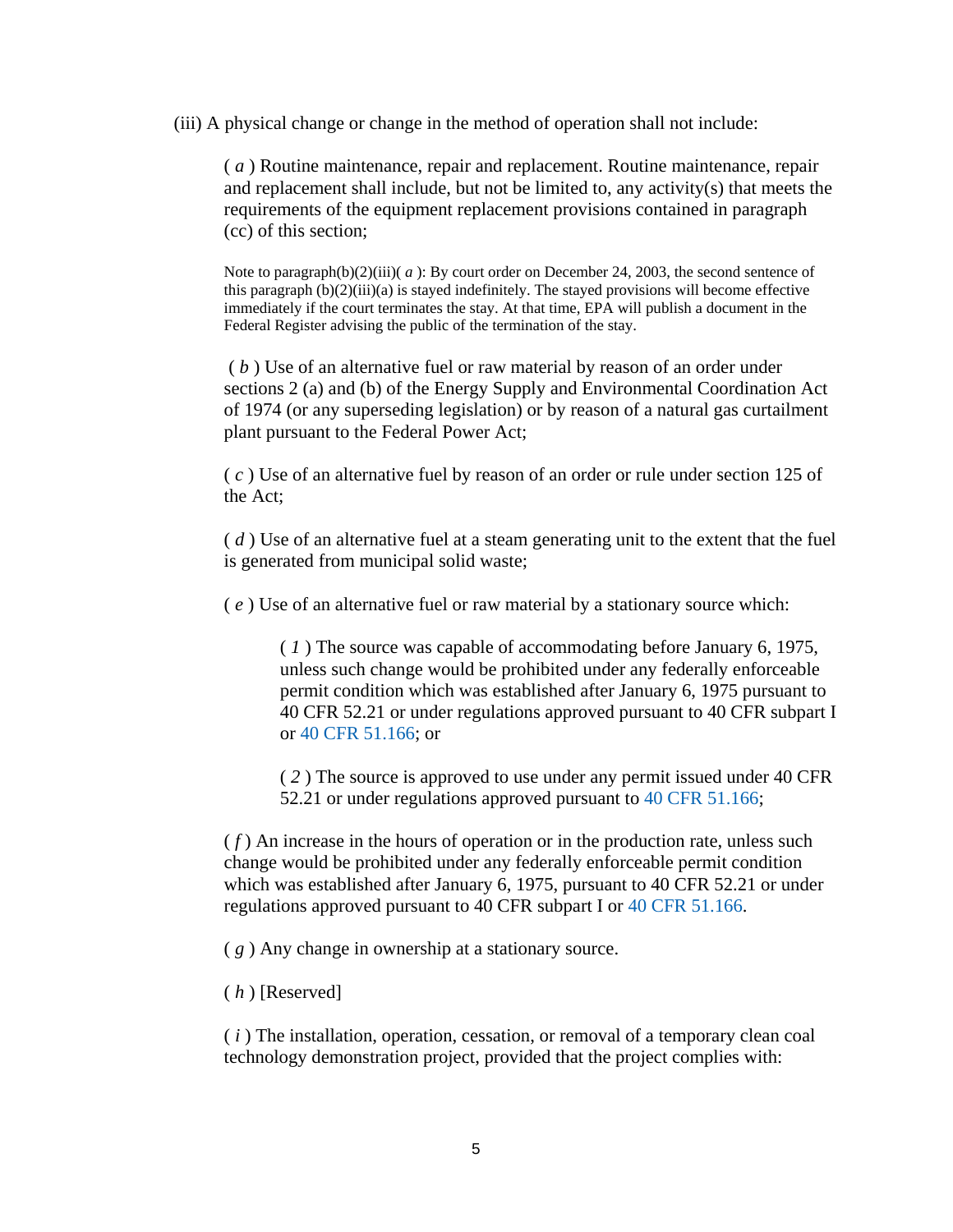(iii) A physical change or change in the method of operation shall not include:

( *a* ) Routine maintenance, repair and replacement. Routine maintenance, repair and replacement shall include, but not be limited to, any activity(s) that meets the requirements of the equipment replacement provisions contained in paragraph (cc) of this section;

Note to paragraph(b)(2)(iii)( *a* ): By court order on December 24, 2003, the second sentence of this paragraph (b)(2)(iii)(a) is stayed indefinitely. The stayed provisions will become effective immediately if the court terminates the stay. At that time, EPA will publish a document in the Federal Register advising the public of the termination of the stay.

( *b* ) Use of an alternative fuel or raw material by reason of an order under sections 2 (a) and (b) of the Energy Supply and Environmental Coordination Act of 1974 (or any superseding legislation) or by reason of a natural gas curtailment plant pursuant to the Federal Power Act;

( *c* ) Use of an alternative fuel by reason of an order or rule under section 125 of the Act;

( *d* ) Use of an alternative fuel at a steam generating unit to the extent that the fuel is generated from municipal solid waste;

( *e* ) Use of an alternative fuel or raw material by a stationary source which:

( *1* ) The source was capable of accommodating before January 6, 1975, unless such change would be prohibited under any federally enforceable permit condition which was established after January 6, 1975 pursuant to 40 CFR 52.21 or under regulations approved pursuant to 40 CFR subpart I or 40 CFR 51.166; or

( *2* ) The source is approved to use under any permit issued under 40 CFR 52.21 or under regulations approved pursuant to 40 CFR 51.166;

( *f* ) An increase in the hours of operation or in the production rate, unless such change would be prohibited under any federally enforceable permit condition which was established after January 6, 1975, pursuant to 40 CFR 52.21 or under regulations approved pursuant to 40 CFR subpart I or 40 CFR 51.166.

( *g* ) Any change in ownership at a stationary source.

( *h* ) [Reserved]

( *i* ) The installation, operation, cessation, or removal of a temporary clean coal technology demonstration project, provided that the project complies with: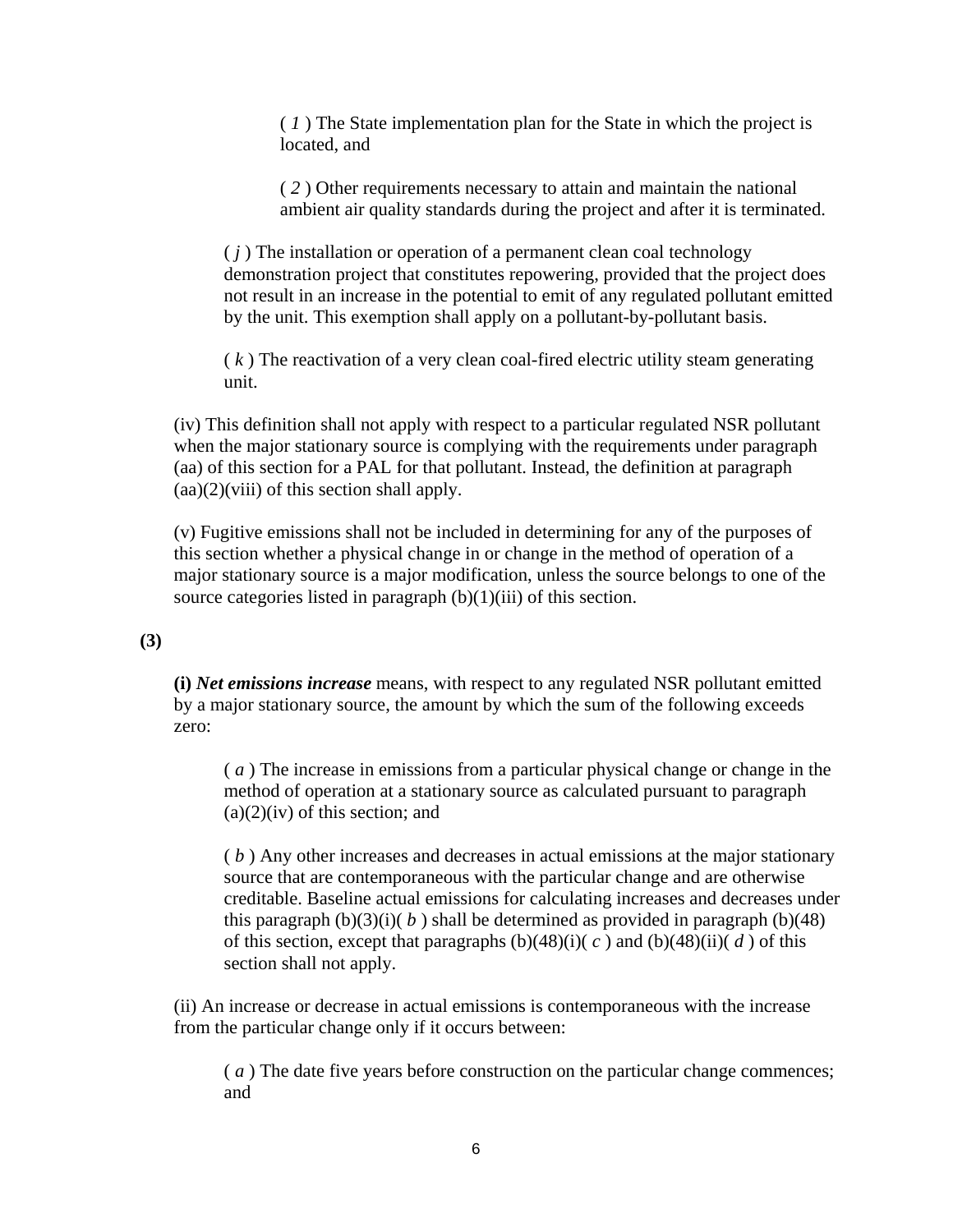( *1* ) The State implementation plan for the State in which the project is located, and

( *2* ) Other requirements necessary to attain and maintain the national ambient air quality standards during the project and after it is terminated.

( *j* ) The installation or operation of a permanent clean coal technology demonstration project that constitutes repowering, provided that the project does not result in an increase in the potential to emit of any regulated pollutant emitted by the unit. This exemption shall apply on a pollutant-by-pollutant basis.

( *k* ) The reactivation of a very clean coal-fired electric utility steam generating unit.

(iv) This definition shall not apply with respect to a particular regulated NSR pollutant when the major stationary source is complying with the requirements under paragraph (aa) of this section for a PAL for that pollutant. Instead, the definition at paragraph (aa)(2)(viii) of this section shall apply.

(v) Fugitive emissions shall not be included in determining for any of the purposes of this section whether a physical change in or change in the method of operation of a major stationary source is a major modification, unless the source belongs to one of the source categories listed in paragraph (b)(1)(iii) of this section.

**(3)**

**(i)** ***Net emissions increase*** means, with respect to any regulated NSR pollutant emitted by a major stationary source, the amount by which the sum of the following exceeds zero:

( *a* ) The increase in emissions from a particular physical change or change in the method of operation at a stationary source as calculated pursuant to paragraph (a)(2)(iv) of this section; and

( *b* ) Any other increases and decreases in actual emissions at the major stationary source that are contemporaneous with the particular change and are otherwise creditable. Baseline actual emissions for calculating increases and decreases under this paragraph (b)(3)(i)( *b* ) shall be determined as provided in paragraph (b)(48) of this section, except that paragraphs (b)(48)(i)( *c* ) and (b)(48)(ii)( *d* ) of this section shall not apply.

(ii) An increase or decrease in actual emissions is contemporaneous with the increase from the particular change only if it occurs between:

( *a* ) The date five years before construction on the particular change commences; and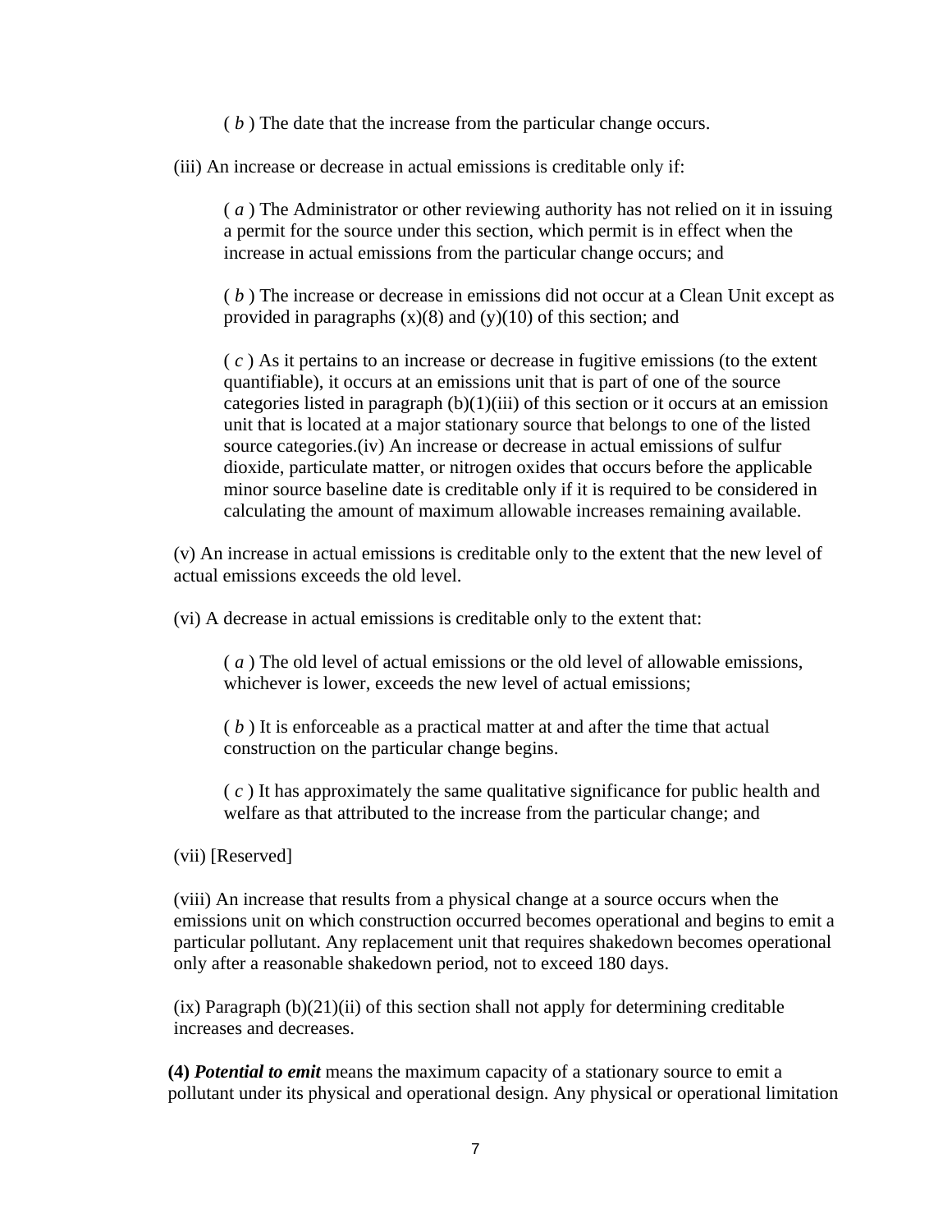( *b* ) The date that the increase from the particular change occurs.

(iii) An increase or decrease in actual emissions is creditable only if:

( *a* ) The Administrator or other reviewing authority has not relied on it in issuing a permit for the source under this section, which permit is in effect when the increase in actual emissions from the particular change occurs; and

( *b* ) The increase or decrease in emissions did not occur at a Clean Unit except as provided in paragraphs (x)(8) and (y)(10) of this section; and

( *c* ) As it pertains to an increase or decrease in fugitive emissions (to the extent quantifiable), it occurs at an emissions unit that is part of one of the source categories listed in paragraph (b)(1)(iii) of this section or it occurs at an emission unit that is located at a major stationary source that belongs to one of the listed source categories.(iv) An increase or decrease in actual emissions of sulfur dioxide, particulate matter, or nitrogen oxides that occurs before the applicable minor source baseline date is creditable only if it is required to be considered in calculating the amount of maximum allowable increases remaining available.

(v) An increase in actual emissions is creditable only to the extent that the new level of actual emissions exceeds the old level.

(vi) A decrease in actual emissions is creditable only to the extent that:

( *a* ) The old level of actual emissions or the old level of allowable emissions, whichever is lower, exceeds the new level of actual emissions;

( *b* ) It is enforceable as a practical matter at and after the time that actual construction on the particular change begins.

( *c* ) It has approximately the same qualitative significance for public health and welfare as that attributed to the increase from the particular change; and

(vii) [Reserved]

(viii) An increase that results from a physical change at a source occurs when the emissions unit on which construction occurred becomes operational and begins to emit a particular pollutant. Any replacement unit that requires shakedown becomes operational only after a reasonable shakedown period, not to exceed 180 days.

(ix) Paragraph (b)(21)(ii) of this section shall not apply for determining creditable increases and decreases.

**(4)** ***Potential to emit*** means the maximum capacity of a stationary source to emit a pollutant under its physical and operational design. Any physical or operational limitation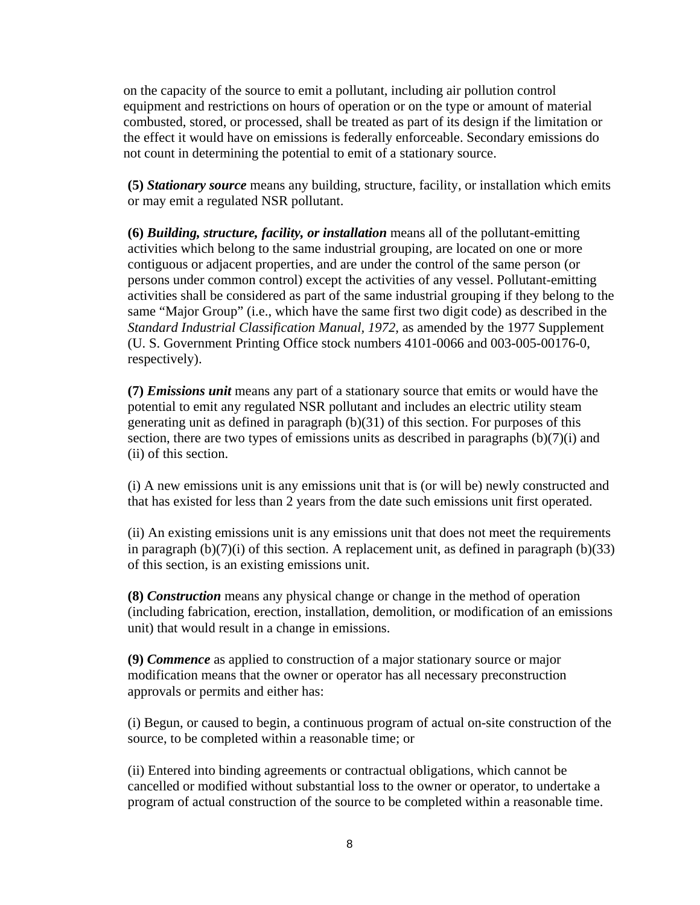on the capacity of the source to emit a pollutant, including air pollution control equipment and restrictions on hours of operation or on the type or amount of material combusted, stored, or processed, shall be treated as part of its design if the limitation or the effect it would have on emissions is federally enforceable. Secondary emissions do not count in determining the potential to emit of a stationary source.

**(5)** ***Stationary source*** means any building, structure, facility, or installation which emits or may emit a regulated NSR pollutant.

**(6)** ***Building, structure, facility, or installation*** means all of the pollutant-emitting activities which belong to the same industrial grouping, are located on one or more contiguous or adjacent properties, and are under the control of the same person (or persons under common control) except the activities of any vessel. Pollutant-emitting activities shall be considered as part of the same industrial grouping if they belong to the same "Major Group" (i.e., which have the same first two digit code) as described in the *Standard Industrial Classification Manual, 1972,* as amended by the 1977 Supplement (U. S. Government Printing Office stock numbers 4101-0066 and 003-005-00176-0, respectively).

**(7)** ***Emissions unit*** means any part of a stationary source that emits or would have the potential to emit any regulated NSR pollutant and includes an electric utility steam generating unit as defined in paragraph (b)(31) of this section. For purposes of this section, there are two types of emissions units as described in paragraphs (b)(7)(i) and (ii) of this section.

(i) A new emissions unit is any emissions unit that is (or will be) newly constructed and that has existed for less than 2 years from the date such emissions unit first operated.

(ii) An existing emissions unit is any emissions unit that does not meet the requirements in paragraph (b)(7)(i) of this section. A replacement unit, as defined in paragraph (b)(33) of this section, is an existing emissions unit.

**(8)** ***Construction*** means any physical change or change in the method of operation (including fabrication, erection, installation, demolition, or modification of an emissions unit) that would result in a change in emissions.

**(9)** ***Commence*** as applied to construction of a major stationary source or major modification means that the owner or operator has all necessary preconstruction approvals or permits and either has:

(i) Begun, or caused to begin, a continuous program of actual on-site construction of the source, to be completed within a reasonable time; or

(ii) Entered into binding agreements or contractual obligations, which cannot be cancelled or modified without substantial loss to the owner or operator, to undertake a program of actual construction of the source to be completed within a reasonable time.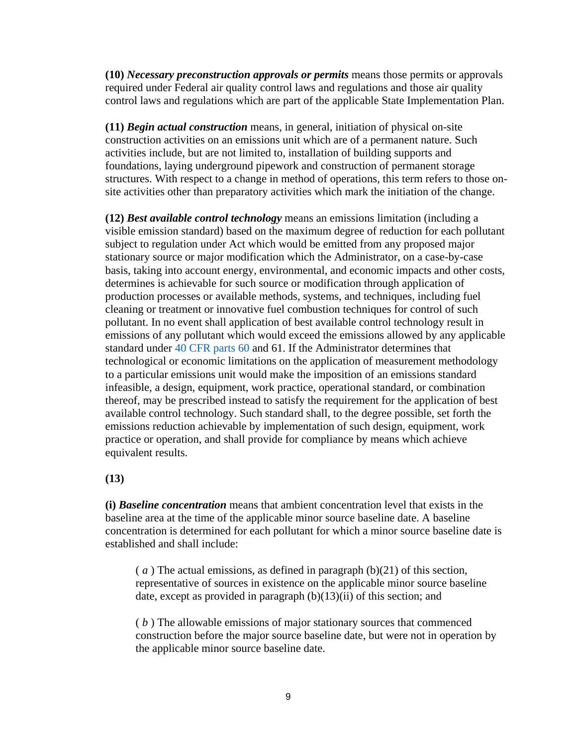**(10)** ***Necessary preconstruction approvals or permits*** means those permits or approvals required under Federal air quality control laws and regulations and those air quality control laws and regulations which are part of the applicable State Implementation Plan.

**(11)** ***Begin actual construction*** means, in general, initiation of physical on-site construction activities on an emissions unit which are of a permanent nature. Such activities include, but are not limited to, installation of building supports and foundations, laying underground pipework and construction of permanent storage structures. With respect to a change in method of operations, this term refers to those on-site activities other than preparatory activities which mark the initiation of the change.

**(12)** ***Best available control technology*** means an emissions limitation (including a visible emission standard) based on the maximum degree of reduction for each pollutant subject to regulation under Act which would be emitted from any proposed major stationary source or major modification which the Administrator, on a case-by-case basis, taking into account energy, environmental, and economic impacts and other costs, determines is achievable for such source or modification through application of production processes or available methods, systems, and techniques, including fuel cleaning or treatment or innovative fuel combustion techniques for control of such pollutant. In no event shall application of best available control technology result in emissions of any pollutant which would exceed the emissions allowed by any applicable standard under 40 CFR parts 60 and 61. If the Administrator determines that technological or economic limitations on the application of measurement methodology to a particular emissions unit would make the imposition of an emissions standard infeasible, a design, equipment, work practice, operational standard, or combination thereof, may be prescribed instead to satisfy the requirement for the application of best available control technology. Such standard shall, to the degree possible, set forth the emissions reduction achievable by implementation of such design, equipment, work practice or operation, and shall provide for compliance by means which achieve equivalent results.

**(13)**

**(i)** ***Baseline concentration*** means that ambient concentration level that exists in the baseline area at the time of the applicable minor source baseline date. A baseline concentration is determined for each pollutant for which a minor source baseline date is established and shall include:

> ( *a* ) The actual emissions, as defined in paragraph (b)(21) of this section, representative of sources in existence on the applicable minor source baseline date, except as provided in paragraph (b)(13)(ii) of this section; and
>
> ( *b* ) The allowable emissions of major stationary sources that commenced construction before the major source baseline date, but were not in operation by the applicable minor source baseline date.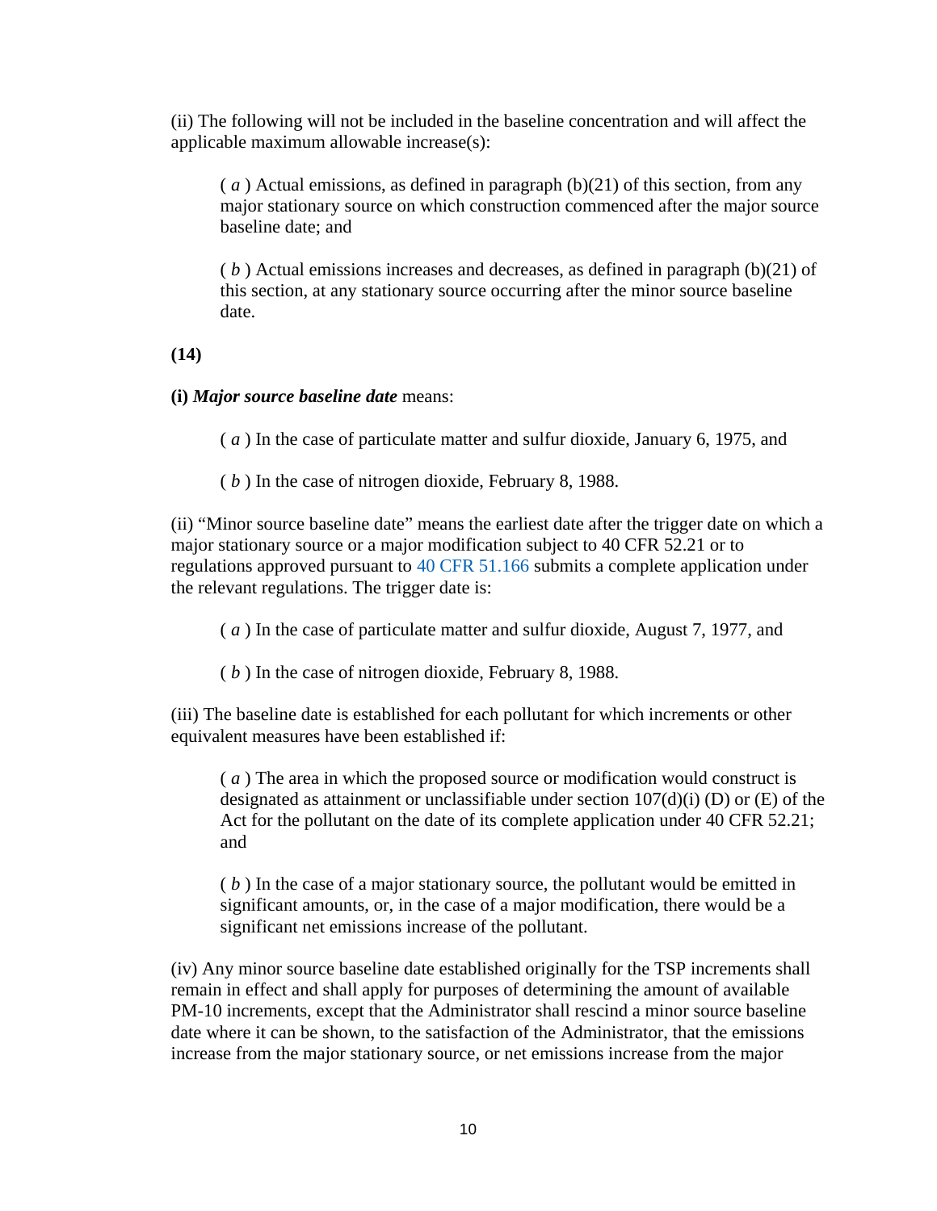(ii) The following will not be included in the baseline concentration and will affect the applicable maximum allowable increase(s):

( *a* ) Actual emissions, as defined in paragraph (b)(21) of this section, from any major stationary source on which construction commenced after the major source baseline date; and

( *b* ) Actual emissions increases and decreases, as defined in paragraph (b)(21) of this section, at any stationary source occurring after the minor source baseline date.

**(14)**

**(i)** ***Major source baseline date*** means:

( *a* ) In the case of particulate matter and sulfur dioxide, January 6, 1975, and

( *b* ) In the case of nitrogen dioxide, February 8, 1988.

(ii) "Minor source baseline date" means the earliest date after the trigger date on which a major stationary source or a major modification subject to 40 CFR 52.21 or to regulations approved pursuant to 40 CFR 51.166 submits a complete application under the relevant regulations. The trigger date is:

( *a* ) In the case of particulate matter and sulfur dioxide, August 7, 1977, and

( *b* ) In the case of nitrogen dioxide, February 8, 1988.

(iii) The baseline date is established for each pollutant for which increments or other equivalent measures have been established if:

( *a* ) The area in which the proposed source or modification would construct is designated as attainment or unclassifiable under section 107(d)(i) (D) or (E) of the Act for the pollutant on the date of its complete application under 40 CFR 52.21; and

( *b* ) In the case of a major stationary source, the pollutant would be emitted in significant amounts, or, in the case of a major modification, there would be a significant net emissions increase of the pollutant.

(iv) Any minor source baseline date established originally for the TSP increments shall remain in effect and shall apply for purposes of determining the amount of available PM-10 increments, except that the Administrator shall rescind a minor source baseline date where it can be shown, to the satisfaction of the Administrator, that the emissions increase from the major stationary source, or net emissions increase from the major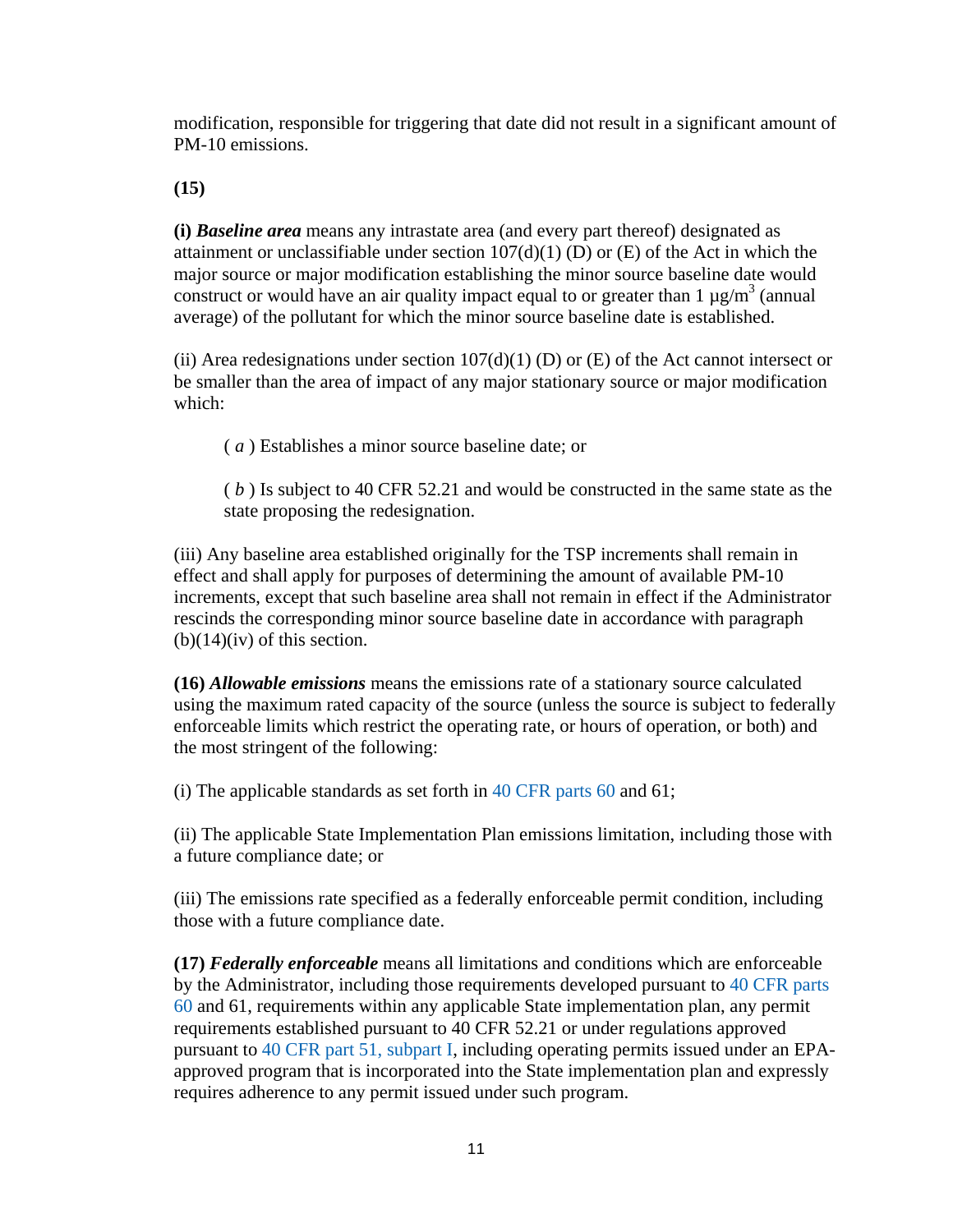modification, responsible for triggering that date did not result in a significant amount of PM-10 emissions.

**(15)**

**(i)** ***Baseline area*** means any intrastate area (and every part thereof) designated as attainment or unclassifiable under section 107(d)(1) (D) or (E) of the Act in which the major source or major modification establishing the minor source baseline date would construct or would have an air quality impact equal to or greater than 1 $\mu g/m^3$ (annual average) of the pollutant for which the minor source baseline date is established.

(ii) Area redesignations under section 107(d)(1) (D) or (E) of the Act cannot intersect or be smaller than the area of impact of any major stationary source or major modification which:

( *a* ) Establishes a minor source baseline date; or

( *b* ) Is subject to 40 CFR 52.21 and would be constructed in the same state as the state proposing the redesignation.

(iii) Any baseline area established originally for the TSP increments shall remain in effect and shall apply for purposes of determining the amount of available PM-10 increments, except that such baseline area shall not remain in effect if the Administrator rescinds the corresponding minor source baseline date in accordance with paragraph (b)(14)(iv) of this section.

**(16)** ***Allowable emissions*** means the emissions rate of a stationary source calculated using the maximum rated capacity of the source (unless the source is subject to federally enforceable limits which restrict the operating rate, or hours of operation, or both) and the most stringent of the following:

(i) The applicable standards as set forth in 40 CFR parts 60 and 61;

(ii) The applicable State Implementation Plan emissions limitation, including those with a future compliance date; or

(iii) The emissions rate specified as a federally enforceable permit condition, including those with a future compliance date.

**(17)** ***Federally enforceable*** means all limitations and conditions which are enforceable by the Administrator, including those requirements developed pursuant to 40 CFR parts 60 and 61, requirements within any applicable State implementation plan, any permit requirements established pursuant to 40 CFR 52.21 or under regulations approved pursuant to 40 CFR part 51, subpart I, including operating permits issued under an EPA-approved program that is incorporated into the State implementation plan and expressly requires adherence to any permit issued under such program.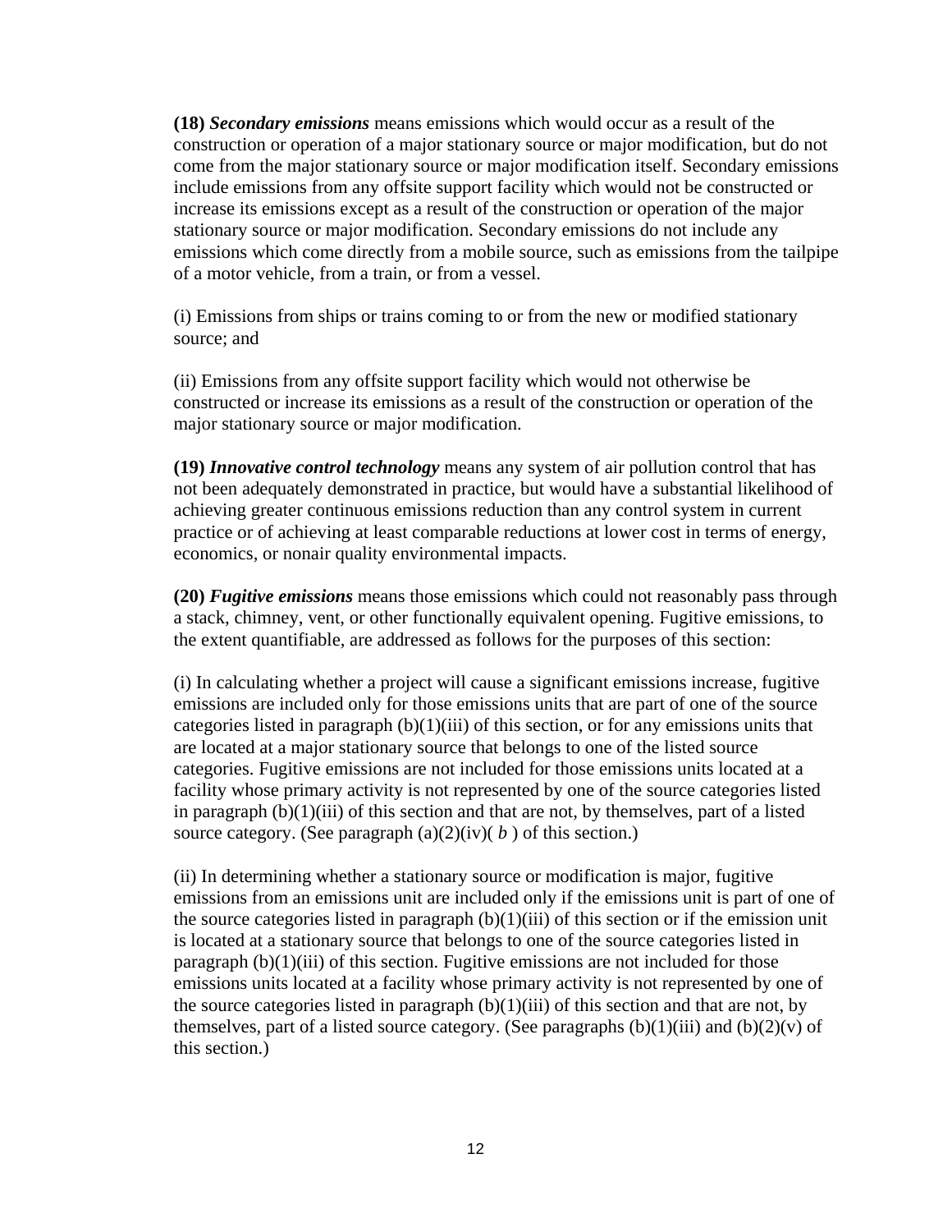**(18)** ***Secondary emissions*** means emissions which would occur as a result of the construction or operation of a major stationary source or major modification, but do not come from the major stationary source or major modification itself. Secondary emissions include emissions from any offsite support facility which would not be constructed or increase its emissions except as a result of the construction or operation of the major stationary source or major modification. Secondary emissions do not include any emissions which come directly from a mobile source, such as emissions from the tailpipe of a motor vehicle, from a train, or from a vessel.

(i) Emissions from ships or trains coming to or from the new or modified stationary source; and

(ii) Emissions from any offsite support facility which would not otherwise be constructed or increase its emissions as a result of the construction or operation of the major stationary source or major modification.

**(19)** ***Innovative control technology*** means any system of air pollution control that has not been adequately demonstrated in practice, but would have a substantial likelihood of achieving greater continuous emissions reduction than any control system in current practice or of achieving at least comparable reductions at lower cost in terms of energy, economics, or nonair quality environmental impacts.

**(20)** ***Fugitive emissions*** means those emissions which could not reasonably pass through a stack, chimney, vent, or other functionally equivalent opening. Fugitive emissions, to the extent quantifiable, are addressed as follows for the purposes of this section:

(i) In calculating whether a project will cause a significant emissions increase, fugitive emissions are included only for those emissions units that are part of one of the source categories listed in paragraph (b)(1)(iii) of this section, or for any emissions units that are located at a major stationary source that belongs to one of the listed source categories. Fugitive emissions are not included for those emissions units located at a facility whose primary activity is not represented by one of the source categories listed in paragraph (b)(1)(iii) of this section and that are not, by themselves, part of a listed source category. (See paragraph (a)(2)(iv)( *b* ) of this section.)

(ii) In determining whether a stationary source or modification is major, fugitive emissions from an emissions unit are included only if the emissions unit is part of one of the source categories listed in paragraph (b)(1)(iii) of this section or if the emission unit is located at a stationary source that belongs to one of the source categories listed in paragraph (b)(1)(iii) of this section. Fugitive emissions are not included for those emissions units located at a facility whose primary activity is not represented by one of the source categories listed in paragraph (b)(1)(iii) of this section and that are not, by themselves, part of a listed source category. (See paragraphs (b)(1)(iii) and (b)(2)(v) of this section.)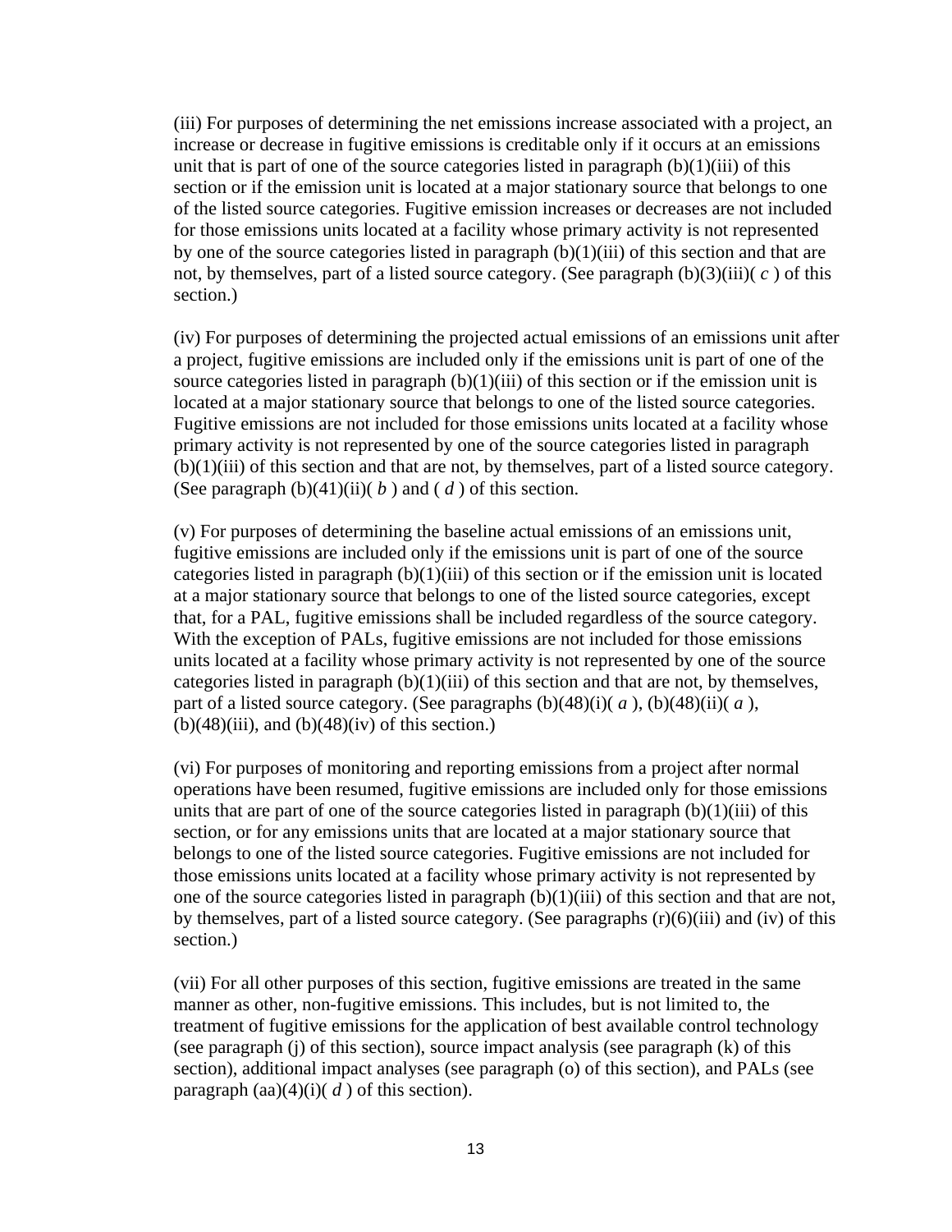(iii) For purposes of determining the net emissions increase associated with a project, an increase or decrease in fugitive emissions is creditable only if it occurs at an emissions unit that is part of one of the source categories listed in paragraph (b)(1)(iii) of this section or if the emission unit is located at a major stationary source that belongs to one of the listed source categories. Fugitive emission increases or decreases are not included for those emissions units located at a facility whose primary activity is not represented by one of the source categories listed in paragraph (b)(1)(iii) of this section and that are not, by themselves, part of a listed source category. (See paragraph (b)(3)(iii)( *c* ) of this section.)

(iv) For purposes of determining the projected actual emissions of an emissions unit after a project, fugitive emissions are included only if the emissions unit is part of one of the source categories listed in paragraph (b)(1)(iii) of this section or if the emission unit is located at a major stationary source that belongs to one of the listed source categories. Fugitive emissions are not included for those emissions units located at a facility whose primary activity is not represented by one of the source categories listed in paragraph (b)(1)(iii) of this section and that are not, by themselves, part of a listed source category. (See paragraph (b)(41)(ii)( *b* ) and ( *d* ) of this section.

(v) For purposes of determining the baseline actual emissions of an emissions unit, fugitive emissions are included only if the emissions unit is part of one of the source categories listed in paragraph (b)(1)(iii) of this section or if the emission unit is located at a major stationary source that belongs to one of the listed source categories, except that, for a PAL, fugitive emissions shall be included regardless of the source category. With the exception of PALs, fugitive emissions are not included for those emissions units located at a facility whose primary activity is not represented by one of the source categories listed in paragraph (b)(1)(iii) of this section and that are not, by themselves, part of a listed source category. (See paragraphs (b)(48)(i)( *a* ), (b)(48)(ii)( *a* ), (b)(48)(iii), and (b)(48)(iv) of this section.)

(vi) For purposes of monitoring and reporting emissions from a project after normal operations have been resumed, fugitive emissions are included only for those emissions units that are part of one of the source categories listed in paragraph (b)(1)(iii) of this section, or for any emissions units that are located at a major stationary source that belongs to one of the listed source categories. Fugitive emissions are not included for those emissions units located at a facility whose primary activity is not represented by one of the source categories listed in paragraph (b)(1)(iii) of this section and that are not, by themselves, part of a listed source category. (See paragraphs (r)(6)(iii) and (iv) of this section.)

(vii) For all other purposes of this section, fugitive emissions are treated in the same manner as other, non-fugitive emissions. This includes, but is not limited to, the treatment of fugitive emissions for the application of best available control technology (see paragraph (j) of this section), source impact analysis (see paragraph (k) of this section), additional impact analyses (see paragraph (o) of this section), and PALs (see paragraph (aa)(4)(i)( *d* ) of this section).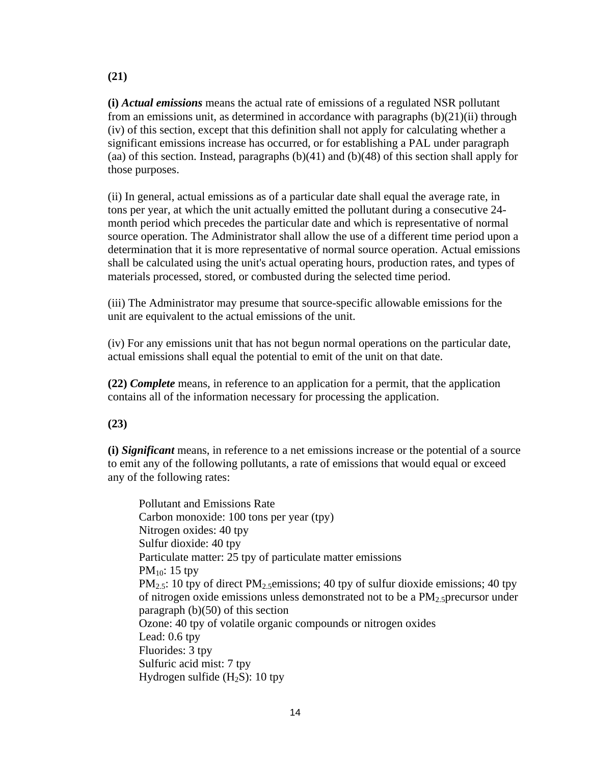**(21)**

**(i)** ***Actual emissions*** means the actual rate of emissions of a regulated NSR pollutant from an emissions unit, as determined in accordance with paragraphs (b)(21)(ii) through (iv) of this section, except that this definition shall not apply for calculating whether a significant emissions increase has occurred, or for establishing a PAL under paragraph (aa) of this section. Instead, paragraphs (b)(41) and (b)(48) of this section shall apply for those purposes.

(ii) In general, actual emissions as of a particular date shall equal the average rate, in tons per year, at which the unit actually emitted the pollutant during a consecutive 24-month period which precedes the particular date and which is representative of normal source operation. The Administrator shall allow the use of a different time period upon a determination that it is more representative of normal source operation. Actual emissions shall be calculated using the unit's actual operating hours, production rates, and types of materials processed, stored, or combusted during the selected time period.

(iii) The Administrator may presume that source-specific allowable emissions for the unit are equivalent to the actual emissions of the unit.

(iv) For any emissions unit that has not begun normal operations on the particular date, actual emissions shall equal the potential to emit of the unit on that date.

**(22)** ***Complete*** means, in reference to an application for a permit, that the application contains all of the information necessary for processing the application.

**(23)**

**(i)** ***Significant*** means, in reference to a net emissions increase or the potential of a source to emit any of the following pollutants, a rate of emissions that would equal or exceed any of the following rates:

Pollutant and Emissions Rate
Carbon monoxide: 100 tons per year (tpy)
Nitrogen oxides: 40 tpy
Sulfur dioxide: 40 tpy
Particulate matter: 25 tpy of particulate matter emissions
$PM_{10}$: 15 tpy
$PM_{2.5}$: 10 tpy of direct $PM_{2.5}$emissions; 40 tpy of sulfur dioxide emissions; 40 tpy of nitrogen oxide emissions unless demonstrated not to be a $PM_{2.5}$precursor under paragraph (b)(50) of this section
Ozone: 40 tpy of volatile organic compounds or nitrogen oxides
Lead: 0.6 tpy
Fluorides: 3 tpy
Sulfuric acid mist: 7 tpy
Hydrogen sulfide ($H_2S$): 10 tpy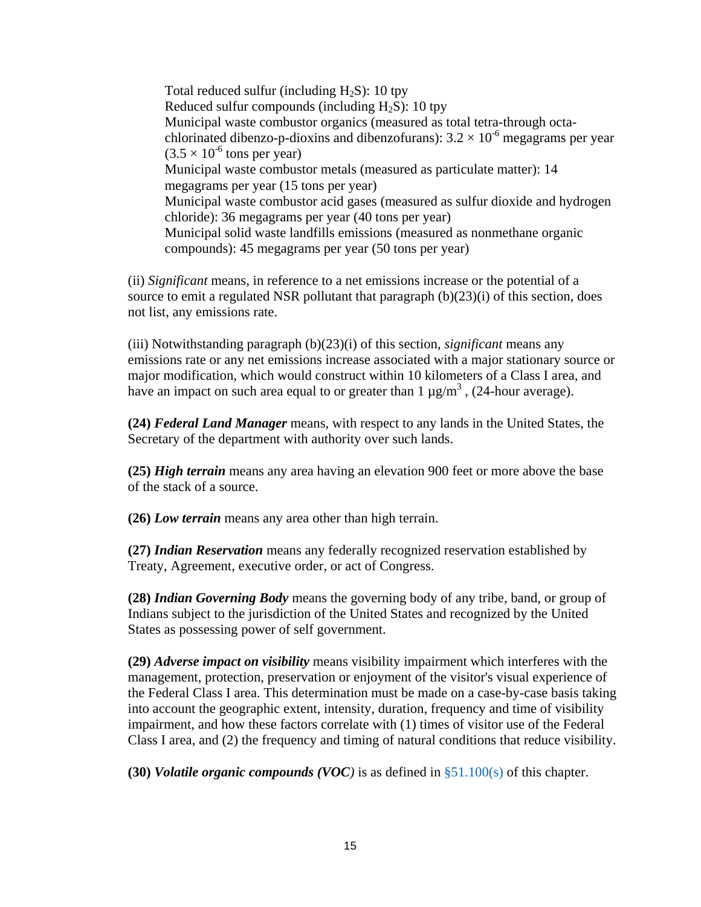Total reduced sulfur (including $H_2S$): 10 tpy
Reduced sulfur compounds (including $H_2S$): 10 tpy
Municipal waste combustor organics (measured as total tetra-through octa-chlorinated dibenzo-p-dioxins and dibenzofurans): $3.2 \times 10^{-6}$ megagrams per year ($3.5 \times 10^{-6}$ tons per year)
Municipal waste combustor metals (measured as particulate matter): 14 megagrams per year (15 tons per year)
Municipal waste combustor acid gases (measured as sulfur dioxide and hydrogen chloride): 36 megagrams per year (40 tons per year)
Municipal solid waste landfills emissions (measured as nonmethane organic compounds): 45 megagrams per year (50 tons per year)

(ii) *Significant* means, in reference to a net emissions increase or the potential of a source to emit a regulated NSR pollutant that paragraph (b)(23)(i) of this section, does not list, any emissions rate.

(iii) Notwithstanding paragraph (b)(23)(i) of this section, *significant* means any emissions rate or any net emissions increase associated with a major stationary source or major modification, which would construct within 10 kilometers of a Class I area, and have an impact on such area equal to or greater than 1 $\mu g/m^3$ , (24-hour average).

**(24)** ***Federal Land Manager*** means, with respect to any lands in the United States, the Secretary of the department with authority over such lands.

**(25)** ***High terrain*** means any area having an elevation 900 feet or more above the base of the stack of a source.

**(26)** ***Low terrain*** means any area other than high terrain.

**(27)** ***Indian Reservation*** means any federally recognized reservation established by Treaty, Agreement, executive order, or act of Congress.

**(28)** ***Indian Governing Body*** means the governing body of any tribe, band, or group of Indians subject to the jurisdiction of the United States and recognized by the United States as possessing power of self government.

**(29)** ***Adverse impact on visibility*** means visibility impairment which interferes with the management, protection, preservation or enjoyment of the visitor's visual experience of the Federal Class I area. This determination must be made on a case-by-case basis taking into account the geographic extent, intensity, duration, frequency and time of visibility impairment, and how these factors correlate with (1) times of visitor use of the Federal Class I area, and (2) the frequency and timing of natural conditions that reduce visibility.

**(30)** ***Volatile organic compounds (VOC)*** is as defined in §51.100(s) of this chapter.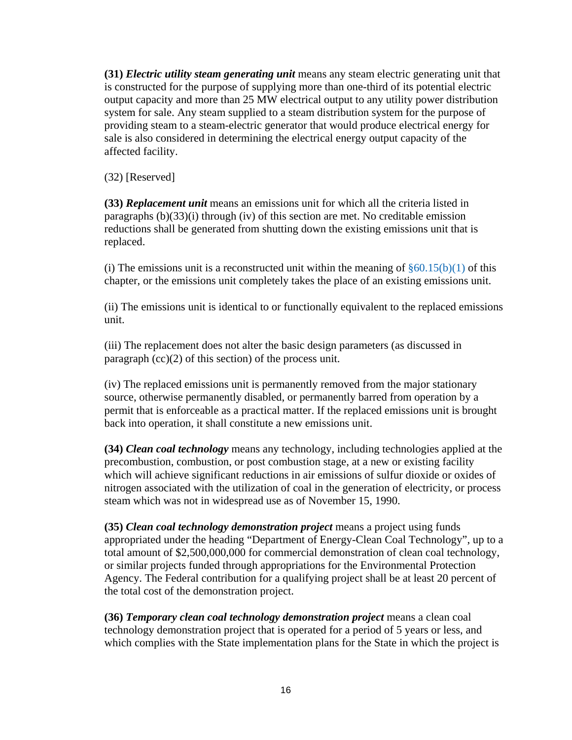**(31)** ***Electric utility steam generating unit*** means any steam electric generating unit that is constructed for the purpose of supplying more than one-third of its potential electric output capacity and more than 25 MW electrical output to any utility power distribution system for sale. Any steam supplied to a steam distribution system for the purpose of providing steam to a steam-electric generator that would produce electrical energy for sale is also considered in determining the electrical energy output capacity of the affected facility.

(32) [Reserved]

**(33)** ***Replacement unit*** means an emissions unit for which all the criteria listed in paragraphs (b)(33)(i) through (iv) of this section are met. No creditable emission reductions shall be generated from shutting down the existing emissions unit that is replaced.

(i) The emissions unit is a reconstructed unit within the meaning of §60.15(b)(1) of this chapter, or the emissions unit completely takes the place of an existing emissions unit.

(ii) The emissions unit is identical to or functionally equivalent to the replaced emissions unit.

(iii) The replacement does not alter the basic design parameters (as discussed in paragraph (cc)(2) of this section) of the process unit.

(iv) The replaced emissions unit is permanently removed from the major stationary source, otherwise permanently disabled, or permanently barred from operation by a permit that is enforceable as a practical matter. If the replaced emissions unit is brought back into operation, it shall constitute a new emissions unit.

**(34)** ***Clean coal technology*** means any technology, including technologies applied at the precombustion, combustion, or post combustion stage, at a new or existing facility which will achieve significant reductions in air emissions of sulfur dioxide or oxides of nitrogen associated with the utilization of coal in the generation of electricity, or process steam which was not in widespread use as of November 15, 1990.

**(35)** ***Clean coal technology demonstration project*** means a project using funds appropriated under the heading "Department of Energy-Clean Coal Technology", up to a total amount of $2,500,000,000 for commercial demonstration of clean coal technology, or similar projects funded through appropriations for the Environmental Protection Agency. The Federal contribution for a qualifying project shall be at least 20 percent of the total cost of the demonstration project.

**(36)** ***Temporary clean coal technology demonstration project*** means a clean coal technology demonstration project that is operated for a period of 5 years or less, and which complies with the State implementation plans for the State in which the project is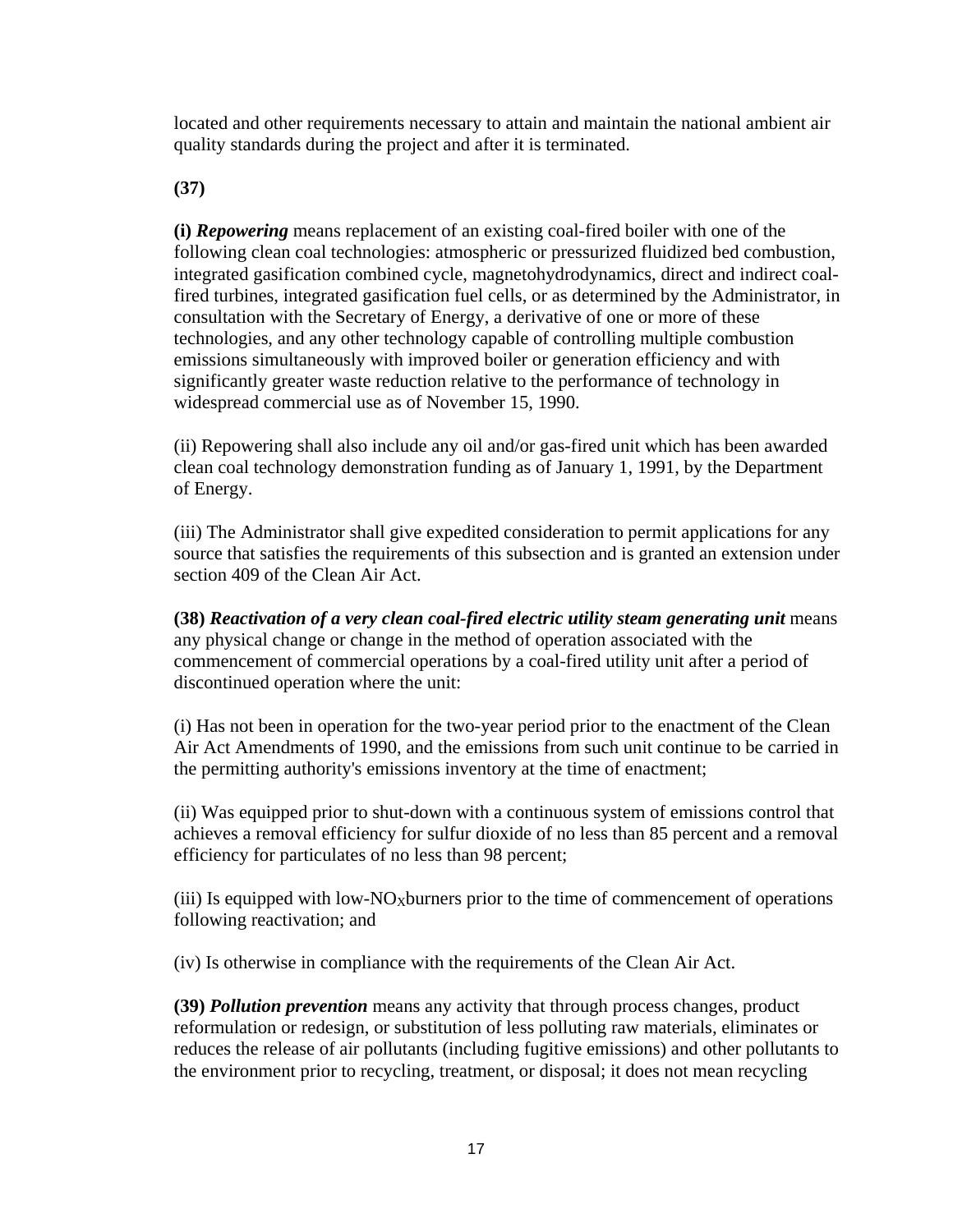located and other requirements necessary to attain and maintain the national ambient air quality standards during the project and after it is terminated.

**(37)**

**(i)** ***Repowering*** means replacement of an existing coal-fired boiler with one of the following clean coal technologies: atmospheric or pressurized fluidized bed combustion, integrated gasification combined cycle, magnetohydrodynamics, direct and indirect coal-fired turbines, integrated gasification fuel cells, or as determined by the Administrator, in consultation with the Secretary of Energy, a derivative of one or more of these technologies, and any other technology capable of controlling multiple combustion emissions simultaneously with improved boiler or generation efficiency and with significantly greater waste reduction relative to the performance of technology in widespread commercial use as of November 15, 1990.

(ii) Repowering shall also include any oil and/or gas-fired unit which has been awarded clean coal technology demonstration funding as of January 1, 1991, by the Department of Energy.

(iii) The Administrator shall give expedited consideration to permit applications for any source that satisfies the requirements of this subsection and is granted an extension under section 409 of the Clean Air Act.

**(38)** ***Reactivation of a very clean coal-fired electric utility steam generating unit*** means any physical change or change in the method of operation associated with the commencement of commercial operations by a coal-fired utility unit after a period of discontinued operation where the unit:

(i) Has not been in operation for the two-year period prior to the enactment of the Clean Air Act Amendments of 1990, and the emissions from such unit continue to be carried in the permitting authority's emissions inventory at the time of enactment;

(ii) Was equipped prior to shut-down with a continuous system of emissions control that achieves a removal efficiency for sulfur dioxide of no less than 85 percent and a removal efficiency for particulates of no less than 98 percent;

(iii) Is equipped with low-$NO_X$ burners prior to the time of commencement of operations following reactivation; and

(iv) Is otherwise in compliance with the requirements of the Clean Air Act.

**(39)** ***Pollution prevention*** means any activity that through process changes, product reformulation or redesign, or substitution of less polluting raw materials, eliminates or reduces the release of air pollutants (including fugitive emissions) and other pollutants to the environment prior to recycling, treatment, or disposal; it does not mean recycling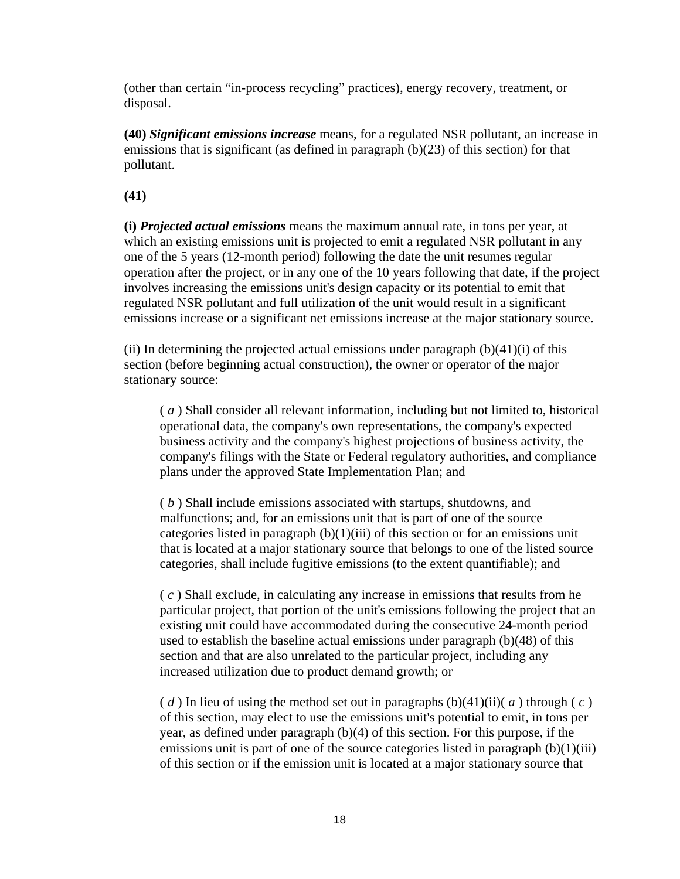(other than certain “in-process recycling” practices), energy recovery, treatment, or disposal.

**(40)** ***Significant emissions increase*** means, for a regulated NSR pollutant, an increase in emissions that is significant (as defined in paragraph (b)(23) of this section) for that pollutant.

**(41)**

**(i)** ***Projected actual emissions*** means the maximum annual rate, in tons per year, at which an existing emissions unit is projected to emit a regulated NSR pollutant in any one of the 5 years (12-month period) following the date the unit resumes regular operation after the project, or in any one of the 10 years following that date, if the project involves increasing the emissions unit's design capacity or its potential to emit that regulated NSR pollutant and full utilization of the unit would result in a significant emissions increase or a significant net emissions increase at the major stationary source.

(ii) In determining the projected actual emissions under paragraph (b)(41)(i) of this section (before beginning actual construction), the owner or operator of the major stationary source:

> ( *a* ) Shall consider all relevant information, including but not limited to, historical operational data, the company's own representations, the company's expected business activity and the company's highest projections of business activity, the company's filings with the State or Federal regulatory authorities, and compliance plans under the approved State Implementation Plan; and
>
> ( *b* ) Shall include emissions associated with startups, shutdowns, and malfunctions; and, for an emissions unit that is part of one of the source categories listed in paragraph (b)(1)(iii) of this section or for an emissions unit that is located at a major stationary source that belongs to one of the listed source categories, shall include fugitive emissions (to the extent quantifiable); and
>
> ( *c* ) Shall exclude, in calculating any increase in emissions that results from he particular project, that portion of the unit's emissions following the project that an existing unit could have accommodated during the consecutive 24-month period used to establish the baseline actual emissions under paragraph (b)(48) of this section and that are also unrelated to the particular project, including any increased utilization due to product demand growth; or
>
> ( *d* ) In lieu of using the method set out in paragraphs (b)(41)(ii)( *a* ) through ( *c* ) of this section, may elect to use the emissions unit's potential to emit, in tons per year, as defined under paragraph (b)(4) of this section. For this purpose, if the emissions unit is part of one of the source categories listed in paragraph (b)(1)(iii) of this section or if the emission unit is located at a major stationary source that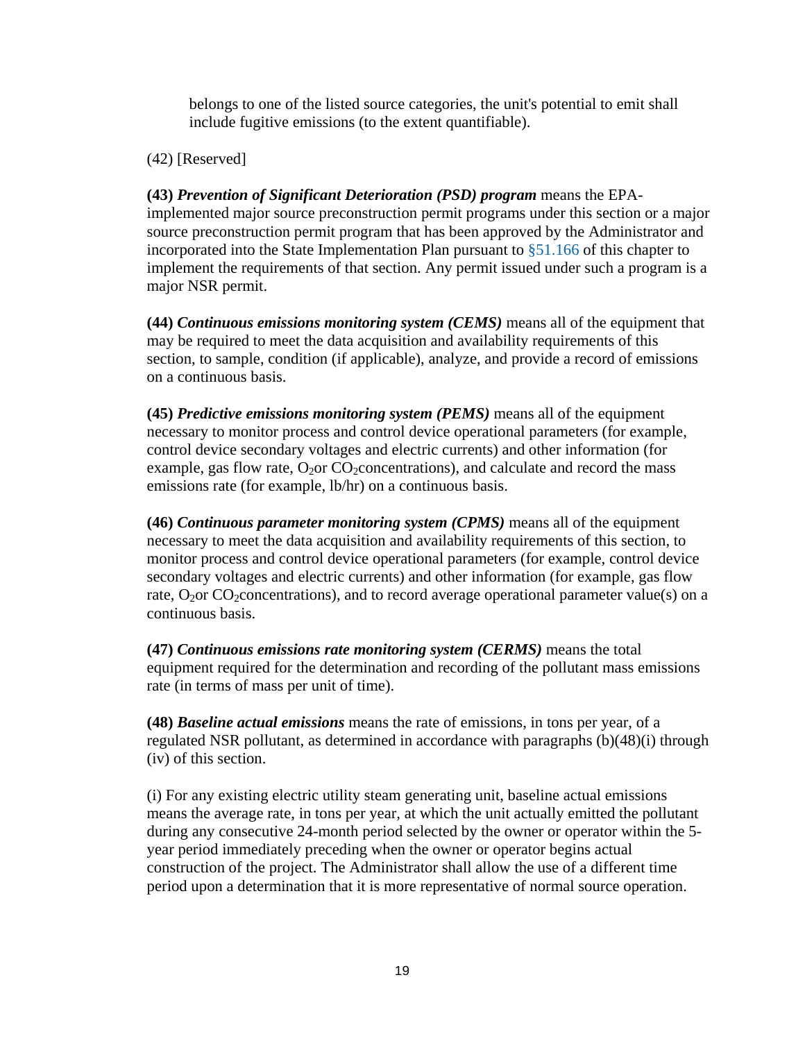belongs to one of the listed source categories, the unit's potential to emit shall include fugitive emissions (to the extent quantifiable).

(42) [Reserved]

**(43)** ***Prevention of Significant Deterioration (PSD) program*** means the EPA-implemented major source preconstruction permit programs under this section or a major source preconstruction permit program that has been approved by the Administrator and incorporated into the State Implementation Plan pursuant to §51.166 of this chapter to implement the requirements of that section. Any permit issued under such a program is a major NSR permit.

**(44)** ***Continuous emissions monitoring system (CEMS)*** means all of the equipment that may be required to meet the data acquisition and availability requirements of this section, to sample, condition (if applicable), analyze, and provide a record of emissions on a continuous basis.

**(45)** ***Predictive emissions monitoring system (PEMS)*** means all of the equipment necessary to monitor process and control device operational parameters (for example, control device secondary voltages and electric currents) and other information (for example, gas flow rate, $O_2$ or $CO_2$ concentrations), and calculate and record the mass emissions rate (for example, lb/hr) on a continuous basis.

**(46)** ***Continuous parameter monitoring system (CPMS)*** means all of the equipment necessary to meet the data acquisition and availability requirements of this section, to monitor process and control device operational parameters (for example, control device secondary voltages and electric currents) and other information (for example, gas flow rate, $O_2$ or $CO_2$ concentrations), and to record average operational parameter value(s) on a continuous basis.

**(47)** ***Continuous emissions rate monitoring system (CERMS)*** means the total equipment required for the determination and recording of the pollutant mass emissions rate (in terms of mass per unit of time).

**(48)** ***Baseline actual emissions*** means the rate of emissions, in tons per year, of a regulated NSR pollutant, as determined in accordance with paragraphs (b)(48)(i) through (iv) of this section.

(i) For any existing electric utility steam generating unit, baseline actual emissions means the average rate, in tons per year, at which the unit actually emitted the pollutant during any consecutive 24-month period selected by the owner or operator within the 5-year period immediately preceding when the owner or operator begins actual construction of the project. The Administrator shall allow the use of a different time period upon a determination that it is more representative of normal source operation.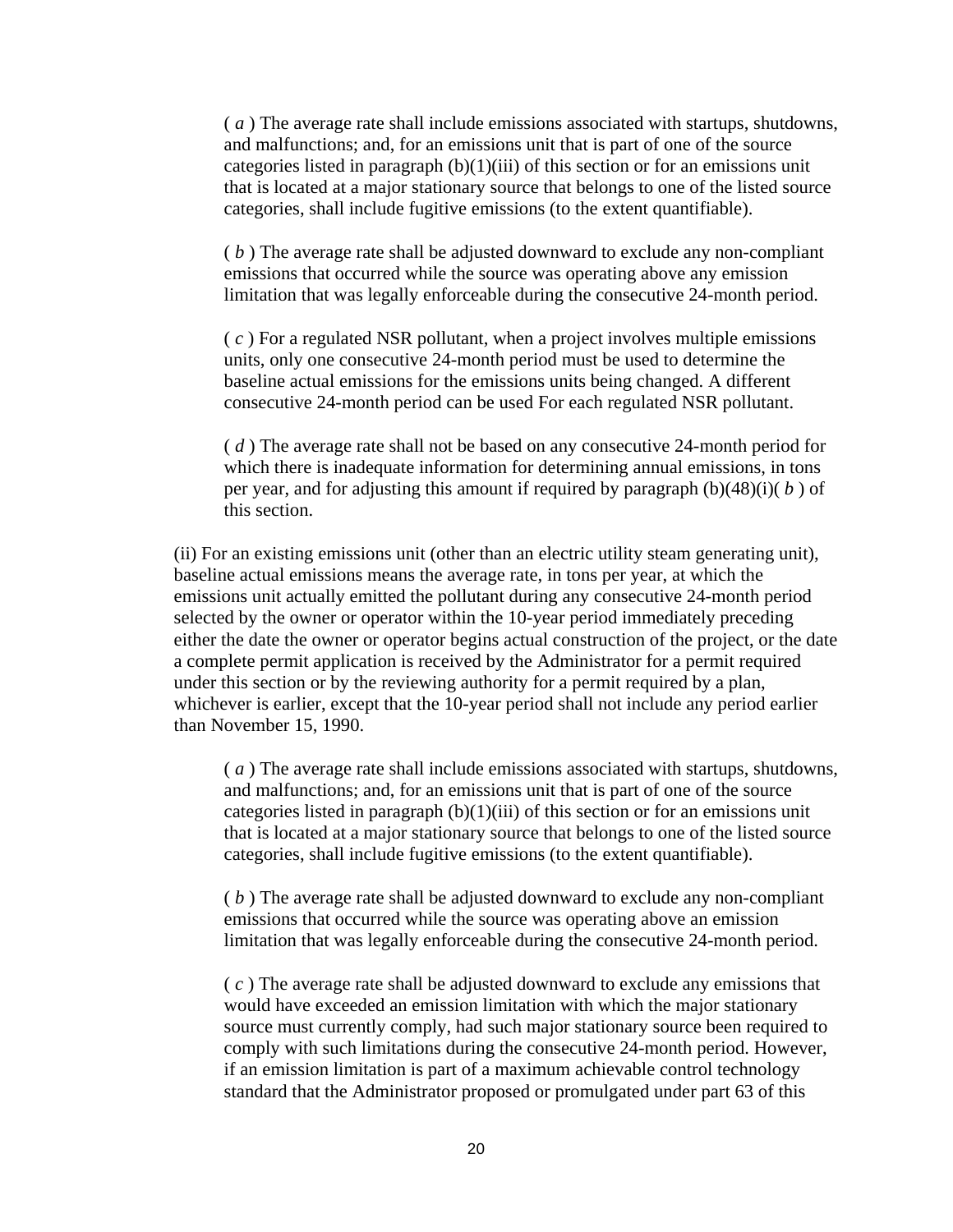( *a* ) The average rate shall include emissions associated with startups, shutdowns, and malfunctions; and, for an emissions unit that is part of one of the source categories listed in paragraph (b)(1)(iii) of this section or for an emissions unit that is located at a major stationary source that belongs to one of the listed source categories, shall include fugitive emissions (to the extent quantifiable).

( *b* ) The average rate shall be adjusted downward to exclude any non-compliant emissions that occurred while the source was operating above any emission limitation that was legally enforceable during the consecutive 24-month period.

( *c* ) For a regulated NSR pollutant, when a project involves multiple emissions units, only one consecutive 24-month period must be used to determine the baseline actual emissions for the emissions units being changed. A different consecutive 24-month period can be used For each regulated NSR pollutant.

( *d* ) The average rate shall not be based on any consecutive 24-month period for which there is inadequate information for determining annual emissions, in tons per year, and for adjusting this amount if required by paragraph (b)(48)(i)( *b* ) of this section.

(ii) For an existing emissions unit (other than an electric utility steam generating unit), baseline actual emissions means the average rate, in tons per year, at which the emissions unit actually emitted the pollutant during any consecutive 24-month period selected by the owner or operator within the 10-year period immediately preceding either the date the owner or operator begins actual construction of the project, or the date a complete permit application is received by the Administrator for a permit required under this section or by the reviewing authority for a permit required by a plan, whichever is earlier, except that the 10-year period shall not include any period earlier than November 15, 1990.

( *a* ) The average rate shall include emissions associated with startups, shutdowns, and malfunctions; and, for an emissions unit that is part of one of the source categories listed in paragraph (b)(1)(iii) of this section or for an emissions unit that is located at a major stationary source that belongs to one of the listed source categories, shall include fugitive emissions (to the extent quantifiable).

( *b* ) The average rate shall be adjusted downward to exclude any non-compliant emissions that occurred while the source was operating above an emission limitation that was legally enforceable during the consecutive 24-month period.

( *c* ) The average rate shall be adjusted downward to exclude any emissions that would have exceeded an emission limitation with which the major stationary source must currently comply, had such major stationary source been required to comply with such limitations during the consecutive 24-month period. However, if an emission limitation is part of a maximum achievable control technology standard that the Administrator proposed or promulgated under part 63 of this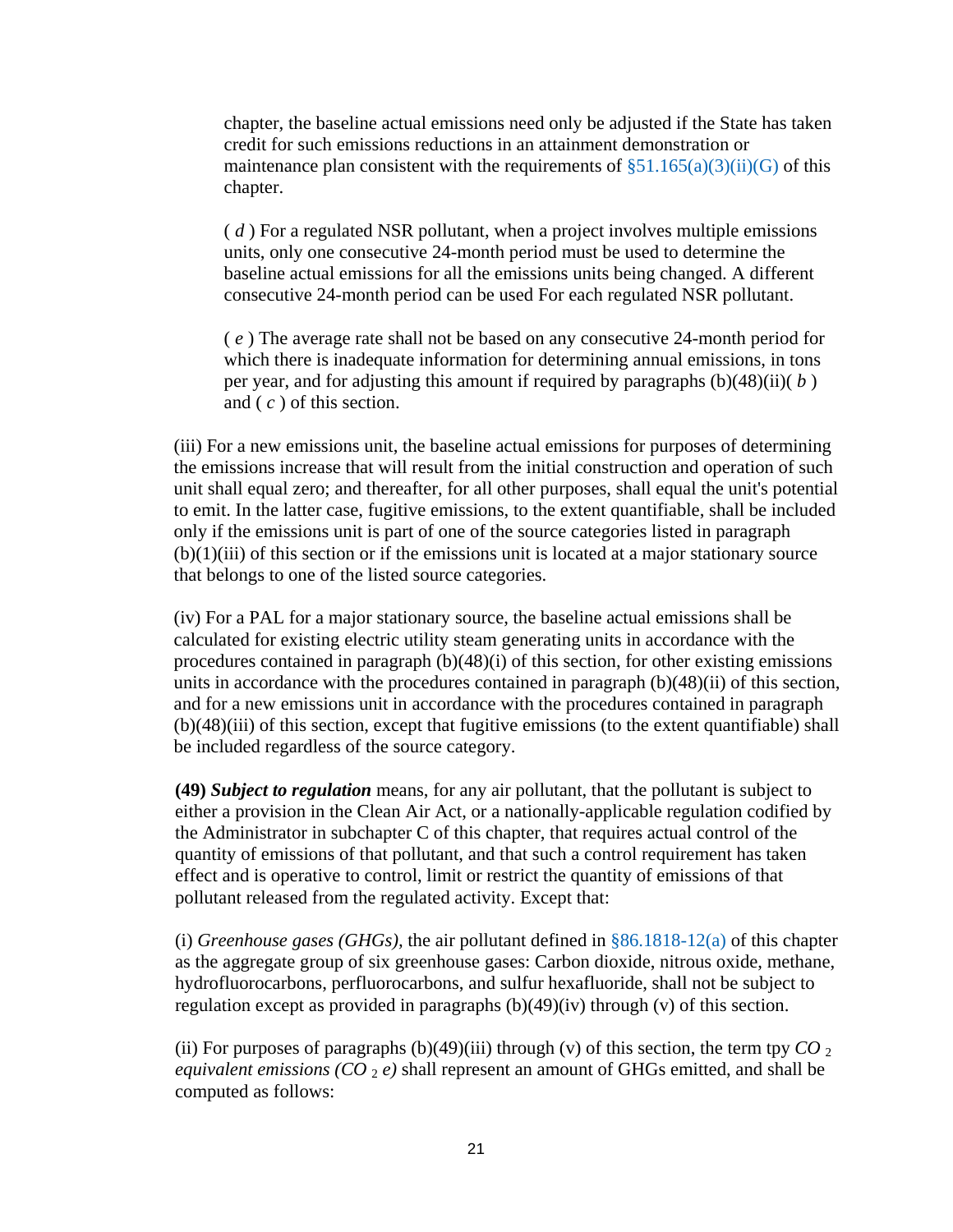chapter, the baseline actual emissions need only be adjusted if the State has taken credit for such emissions reductions in an attainment demonstration or maintenance plan consistent with the requirements of §51.165(a)(3)(ii)(G) of this chapter.

( *d* ) For a regulated NSR pollutant, when a project involves multiple emissions units, only one consecutive 24-month period must be used to determine the baseline actual emissions for all the emissions units being changed. A different consecutive 24-month period can be used For each regulated NSR pollutant.

( *e* ) The average rate shall not be based on any consecutive 24-month period for which there is inadequate information for determining annual emissions, in tons per year, and for adjusting this amount if required by paragraphs (b)(48)(ii)( *b* ) and ( *c* ) of this section.

(iii) For a new emissions unit, the baseline actual emissions for purposes of determining the emissions increase that will result from the initial construction and operation of such unit shall equal zero; and thereafter, for all other purposes, shall equal the unit's potential to emit. In the latter case, fugitive emissions, to the extent quantifiable, shall be included only if the emissions unit is part of one of the source categories listed in paragraph (b)(1)(iii) of this section or if the emissions unit is located at a major stationary source that belongs to one of the listed source categories.

(iv) For a PAL for a major stationary source, the baseline actual emissions shall be calculated for existing electric utility steam generating units in accordance with the procedures contained in paragraph (b)(48)(i) of this section, for other existing emissions units in accordance with the procedures contained in paragraph (b)(48)(ii) of this section, and for a new emissions unit in accordance with the procedures contained in paragraph (b)(48)(iii) of this section, except that fugitive emissions (to the extent quantifiable) shall be included regardless of the source category.

**(49)** ***Subject to regulation*** means, for any air pollutant, that the pollutant is subject to either a provision in the Clean Air Act, or a nationally-applicable regulation codified by the Administrator in subchapter C of this chapter, that requires actual control of the quantity of emissions of that pollutant, and that such a control requirement has taken effect and is operative to control, limit or restrict the quantity of emissions of that pollutant released from the regulated activity. Except that:

(i) *Greenhouse gases (GHGs),* the air pollutant defined in §86.1818-12(a) of this chapter as the aggregate group of six greenhouse gases: Carbon dioxide, nitrous oxide, methane, hydrofluorocarbons, perfluorocarbons, and sulfur hexafluoride, shall not be subject to regulation except as provided in paragraphs (b)(49)(iv) through (v) of this section.

(ii) For purposes of paragraphs (b)(49)(iii) through (v) of this section, the term tpy *$CO_2$ equivalent emissions ($CO_2e$)* shall represent an amount of GHGs emitted, and shall be computed as follows: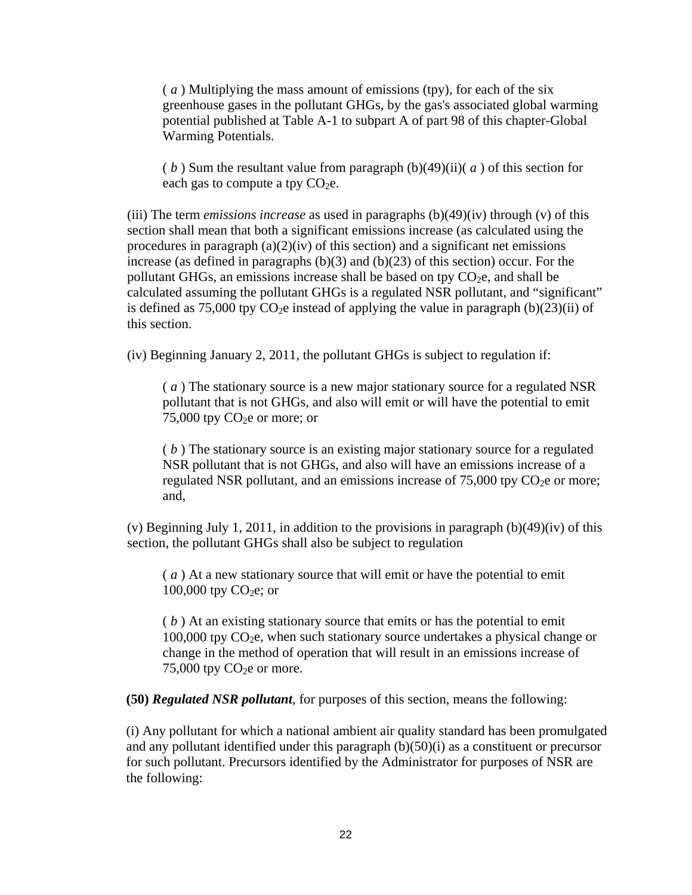( *a* ) Multiplying the mass amount of emissions (tpy), for each of the six greenhouse gases in the pollutant GHGs, by the gas's associated global warming potential published at Table A-1 to subpart A of part 98 of this chapter-Global Warming Potentials.

( *b* ) Sum the resultant value from paragraph (b)(49)(ii)( *a* ) of this section for each gas to compute a tpy $CO_2$e.

(iii) The term *emissions increase* as used in paragraphs (b)(49)(iv) through (v) of this section shall mean that both a significant emissions increase (as calculated using the procedures in paragraph (a)(2)(iv) of this section) and a significant net emissions increase (as defined in paragraphs (b)(3) and (b)(23) of this section) occur. For the pollutant GHGs, an emissions increase shall be based on tpy $CO_2$e, and shall be calculated assuming the pollutant GHGs is a regulated NSR pollutant, and “significant” is defined as 75,000 tpy $CO_2$e instead of applying the value in paragraph (b)(23)(ii) of this section.

(iv) Beginning January 2, 2011, the pollutant GHGs is subject to regulation if:

( *a* ) The stationary source is a new major stationary source for a regulated NSR pollutant that is not GHGs, and also will emit or will have the potential to emit 75,000 tpy $CO_2$e or more; or

( *b* ) The stationary source is an existing major stationary source for a regulated NSR pollutant that is not GHGs, and also will have an emissions increase of a regulated NSR pollutant, and an emissions increase of 75,000 tpy $CO_2$e or more; and,

(v) Beginning July 1, 2011, in addition to the provisions in paragraph (b)(49)(iv) of this section, the pollutant GHGs shall also be subject to regulation

( *a* ) At a new stationary source that will emit or have the potential to emit 100,000 tpy $CO_2$e; or

( *b* ) At an existing stationary source that emits or has the potential to emit 100,000 tpy $CO_2$e, when such stationary source undertakes a physical change or change in the method of operation that will result in an emissions increase of 75,000 tpy $CO_2$e or more.

**(50)** ***Regulated NSR pollutant***, for purposes of this section, means the following:

(i) Any pollutant for which a national ambient air quality standard has been promulgated and any pollutant identified under this paragraph (b)(50)(i) as a constituent or precursor for such pollutant. Precursors identified by the Administrator for purposes of NSR are the following: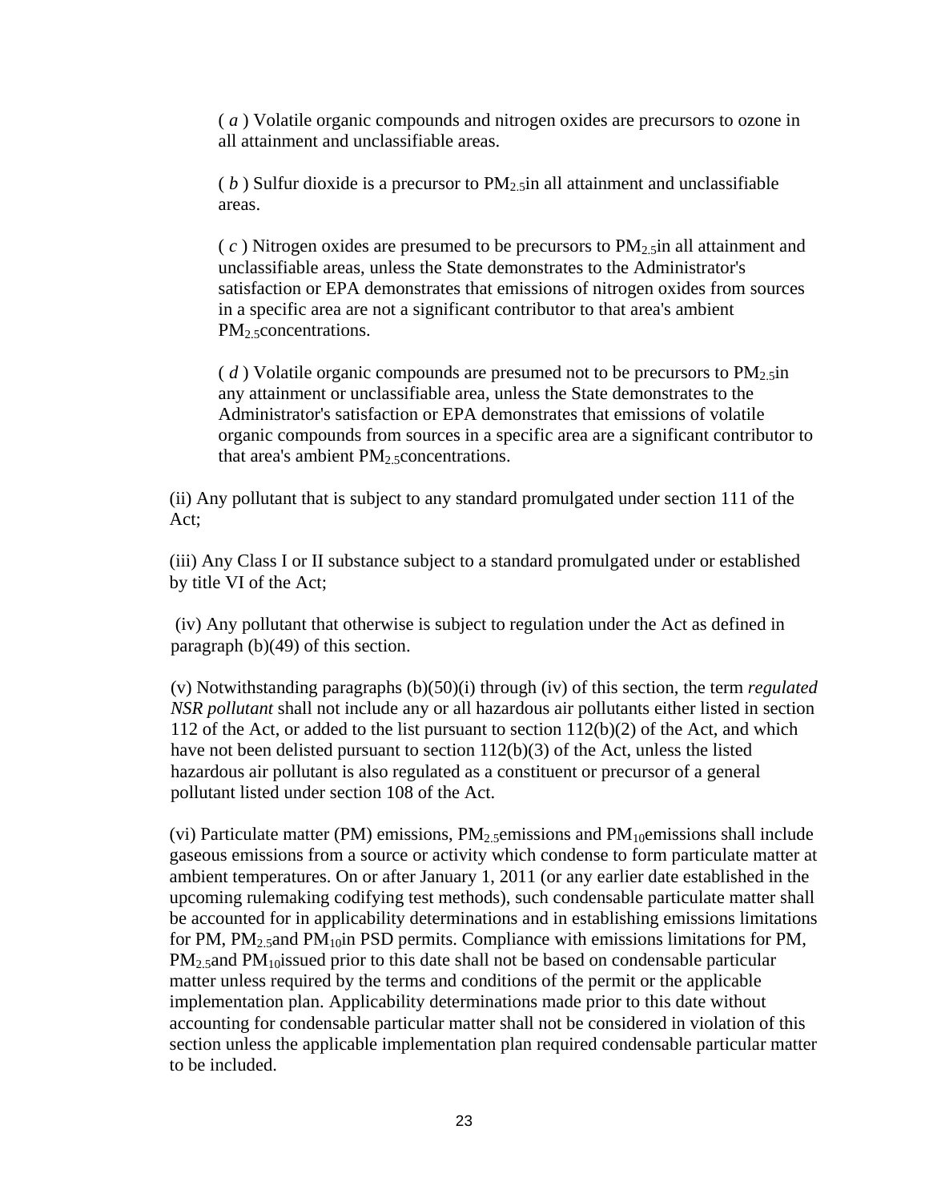( *a* ) Volatile organic compounds and nitrogen oxides are precursors to ozone in all attainment and unclassifiable areas.

( *b* ) Sulfur dioxide is a precursor to $PM_{2.5}$in all attainment and unclassifiable areas.

( *c* ) Nitrogen oxides are presumed to be precursors to $PM_{2.5}$in all attainment and unclassifiable areas, unless the State demonstrates to the Administrator's satisfaction or EPA demonstrates that emissions of nitrogen oxides from sources in a specific area are not a significant contributor to that area's ambient $PM_{2.5}$concentrations.

( *d* ) Volatile organic compounds are presumed not to be precursors to $PM_{2.5}$in any attainment or unclassifiable area, unless the State demonstrates to the Administrator's satisfaction or EPA demonstrates that emissions of volatile organic compounds from sources in a specific area are a significant contributor to that area's ambient $PM_{2.5}$concentrations.

(ii) Any pollutant that is subject to any standard promulgated under section 111 of the Act;

(iii) Any Class I or II substance subject to a standard promulgated under or established by title VI of the Act;

(iv) Any pollutant that otherwise is subject to regulation under the Act as defined in paragraph (b)(49) of this section.

(v) Notwithstanding paragraphs (b)(50)(i) through (iv) of this section, the term *regulated NSR pollutant* shall not include any or all hazardous air pollutants either listed in section 112 of the Act, or added to the list pursuant to section 112(b)(2) of the Act, and which have not been delisted pursuant to section 112(b)(3) of the Act, unless the listed hazardous air pollutant is also regulated as a constituent or precursor of a general pollutant listed under section 108 of the Act.

(vi) Particulate matter (PM) emissions, $PM_{2.5}$emissions and $PM_{10}$emissions shall include gaseous emissions from a source or activity which condense to form particulate matter at ambient temperatures. On or after January 1, 2011 (or any earlier date established in the upcoming rulemaking codifying test methods), such condensable particulate matter shall be accounted for in applicability determinations and in establishing emissions limitations for PM, $PM_{2.5}$and $PM_{10}$in PSD permits. Compliance with emissions limitations for PM, $PM_{2.5}$and $PM_{10}$issued prior to this date shall not be based on condensable particular matter unless required by the terms and conditions of the permit or the applicable implementation plan. Applicability determinations made prior to this date without accounting for condensable particular matter shall not be considered in violation of this section unless the applicable implementation plan required condensable particular matter to be included.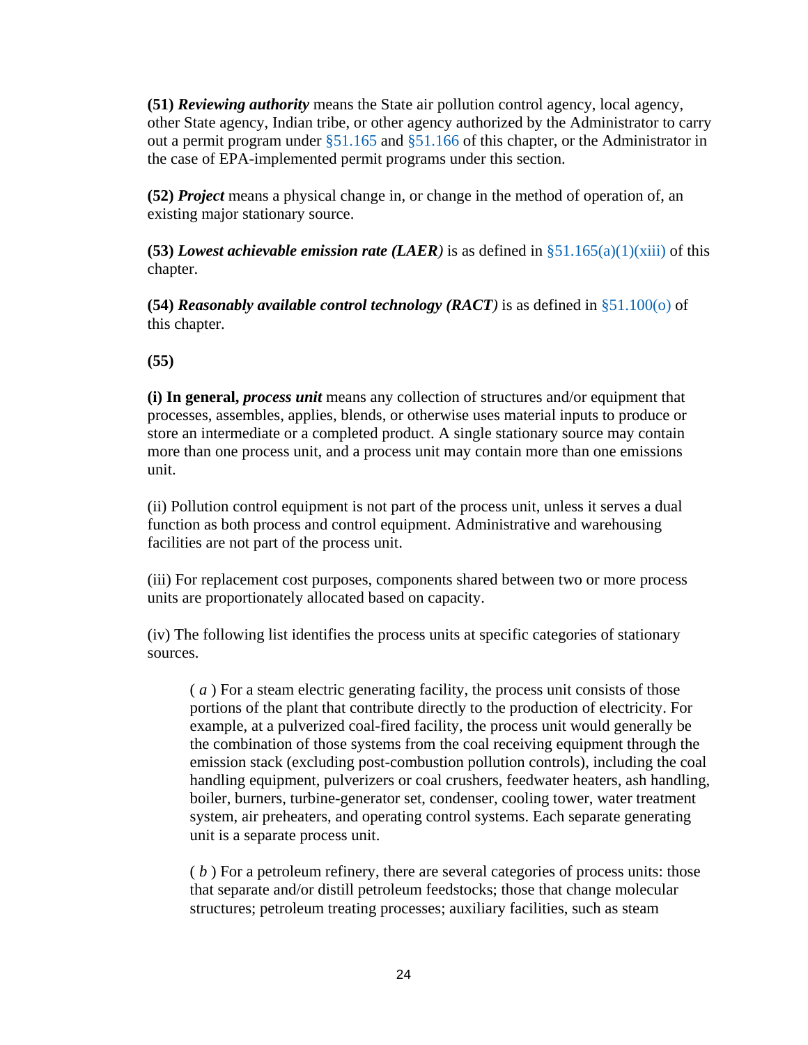**(51)** ***Reviewing authority*** means the State air pollution control agency, local agency, other State agency, Indian tribe, or other agency authorized by the Administrator to carry out a permit program under §51.165 and §51.166 of this chapter, or the Administrator in the case of EPA-implemented permit programs under this section.

**(52)** ***Project*** means a physical change in, or change in the method of operation of, an existing major stationary source.

**(53)** ***Lowest achievable emission rate (LAER)*** is as defined in §51.165(a)(1)(xiii) of this chapter.

**(54)** ***Reasonably available control technology (RACT)*** is as defined in §51.100(o) of this chapter.

**(55)**

**(i) In general,** ***process unit*** means any collection of structures and/or equipment that processes, assembles, applies, blends, or otherwise uses material inputs to produce or store an intermediate or a completed product. A single stationary source may contain more than one process unit, and a process unit may contain more than one emissions unit.

(ii) Pollution control equipment is not part of the process unit, unless it serves a dual function as both process and control equipment. Administrative and warehousing facilities are not part of the process unit.

(iii) For replacement cost purposes, components shared between two or more process units are proportionately allocated based on capacity.

(iv) The following list identifies the process units at specific categories of stationary sources.

> ( *a* ) For a steam electric generating facility, the process unit consists of those portions of the plant that contribute directly to the production of electricity. For example, at a pulverized coal-fired facility, the process unit would generally be the combination of those systems from the coal receiving equipment through the emission stack (excluding post-combustion pollution controls), including the coal handling equipment, pulverizers or coal crushers, feedwater heaters, ash handling, boiler, burners, turbine-generator set, condenser, cooling tower, water treatment system, air preheaters, and operating control systems. Each separate generating unit is a separate process unit.
>
> ( *b* ) For a petroleum refinery, there are several categories of process units: those that separate and/or distill petroleum feedstocks; those that change molecular structures; petroleum treating processes; auxiliary facilities, such as steam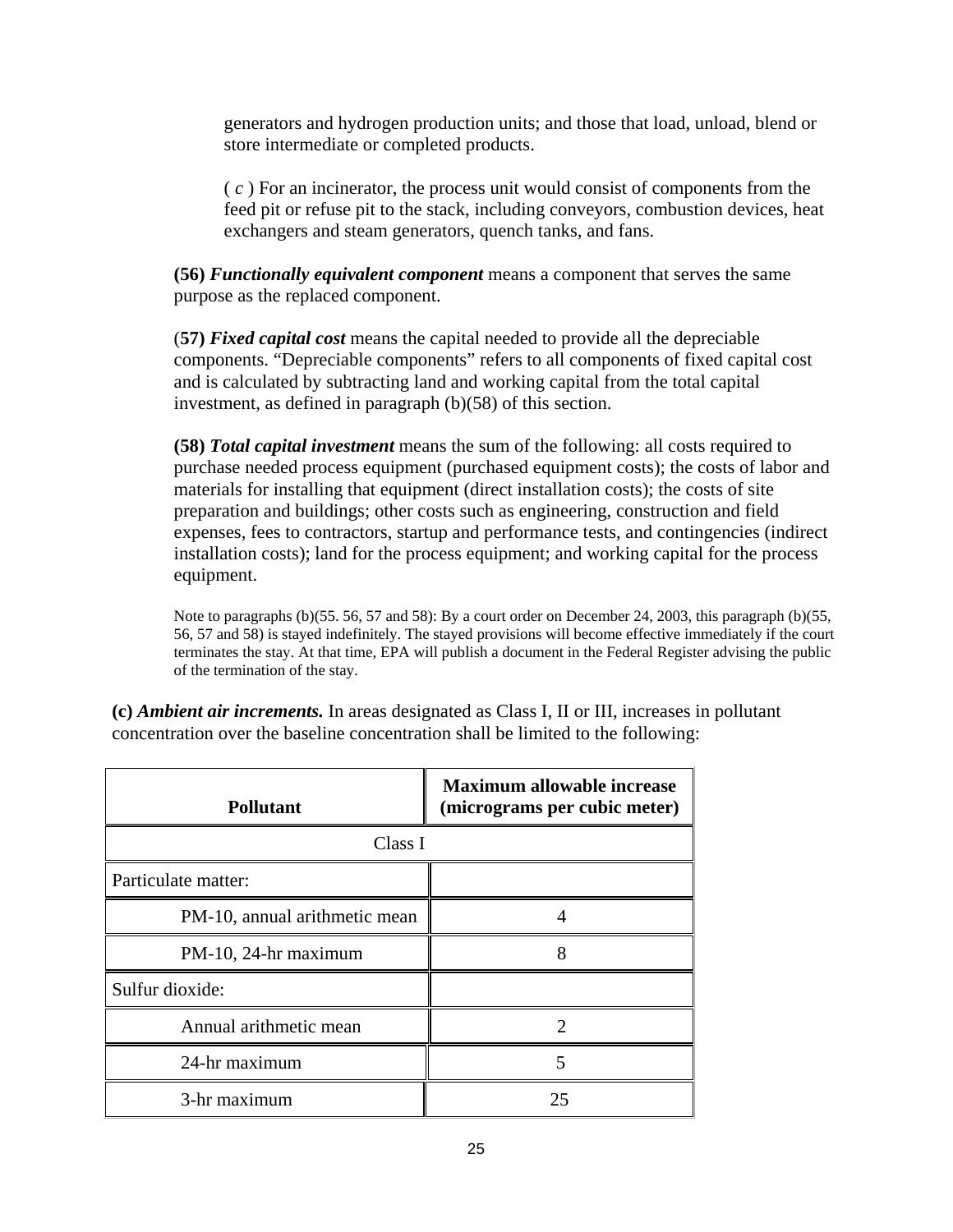generators and hydrogen production units; and those that load, unload, blend or store intermediate or completed products.

( *c* ) For an incinerator, the process unit would consist of components from the feed pit or refuse pit to the stack, including conveyors, combustion devices, heat exchangers and steam generators, quench tanks, and fans.

**(56)** ***Functionally equivalent component*** means a component that serves the same purpose as the replaced component.

(**57)** ***Fixed capital cost*** means the capital needed to provide all the depreciable components. "Depreciable components" refers to all components of fixed capital cost and is calculated by subtracting land and working capital from the total capital investment, as defined in paragraph (b)(58) of this section.

**(58)** ***Total capital investment*** means the sum of the following: all costs required to purchase needed process equipment (purchased equipment costs); the costs of labor and materials for installing that equipment (direct installation costs); the costs of site preparation and buildings; other costs such as engineering, construction and field expenses, fees to contractors, startup and performance tests, and contingencies (indirect installation costs); land for the process equipment; and working capital for the process equipment.

Note to paragraphs (b)(55. 56, 57 and 58): By a court order on December 24, 2003, this paragraph (b)(55, 56, 57 and 58) is stayed indefinitely. The stayed provisions will become effective immediately if the court terminates the stay. At that time, EPA will publish a document in the Federal Register advising the public of the termination of the stay.

**(c)** ***Ambient air increments.*** In areas designated as Class I, II or III, increases in pollutant concentration over the baseline concentration shall be limited to the following:

| Pollutant | Maximum allowable increase (micrograms per cubic meter) |
|---|---|
| Class I | |
| Particulate matter: | |
| PM-10, annual arithmetic mean | 4 |
| PM-10, 24-hr maximum | 8 |
| Sulfur dioxide: | |
| Annual arithmetic mean | 2 |
| 24-hr maximum | 5 |
| 3-hr maximum | 25 |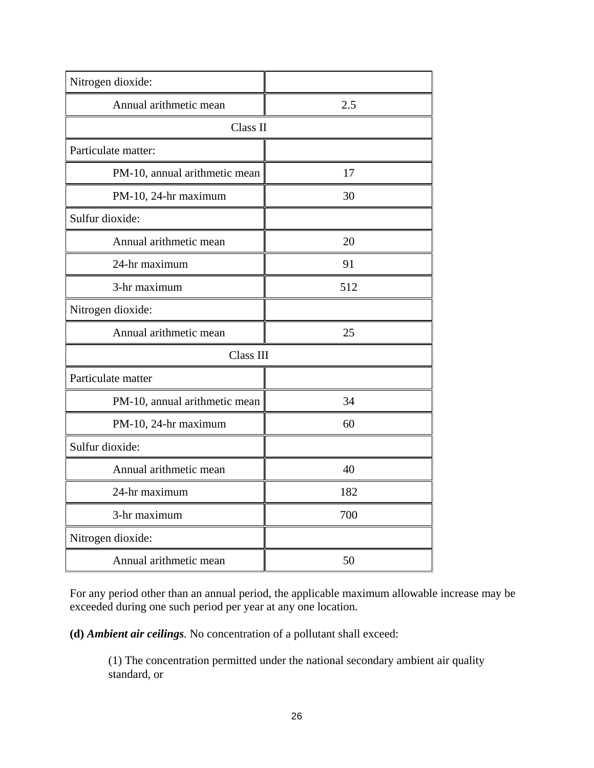| Nitrogen dioxide: | |
| --- | --- |
| Annual arithmetic mean | 2.5 |
| Class II | |
| Particulate matter: | |
| PM-10, annual arithmetic mean | 17 |
| PM-10, 24-hr maximum | 30 |
| Sulfur dioxide: | |
| Annual arithmetic mean | 20 |
| 24-hr maximum | 91 |
| 3-hr maximum | 512 |
| Nitrogen dioxide: | |
| Annual arithmetic mean | 25 |
| Class III | |
| Particulate matter | |
| PM-10, annual arithmetic mean | 34 |
| PM-10, 24-hr maximum | 60 |
| Sulfur dioxide: | |
| Annual arithmetic mean | 40 |
| 24-hr maximum | 182 |
| 3-hr maximum | 700 |
| Nitrogen dioxide: | |
| Annual arithmetic mean | 50 |

For any period other than an annual period, the applicable maximum allowable increase may be exceeded during one such period per year at any one location.

**(d)** ***Ambient air ceilings***. No concentration of a pollutant shall exceed:

(1) The concentration permitted under the national secondary ambient air quality standard, or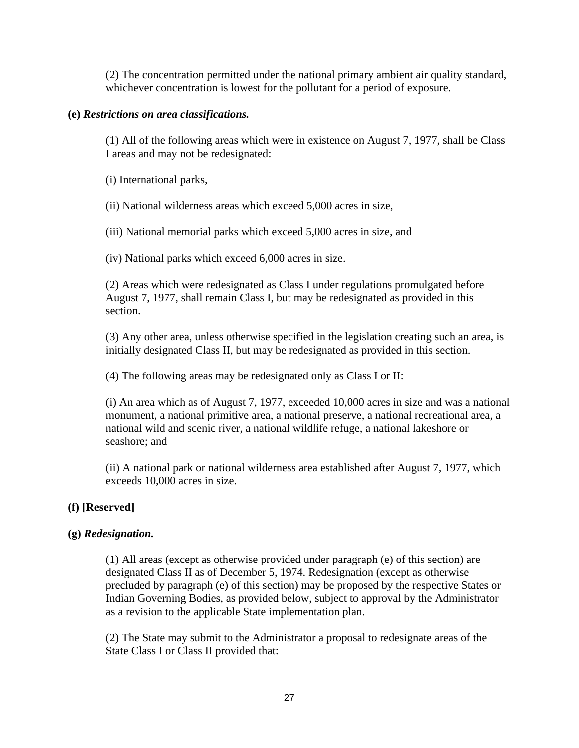(2) The concentration permitted under the national primary ambient air quality standard, whichever concentration is lowest for the pollutant for a period of exposure.

**(e)** ***Restrictions on area classifications.***

(1) All of the following areas which were in existence on August 7, 1977, shall be Class I areas and may not be redesignated:

(i) International parks,

(ii) National wilderness areas which exceed 5,000 acres in size,

(iii) National memorial parks which exceed 5,000 acres in size, and

(iv) National parks which exceed 6,000 acres in size.

(2) Areas which were redesignated as Class I under regulations promulgated before August 7, 1977, shall remain Class I, but may be redesignated as provided in this section.

(3) Any other area, unless otherwise specified in the legislation creating such an area, is initially designated Class II, but may be redesignated as provided in this section.

(4) The following areas may be redesignated only as Class I or II:

(i) An area which as of August 7, 1977, exceeded 10,000 acres in size and was a national monument, a national primitive area, a national preserve, a national recreational area, a national wild and scenic river, a national wildlife refuge, a national lakeshore or seashore; and

(ii) A national park or national wilderness area established after August 7, 1977, which exceeds 10,000 acres in size.

**(f) [Reserved]**

**(g)** ***Redesignation.***

(1) All areas (except as otherwise provided under paragraph (e) of this section) are designated Class II as of December 5, 1974. Redesignation (except as otherwise precluded by paragraph (e) of this section) may be proposed by the respective States or Indian Governing Bodies, as provided below, subject to approval by the Administrator as a revision to the applicable State implementation plan.

(2) The State may submit to the Administrator a proposal to redesignate areas of the State Class I or Class II provided that: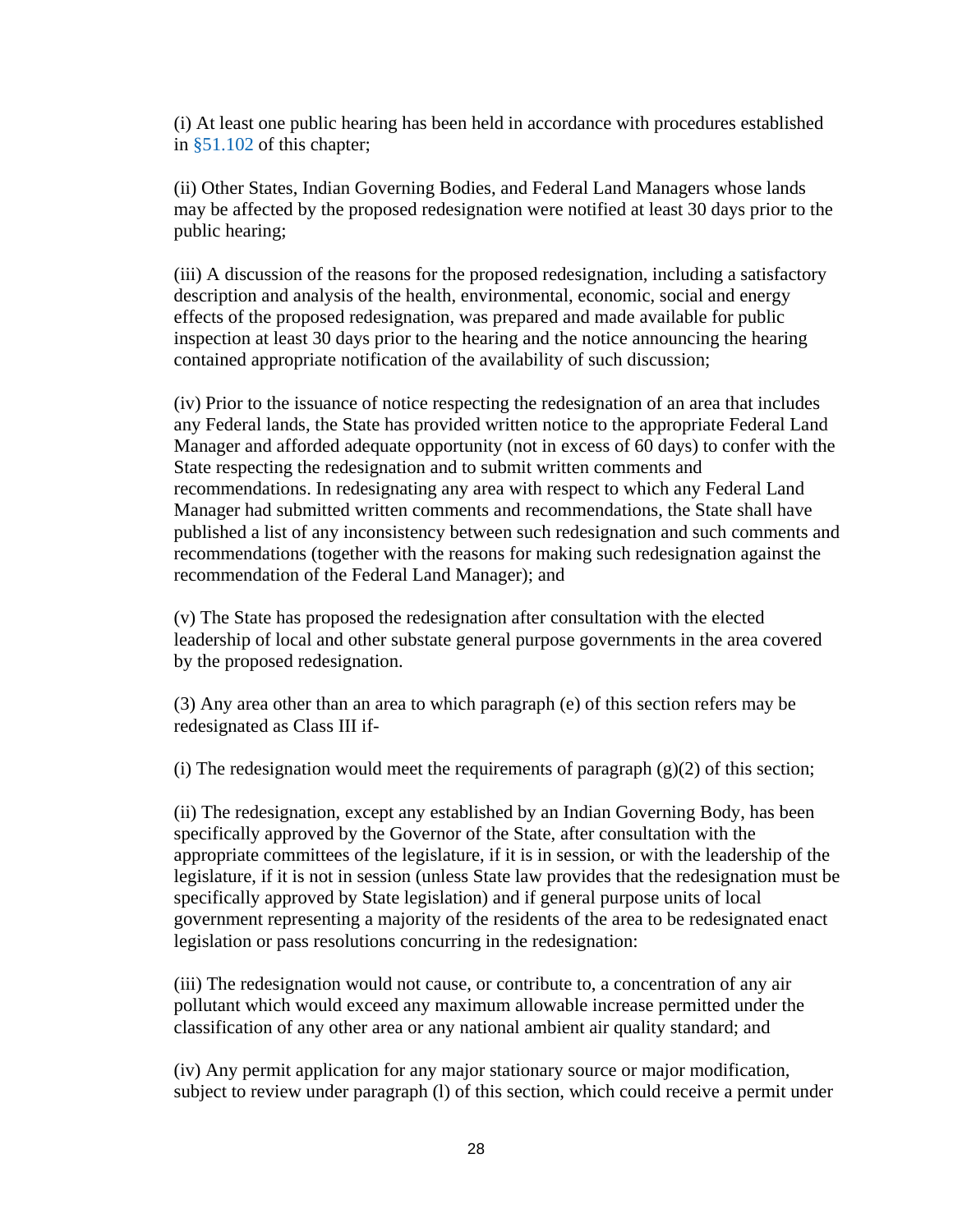(i) At least one public hearing has been held in accordance with procedures established in §51.102 of this chapter;

(ii) Other States, Indian Governing Bodies, and Federal Land Managers whose lands may be affected by the proposed redesignation were notified at least 30 days prior to the public hearing;

(iii) A discussion of the reasons for the proposed redesignation, including a satisfactory description and analysis of the health, environmental, economic, social and energy effects of the proposed redesignation, was prepared and made available for public inspection at least 30 days prior to the hearing and the notice announcing the hearing contained appropriate notification of the availability of such discussion;

(iv) Prior to the issuance of notice respecting the redesignation of an area that includes any Federal lands, the State has provided written notice to the appropriate Federal Land Manager and afforded adequate opportunity (not in excess of 60 days) to confer with the State respecting the redesignation and to submit written comments and recommendations. In redesignating any area with respect to which any Federal Land Manager had submitted written comments and recommendations, the State shall have published a list of any inconsistency between such redesignation and such comments and recommendations (together with the reasons for making such redesignation against the recommendation of the Federal Land Manager); and

(v) The State has proposed the redesignation after consultation with the elected leadership of local and other substate general purpose governments in the area covered by the proposed redesignation.

(3) Any area other than an area to which paragraph (e) of this section refers may be redesignated as Class III if-

(i) The redesignation would meet the requirements of paragraph (g)(2) of this section;

(ii) The redesignation, except any established by an Indian Governing Body, has been specifically approved by the Governor of the State, after consultation with the appropriate committees of the legislature, if it is in session, or with the leadership of the legislature, if it is not in session (unless State law provides that the redesignation must be specifically approved by State legislation) and if general purpose units of local government representing a majority of the residents of the area to be redesignated enact legislation or pass resolutions concurring in the redesignation:

(iii) The redesignation would not cause, or contribute to, a concentration of any air pollutant which would exceed any maximum allowable increase permitted under the classification of any other area or any national ambient air quality standard; and

(iv) Any permit application for any major stationary source or major modification, subject to review under paragraph (l) of this section, which could receive a permit under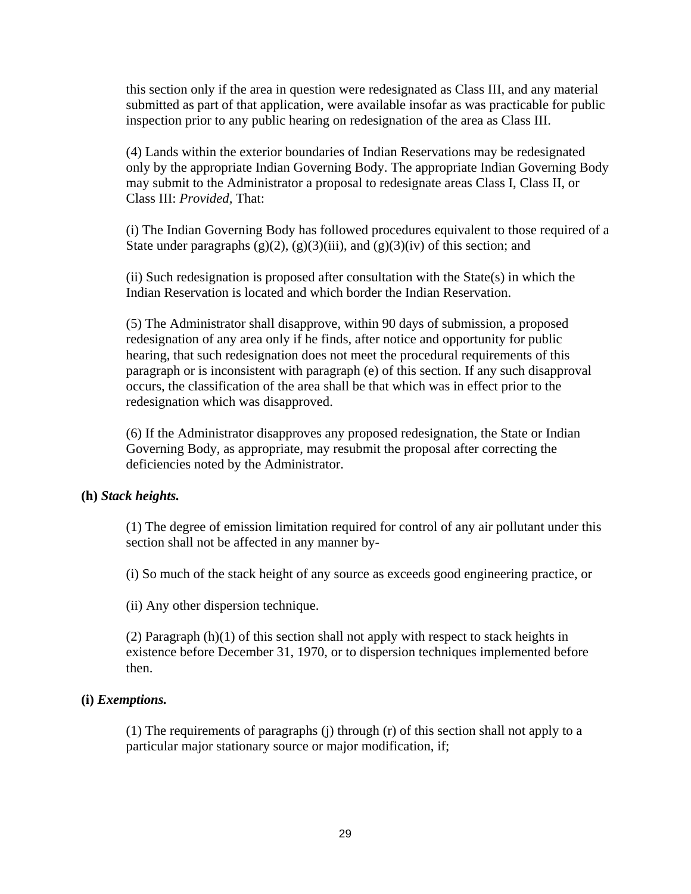this section only if the area in question were redesignated as Class III, and any material submitted as part of that application, were available insofar as was practicable for public inspection prior to any public hearing on redesignation of the area as Class III.

(4) Lands within the exterior boundaries of Indian Reservations may be redesignated only by the appropriate Indian Governing Body. The appropriate Indian Governing Body may submit to the Administrator a proposal to redesignate areas Class I, Class II, or Class III: *Provided,* That:

(i) The Indian Governing Body has followed procedures equivalent to those required of a State under paragraphs (g)(2), (g)(3)(iii), and (g)(3)(iv) of this section; and

(ii) Such redesignation is proposed after consultation with the State(s) in which the Indian Reservation is located and which border the Indian Reservation.

(5) The Administrator shall disapprove, within 90 days of submission, a proposed redesignation of any area only if he finds, after notice and opportunity for public hearing, that such redesignation does not meet the procedural requirements of this paragraph or is inconsistent with paragraph (e) of this section. If any such disapproval occurs, the classification of the area shall be that which was in effect prior to the redesignation which was disapproved.

(6) If the Administrator disapproves any proposed redesignation, the State or Indian Governing Body, as appropriate, may resubmit the proposal after correcting the deficiencies noted by the Administrator.

**(h)** ***Stack heights.***

(1) The degree of emission limitation required for control of any air pollutant under this section shall not be affected in any manner by-

(i) So much of the stack height of any source as exceeds good engineering practice, or

(ii) Any other dispersion technique.

(2) Paragraph (h)(1) of this section shall not apply with respect to stack heights in existence before December 31, 1970, or to dispersion techniques implemented before then.

**(i)** ***Exemptions.***

(1) The requirements of paragraphs (j) through (r) of this section shall not apply to a particular major stationary source or major modification, if;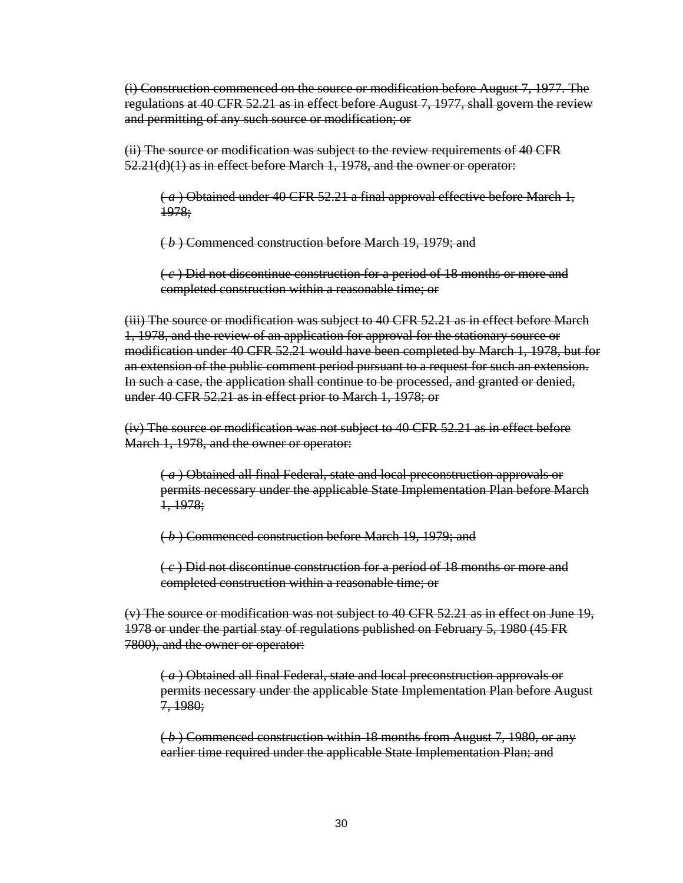~~(i) Construction commenced on the source or modification before August 7, 1977. The regulations at 40 CFR 52.21 as in effect before August 7, 1977, shall govern the review and permitting of any such source or modification; or~~

~~(ii) The source or modification was subject to the review requirements of 40 CFR 52.21(d)(1) as in effect before March 1, 1978, and the owner or operator:~~

> ~~( *a* ) Obtained under 40 CFR 52.21 a final approval effective before March 1, 1978;~~
>
> ~~( *b* ) Commenced construction before March 19, 1979; and~~
>
> ~~( *c* ) Did not discontinue construction for a period of 18 months or more and completed construction within a reasonable time; or~~

~~(iii) The source or modification was subject to 40 CFR 52.21 as in effect before March 1, 1978, and the review of an application for approval for the stationary source or modification under 40 CFR 52.21 would have been completed by March 1, 1978, but for an extension of the public comment period pursuant to a request for such an extension. In such a case, the application shall continue to be processed, and granted or denied, under 40 CFR 52.21 as in effect prior to March 1, 1978; or~~

~~(iv) The source or modification was not subject to 40 CFR 52.21 as in effect before March 1, 1978, and the owner or operator:~~

> ~~( *a* ) Obtained all final Federal, state and local preconstruction approvals or permits necessary under the applicable State Implementation Plan before March 1, 1978;~~
>
> ~~( *b* ) Commenced construction before March 19, 1979; and~~
>
> ~~( *c* ) Did not discontinue construction for a period of 18 months or more and completed construction within a reasonable time; or~~

~~(v) The source or modification was not subject to 40 CFR 52.21 as in effect on June 19, 1978 or under the partial stay of regulations published on February 5, 1980 (45 FR 7800), and the owner or operator:~~

> ~~( *a* ) Obtained all final Federal, state and local preconstruction approvals or permits necessary under the applicable State Implementation Plan before August 7, 1980;~~
>
> ~~( *b* ) Commenced construction within 18 months from August 7, 1980, or any earlier time required under the applicable State Implementation Plan; and~~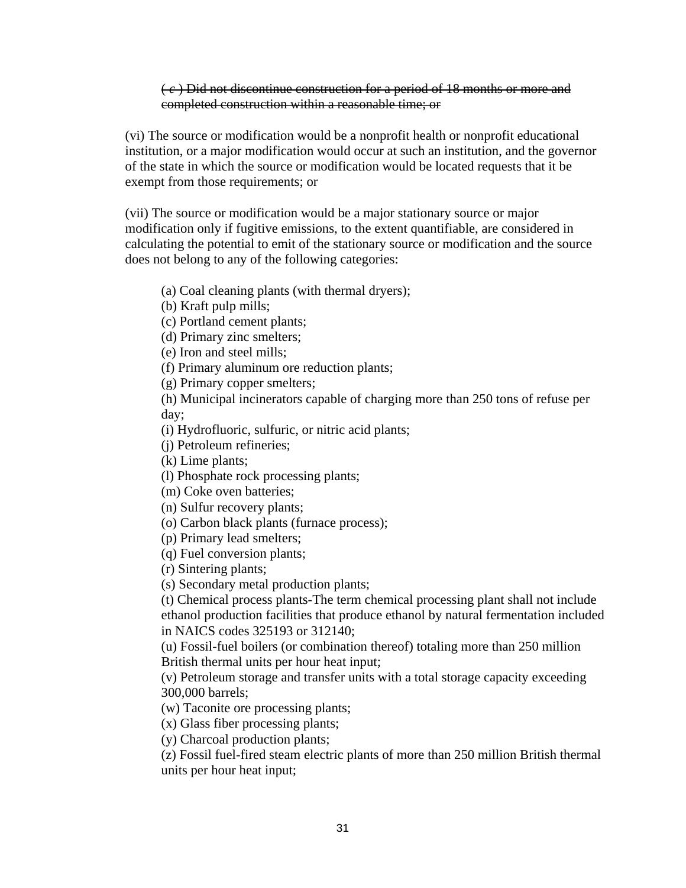~~( *c* ) Did not discontinue construction for a period of 18 months or more and completed construction within a reasonable time; or~~

(vi) The source or modification would be a nonprofit health or nonprofit educational institution, or a major modification would occur at such an institution, and the governor of the state in which the source or modification would be located requests that it be exempt from those requirements; or

(vii) The source or modification would be a major stationary source or major modification only if fugitive emissions, to the extent quantifiable, are considered in calculating the potential to emit of the stationary source or modification and the source does not belong to any of the following categories:

(a) Coal cleaning plants (with thermal dryers);
(b) Kraft pulp mills;
(c) Portland cement plants;
(d) Primary zinc smelters;
(e) Iron and steel mills;
(f) Primary aluminum ore reduction plants;
(g) Primary copper smelters;
(h) Municipal incinerators capable of charging more than 250 tons of refuse per day;
(i) Hydrofluoric, sulfuric, or nitric acid plants;
(j) Petroleum refineries;
(k) Lime plants;
(l) Phosphate rock processing plants;
(m) Coke oven batteries;
(n) Sulfur recovery plants;
(o) Carbon black plants (furnace process);
(p) Primary lead smelters;
(q) Fuel conversion plants;
(r) Sintering plants;
(s) Secondary metal production plants;
(t) Chemical process plants-The term chemical processing plant shall not include ethanol production facilities that produce ethanol by natural fermentation included in NAICS codes 325193 or 312140;
(u) Fossil-fuel boilers (or combination thereof) totaling more than 250 million British thermal units per hour heat input;
(v) Petroleum storage and transfer units with a total storage capacity exceeding 300,000 barrels;
(w) Taconite ore processing plants;
(x) Glass fiber processing plants;
(y) Charcoal production plants;
(z) Fossil fuel-fired steam electric plants of more than 250 million British thermal units per hour heat input;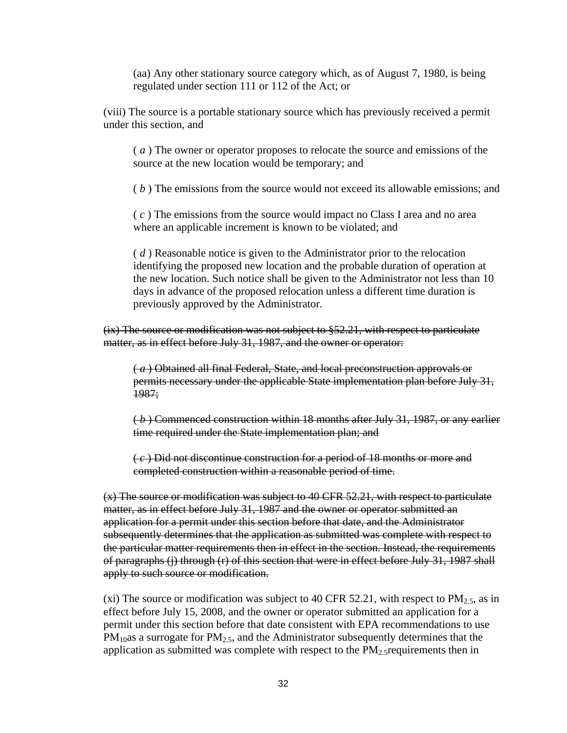(aa) Any other stationary source category which, as of August 7, 1980, is being regulated under section 111 or 112 of the Act; or

(viii) The source is a portable stationary source which has previously received a permit under this section, and

( *a* ) The owner or operator proposes to relocate the source and emissions of the source at the new location would be temporary; and

( *b* ) The emissions from the source would not exceed its allowable emissions; and

( *c* ) The emissions from the source would impact no Class I area and no area where an applicable increment is known to be violated; and

( *d* ) Reasonable notice is given to the Administrator prior to the relocation identifying the proposed new location and the probable duration of operation at the new location. Such notice shall be given to the Administrator not less than 10 days in advance of the proposed relocation unless a different time duration is previously approved by the Administrator.

~~(ix) The source or modification was not subject to §52.21, with respect to particulate matter, as in effect before July 31, 1987, and the owner or operator:~~

~~( *a* ) Obtained all final Federal, State, and local preconstruction approvals or permits necessary under the applicable State implementation plan before July 31, 1987;~~

~~( *b* ) Commenced construction within 18 months after July 31, 1987, or any earlier time required under the State implementation plan; and~~

~~( *c* ) Did not discontinue construction for a period of 18 months or more and completed construction within a reasonable period of time.~~

~~(x) The source or modification was subject to 40 CFR 52.21, with respect to particulate matter, as in effect before July 31, 1987 and the owner or operator submitted an application for a permit under this section before that date, and the Administrator subsequently determines that the application as submitted was complete with respect to the particular matter requirements then in effect in the section. Instead, the requirements of paragraphs (j) through (r) of this section that were in effect before July 31, 1987 shall apply to such source or modification.~~

(xi) The source or modification was subject to 40 CFR 52.21, with respect to $PM_{2.5}$, as in effect before July 15, 2008, and the owner or operator submitted an application for a permit under this section before that date consistent with EPA recommendations to use $PM_{10}$as a surrogate for $PM_{2.5}$, and the Administrator subsequently determines that the application as submitted was complete with respect to the $PM_{2.5}$requirements then in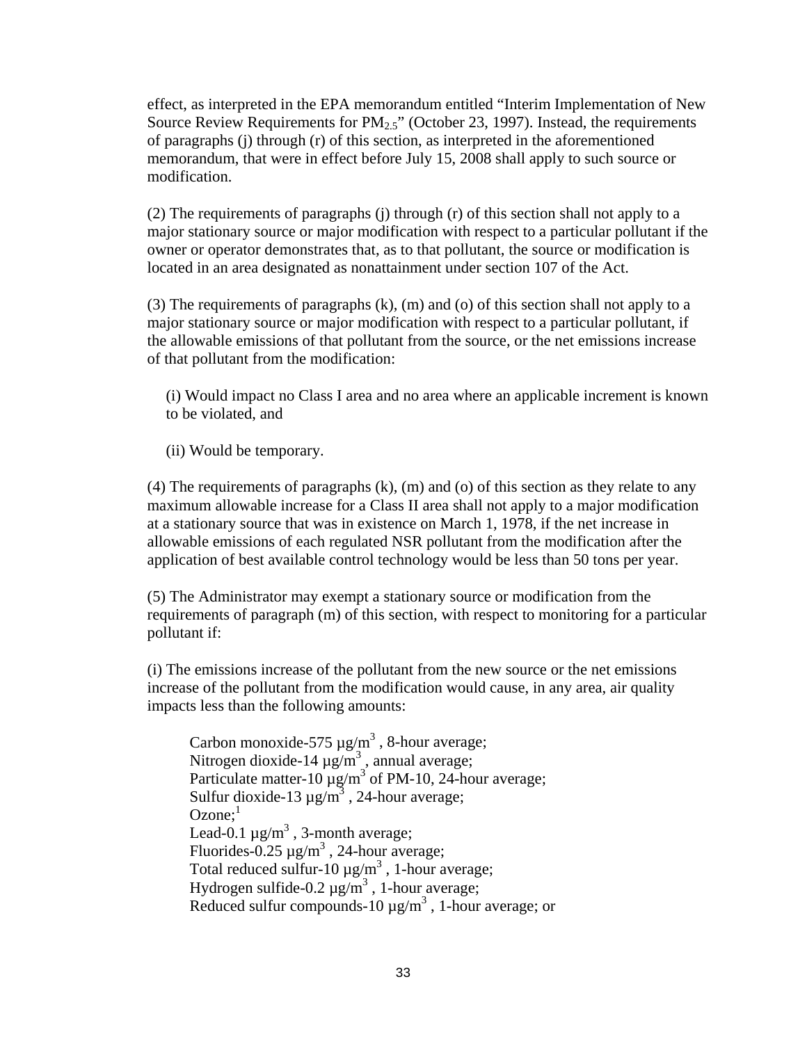effect, as interpreted in the EPA memorandum entitled “Interim Implementation of New Source Review Requirements for $PM_{2.5}$” (October 23, 1997). Instead, the requirements of paragraphs (j) through (r) of this section, as interpreted in the aforementioned memorandum, that were in effect before July 15, 2008 shall apply to such source or modification.

(2) The requirements of paragraphs (j) through (r) of this section shall not apply to a major stationary source or major modification with respect to a particular pollutant if the owner or operator demonstrates that, as to that pollutant, the source or modification is located in an area designated as nonattainment under section 107 of the Act.

(3) The requirements of paragraphs (k), (m) and (o) of this section shall not apply to a major stationary source or major modification with respect to a particular pollutant, if the allowable emissions of that pollutant from the source, or the net emissions increase of that pollutant from the modification:

(i) Would impact no Class I area and no area where an applicable increment is known to be violated, and

(ii) Would be temporary.

(4) The requirements of paragraphs (k), (m) and (o) of this section as they relate to any maximum allowable increase for a Class II area shall not apply to a major modification at a stationary source that was in existence on March 1, 1978, if the net increase in allowable emissions of each regulated NSR pollutant from the modification after the application of best available control technology would be less than 50 tons per year.

(5) The Administrator may exempt a stationary source or modification from the requirements of paragraph (m) of this section, with respect to monitoring for a particular pollutant if:

(i) The emissions increase of the pollutant from the new source or the net emissions increase of the pollutant from the modification would cause, in any area, air quality impacts less than the following amounts:

Carbon monoxide-575 $\mu g/m^3$ , 8-hour average;
Nitrogen dioxide-14 $\mu g/m^3$ , annual average;
Particulate matter-10 $\mu g/m^3$ of PM-10, 24-hour average;
Sulfur dioxide-13 $\mu g/m^3$ , 24-hour average;
Ozone;[1]
Lead-0.1 $\mu g/m^3$ , 3-month average;
Fluorides-0.25 $\mu g/m^3$ , 24-hour average;
Total reduced sulfur-10 $\mu g/m^3$ , 1-hour average;
Hydrogen sulfide-0.2 $\mu g/m^3$ , 1-hour average;
Reduced sulfur compounds-10 $\mu g/m^3$ , 1-hour average; or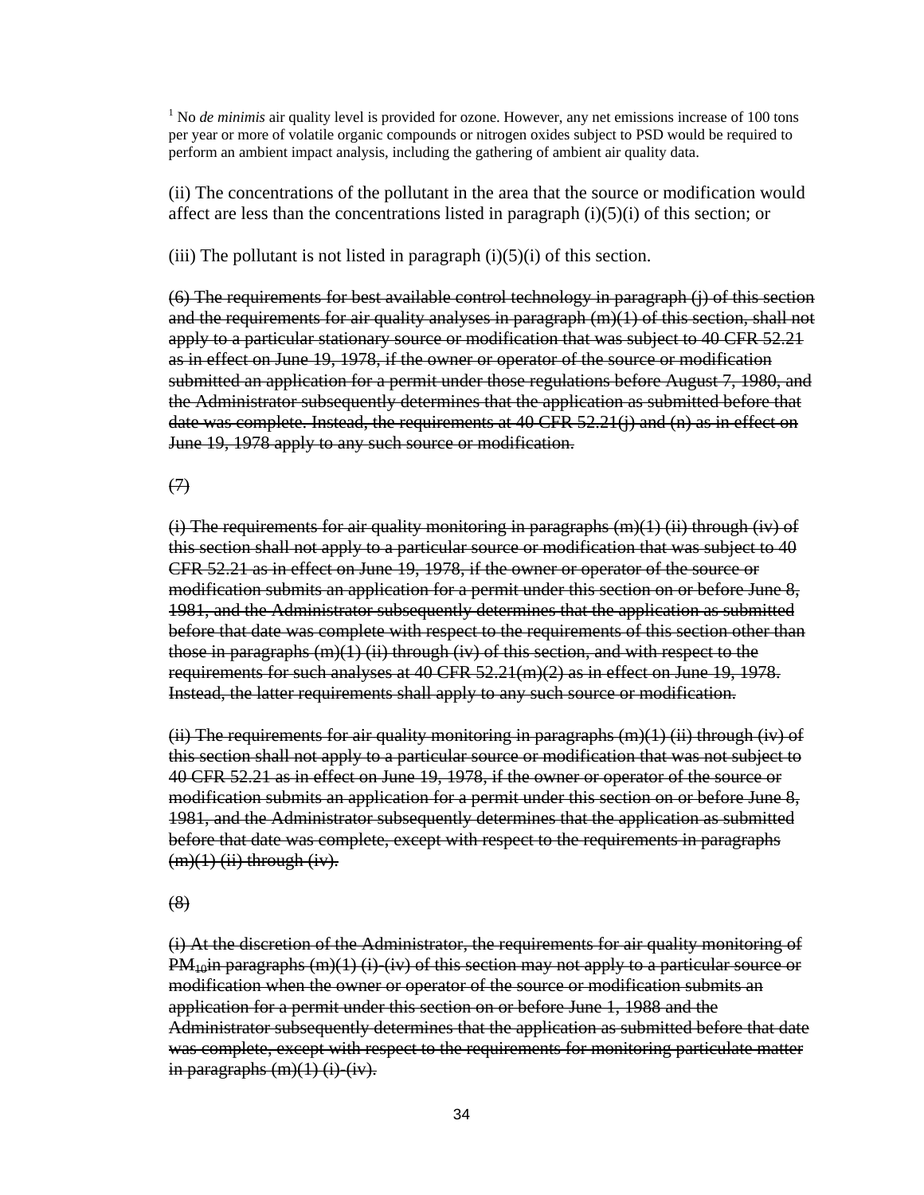[1] No *de minimis* air quality level is provided for ozone. However, any net emissions increase of 100 tons per year or more of volatile organic compounds or nitrogen oxides subject to PSD would be required to perform an ambient impact analysis, including the gathering of ambient air quality data.

(ii) The concentrations of the pollutant in the area that the source or modification would affect are less than the concentrations listed in paragraph (i)(5)(i) of this section; or

(iii) The pollutant is not listed in paragraph (i)(5)(i) of this section.

~~(6) The requirements for best available control technology in paragraph (j) of this section and the requirements for air quality analyses in paragraph (m)(1) of this section, shall not apply to a particular stationary source or modification that was subject to 40 CFR 52.21 as in effect on June 19, 1978, if the owner or operator of the source or modification submitted an application for a permit under those regulations before August 7, 1980, and the Administrator subsequently determines that the application as submitted before that date was complete. Instead, the requirements at 40 CFR 52.21(j) and (n) as in effect on June 19, 1978 apply to any such source or modification.~~

~~(7)~~

~~(i) The requirements for air quality monitoring in paragraphs (m)(1) (ii) through (iv) of this section shall not apply to a particular source or modification that was subject to 40 CFR 52.21 as in effect on June 19, 1978, if the owner or operator of the source or modification submits an application for a permit under this section on or before June 8, 1981, and the Administrator subsequently determines that the application as submitted before that date was complete with respect to the requirements of this section other than those in paragraphs (m)(1) (ii) through (iv) of this section, and with respect to the requirements for such analyses at 40 CFR 52.21(m)(2) as in effect on June 19, 1978. Instead, the latter requirements shall apply to any such source or modification.~~

~~(ii) The requirements for air quality monitoring in paragraphs (m)(1) (ii) through (iv) of this section shall not apply to a particular source or modification that was not subject to 40 CFR 52.21 as in effect on June 19, 1978, if the owner or operator of the source or modification submits an application for a permit under this section on or before June 8, 1981, and the Administrator subsequently determines that the application as submitted before that date was complete, except with respect to the requirements in paragraphs (m)(1) (ii) through (iv).~~

~~(8)~~

~~(i) At the discretion of the Administrator, the requirements for air quality monitoring of $PM_{10}$ in paragraphs (m)(1) (i)-(iv) of this section may not apply to a particular source or modification when the owner or operator of the source or modification submits an application for a permit under this section on or before June 1, 1988 and the Administrator subsequently determines that the application as submitted before that date was complete, except with respect to the requirements for monitoring particulate matter in paragraphs (m)(1) (i)-(iv).~~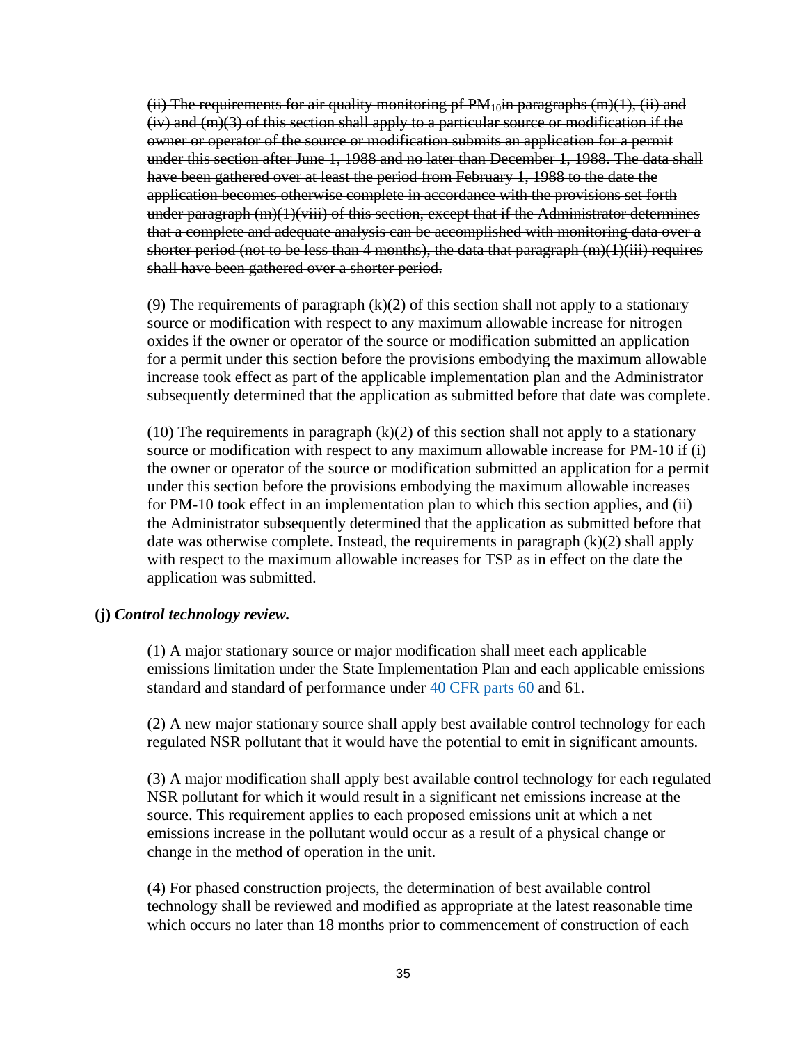~~(ii) The requirements for air quality monitoring pf $PM_{10}$in paragraphs (m)(1), (ii) and (iv) and (m)(3) of this section shall apply to a particular source or modification if the owner or operator of the source or modification submits an application for a permit under this section after June 1, 1988 and no later than December 1, 1988. The data shall have been gathered over at least the period from February 1, 1988 to the date the application becomes otherwise complete in accordance with the provisions set forth under paragraph (m)(1)(viii) of this section, except that if the Administrator determines that a complete and adequate analysis can be accomplished with monitoring data over a shorter period (not to be less than 4 months), the data that paragraph (m)(1)(iii) requires shall have been gathered over a shorter period.~~

(9) The requirements of paragraph (k)(2) of this section shall not apply to a stationary source or modification with respect to any maximum allowable increase for nitrogen oxides if the owner or operator of the source or modification submitted an application for a permit under this section before the provisions embodying the maximum allowable increase took effect as part of the applicable implementation plan and the Administrator subsequently determined that the application as submitted before that date was complete.

(10) The requirements in paragraph (k)(2) of this section shall not apply to a stationary source or modification with respect to any maximum allowable increase for PM-10 if (i) the owner or operator of the source or modification submitted an application for a permit under this section before the provisions embodying the maximum allowable increases for PM-10 took effect in an implementation plan to which this section applies, and (ii) the Administrator subsequently determined that the application as submitted before that date was otherwise complete. Instead, the requirements in paragraph (k)(2) shall apply with respect to the maximum allowable increases for TSP as in effect on the date the application was submitted.

**(j)** ***Control technology review.***

(1) A major stationary source or major modification shall meet each applicable emissions limitation under the State Implementation Plan and each applicable emissions standard and standard of performance under 40 CFR parts 60 and 61.

(2) A new major stationary source shall apply best available control technology for each regulated NSR pollutant that it would have the potential to emit in significant amounts.

(3) A major modification shall apply best available control technology for each regulated NSR pollutant for which it would result in a significant net emissions increase at the source. This requirement applies to each proposed emissions unit at which a net emissions increase in the pollutant would occur as a result of a physical change or change in the method of operation in the unit.

(4) For phased construction projects, the determination of best available control technology shall be reviewed and modified as appropriate at the latest reasonable time which occurs no later than 18 months prior to commencement of construction of each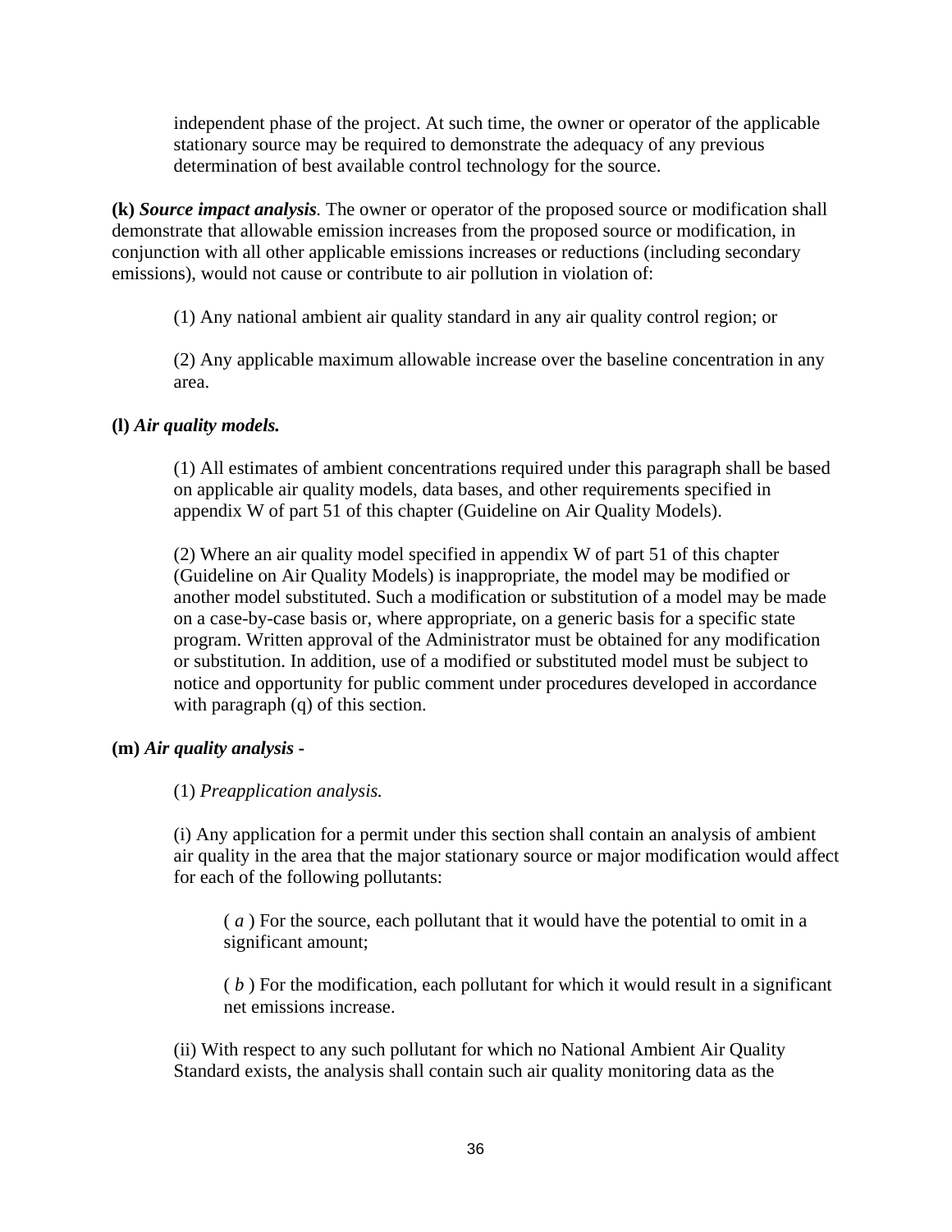independent phase of the project. At such time, the owner or operator of the applicable stationary source may be required to demonstrate the adequacy of any previous determination of best available control technology for the source.

**(k)** ***Source impact analysis*.** The owner or operator of the proposed source or modification shall demonstrate that allowable emission increases from the proposed source or modification, in conjunction with all other applicable emissions increases or reductions (including secondary emissions), would not cause or contribute to air pollution in violation of:

(1) Any national ambient air quality standard in any air quality control region; or

(2) Any applicable maximum allowable increase over the baseline concentration in any area.

**(l)** ***Air quality models.***

(1) All estimates of ambient concentrations required under this paragraph shall be based on applicable air quality models, data bases, and other requirements specified in appendix W of part 51 of this chapter (Guideline on Air Quality Models).

(2) Where an air quality model specified in appendix W of part 51 of this chapter (Guideline on Air Quality Models) is inappropriate, the model may be modified or another model substituted. Such a modification or substitution of a model may be made on a case-by-case basis or, where appropriate, on a generic basis for a specific state program. Written approval of the Administrator must be obtained for any modification or substitution. In addition, use of a modified or substituted model must be subject to notice and opportunity for public comment under procedures developed in accordance with paragraph (q) of this section.

**(m)** ***Air quality analysis*** -

(1) *Preapplication analysis.*

(i) Any application for a permit under this section shall contain an analysis of ambient air quality in the area that the major stationary source or major modification would affect for each of the following pollutants:

( *a* ) For the source, each pollutant that it would have the potential to omit in a significant amount;

( *b* ) For the modification, each pollutant for which it would result in a significant net emissions increase.

(ii) With respect to any such pollutant for which no National Ambient Air Quality Standard exists, the analysis shall contain such air quality monitoring data as the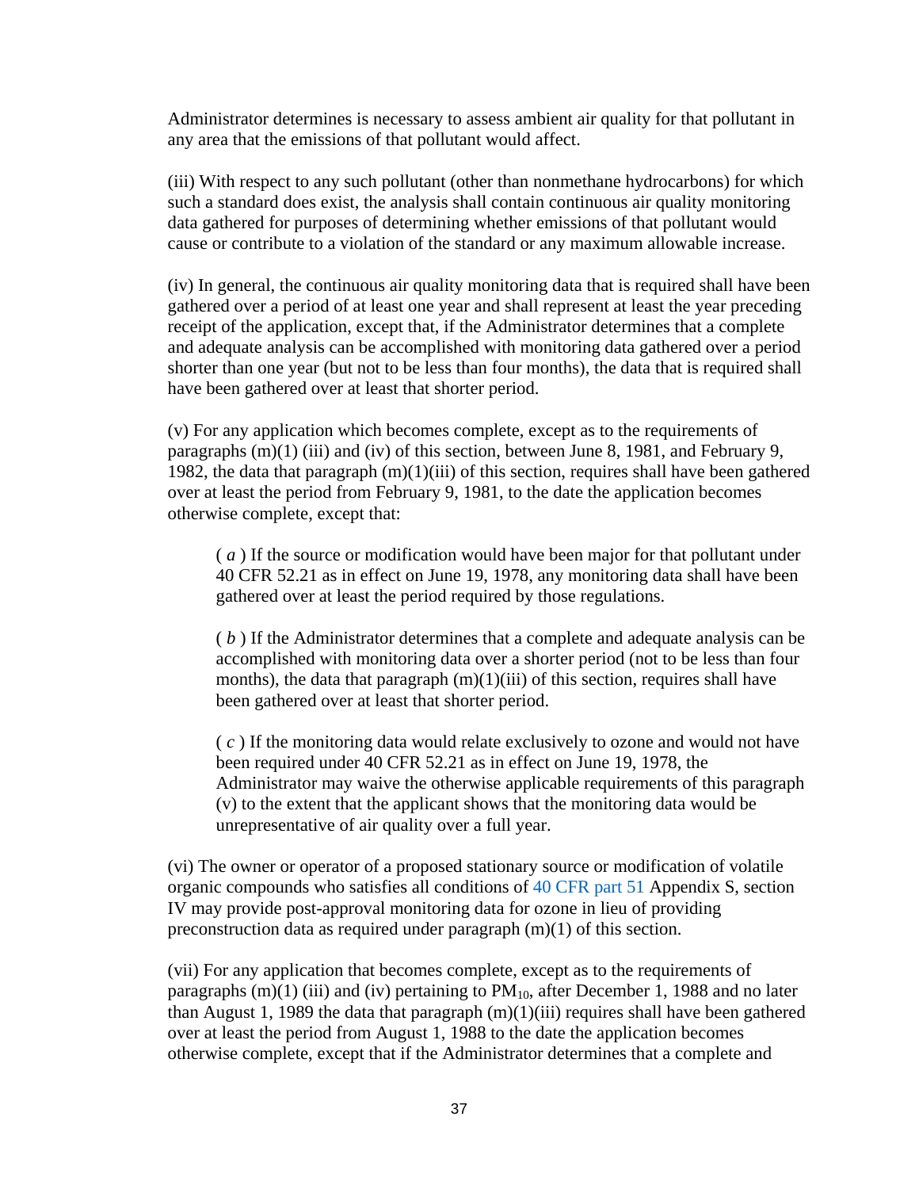Administrator determines is necessary to assess ambient air quality for that pollutant in any area that the emissions of that pollutant would affect.

(iii) With respect to any such pollutant (other than nonmethane hydrocarbons) for which such a standard does exist, the analysis shall contain continuous air quality monitoring data gathered for purposes of determining whether emissions of that pollutant would cause or contribute to a violation of the standard or any maximum allowable increase.

(iv) In general, the continuous air quality monitoring data that is required shall have been gathered over a period of at least one year and shall represent at least the year preceding receipt of the application, except that, if the Administrator determines that a complete and adequate analysis can be accomplished with monitoring data gathered over a period shorter than one year (but not to be less than four months), the data that is required shall have been gathered over at least that shorter period.

(v) For any application which becomes complete, except as to the requirements of paragraphs (m)(1) (iii) and (iv) of this section, between June 8, 1981, and February 9, 1982, the data that paragraph (m)(1)(iii) of this section, requires shall have been gathered over at least the period from February 9, 1981, to the date the application becomes otherwise complete, except that:

> ( *a* ) If the source or modification would have been major for that pollutant under 40 CFR 52.21 as in effect on June 19, 1978, any monitoring data shall have been gathered over at least the period required by those regulations.
>
> ( *b* ) If the Administrator determines that a complete and adequate analysis can be accomplished with monitoring data over a shorter period (not to be less than four months), the data that paragraph (m)(1)(iii) of this section, requires shall have been gathered over at least that shorter period.
>
> ( *c* ) If the monitoring data would relate exclusively to ozone and would not have been required under 40 CFR 52.21 as in effect on June 19, 1978, the Administrator may waive the otherwise applicable requirements of this paragraph (v) to the extent that the applicant shows that the monitoring data would be unrepresentative of air quality over a full year.

(vi) The owner or operator of a proposed stationary source or modification of volatile organic compounds who satisfies all conditions of 40 CFR part 51 Appendix S, section IV may provide post-approval monitoring data for ozone in lieu of providing preconstruction data as required under paragraph (m)(1) of this section.

(vii) For any application that becomes complete, except as to the requirements of paragraphs (m)(1) (iii) and (iv) pertaining to $PM_{10}$, after December 1, 1988 and no later than August 1, 1989 the data that paragraph (m)(1)(iii) requires shall have been gathered over at least the period from August 1, 1988 to the date the application becomes otherwise complete, except that if the Administrator determines that a complete and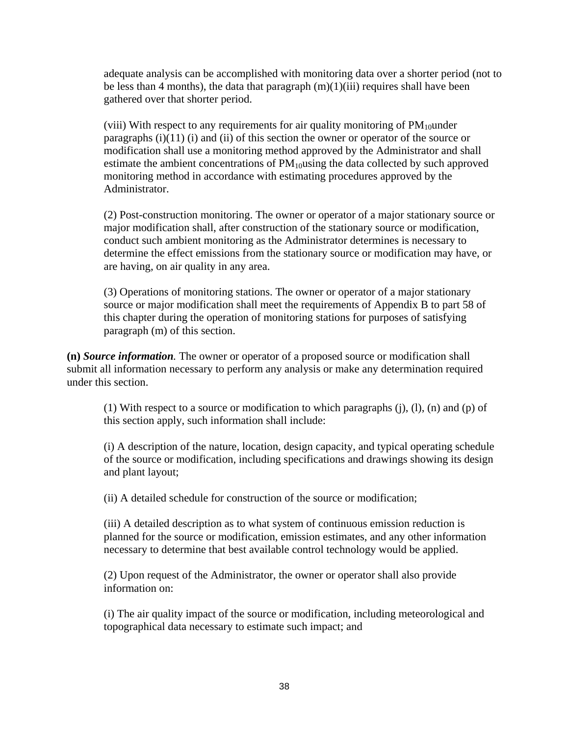adequate analysis can be accomplished with monitoring data over a shorter period (not to be less than 4 months), the data that paragraph (m)(1)(iii) requires shall have been gathered over that shorter period.

(viii) With respect to any requirements for air quality monitoring of $PM_{10}$under paragraphs (i)(11) (i) and (ii) of this section the owner or operator of the source or modification shall use a monitoring method approved by the Administrator and shall estimate the ambient concentrations of $PM_{10}$using the data collected by such approved monitoring method in accordance with estimating procedures approved by the Administrator.

(2) Post-construction monitoring. The owner or operator of a major stationary source or major modification shall, after construction of the stationary source or modification, conduct such ambient monitoring as the Administrator determines is necessary to determine the effect emissions from the stationary source or modification may have, or are having, on air quality in any area.

(3) Operations of monitoring stations. The owner or operator of a major stationary source or major modification shall meet the requirements of Appendix B to part 58 of this chapter during the operation of monitoring stations for purposes of satisfying paragraph (m) of this section.

**(n)** ***Source information.*** The owner or operator of a proposed source or modification shall submit all information necessary to perform any analysis or make any determination required under this section.

(1) With respect to a source or modification to which paragraphs (j), (l), (n) and (p) of this section apply, such information shall include:

(i) A description of the nature, location, design capacity, and typical operating schedule of the source or modification, including specifications and drawings showing its design and plant layout;

(ii) A detailed schedule for construction of the source or modification;

(iii) A detailed description as to what system of continuous emission reduction is planned for the source or modification, emission estimates, and any other information necessary to determine that best available control technology would be applied.

(2) Upon request of the Administrator, the owner or operator shall also provide information on:

(i) The air quality impact of the source or modification, including meteorological and topographical data necessary to estimate such impact; and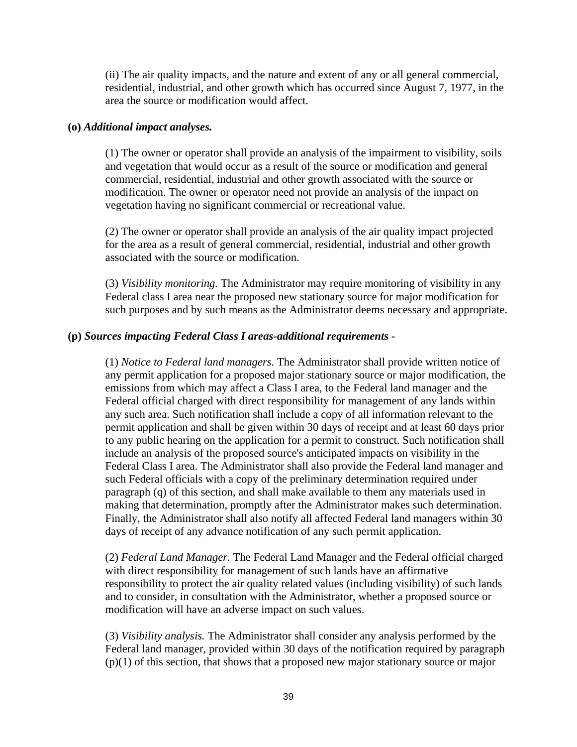(ii) The air quality impacts, and the nature and extent of any or all general commercial, residential, industrial, and other growth which has occurred since August 7, 1977, in the area the source or modification would affect.

**(o)** ***Additional impact analyses.***

(1) The owner or operator shall provide an analysis of the impairment to visibility, soils and vegetation that would occur as a result of the source or modification and general commercial, residential, industrial and other growth associated with the source or modification. The owner or operator need not provide an analysis of the impact on vegetation having no significant commercial or recreational value.

(2) The owner or operator shall provide an analysis of the air quality impact projected for the area as a result of general commercial, residential, industrial and other growth associated with the source or modification.

(3) *Visibility monitoring.* The Administrator may require monitoring of visibility in any Federal class I area near the proposed new stationary source for major modification for such purposes and by such means as the Administrator deems necessary and appropriate.

**(p)** ***Sources impacting Federal Class I areas-additional requirements -***

(1) *Notice to Federal land managers.* The Administrator shall provide written notice of any permit application for a proposed major stationary source or major modification, the emissions from which may affect a Class I area, to the Federal land manager and the Federal official charged with direct responsibility for management of any lands within any such area. Such notification shall include a copy of all information relevant to the permit application and shall be given within 30 days of receipt and at least 60 days prior to any public hearing on the application for a permit to construct. Such notification shall include an analysis of the proposed source's anticipated impacts on visibility in the Federal Class I area. The Administrator shall also provide the Federal land manager and such Federal officials with a copy of the preliminary determination required under paragraph (q) of this section, and shall make available to them any materials used in making that determination, promptly after the Administrator makes such determination. Finally, the Administrator shall also notify all affected Federal land managers within 30 days of receipt of any advance notification of any such permit application.

(2) *Federal Land Manager.* The Federal Land Manager and the Federal official charged with direct responsibility for management of such lands have an affirmative responsibility to protect the air quality related values (including visibility) of such lands and to consider, in consultation with the Administrator, whether a proposed source or modification will have an adverse impact on such values.

(3) *Visibility analysis.* The Administrator shall consider any analysis performed by the Federal land manager, provided within 30 days of the notification required by paragraph (p)(1) of this section, that shows that a proposed new major stationary source or major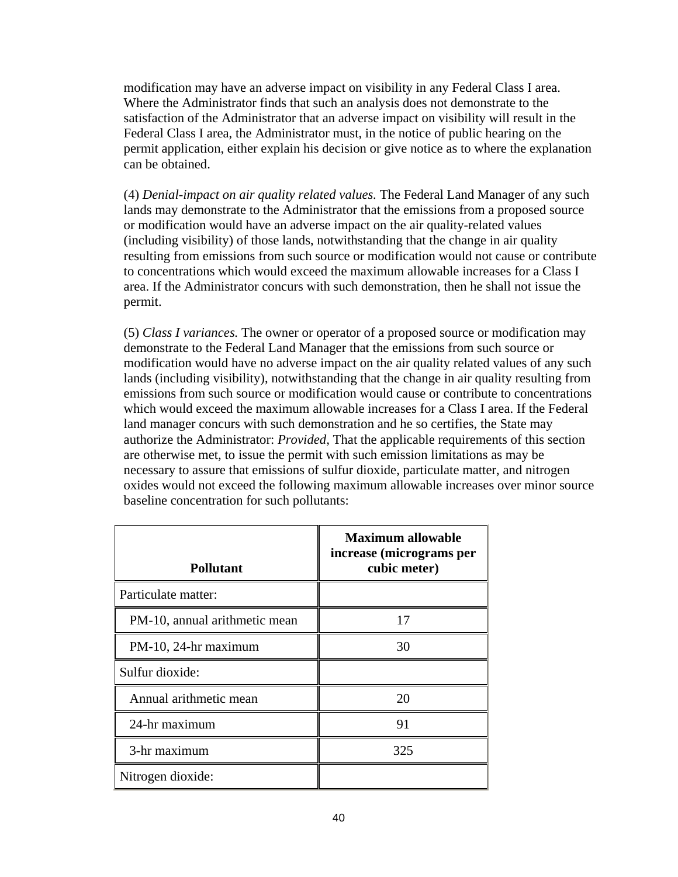modification may have an adverse impact on visibility in any Federal Class I area. Where the Administrator finds that such an analysis does not demonstrate to the satisfaction of the Administrator that an adverse impact on visibility will result in the Federal Class I area, the Administrator must, in the notice of public hearing on the permit application, either explain his decision or give notice as to where the explanation can be obtained.

(4) *Denial-impact on air quality related values.* The Federal Land Manager of any such lands may demonstrate to the Administrator that the emissions from a proposed source or modification would have an adverse impact on the air quality-related values (including visibility) of those lands, notwithstanding that the change in air quality resulting from emissions from such source or modification would not cause or contribute to concentrations which would exceed the maximum allowable increases for a Class I area. If the Administrator concurs with such demonstration, then he shall not issue the permit.

(5) *Class I variances.* The owner or operator of a proposed source or modification may demonstrate to the Federal Land Manager that the emissions from such source or modification would have no adverse impact on the air quality related values of any such lands (including visibility), notwithstanding that the change in air quality resulting from emissions from such source or modification would cause or contribute to concentrations which would exceed the maximum allowable increases for a Class I area. If the Federal land manager concurs with such demonstration and he so certifies, the State may authorize the Administrator: *Provided,* That the applicable requirements of this section are otherwise met, to issue the permit with such emission limitations as may be necessary to assure that emissions of sulfur dioxide, particulate matter, and nitrogen oxides would not exceed the following maximum allowable increases over minor source baseline concentration for such pollutants:

| **Pollutant** | **Maximum allowable increase (micrograms per cubic meter)** |
|---|---|
| Particulate matter: | |
| PM-10, annual arithmetic mean | 17 |
| PM-10, 24-hr maximum | 30 |
| Sulfur dioxide: | |
| Annual arithmetic mean | 20 |
| 24-hr maximum | 91 |
| 3-hr maximum | 325 |
| Nitrogen dioxide: | |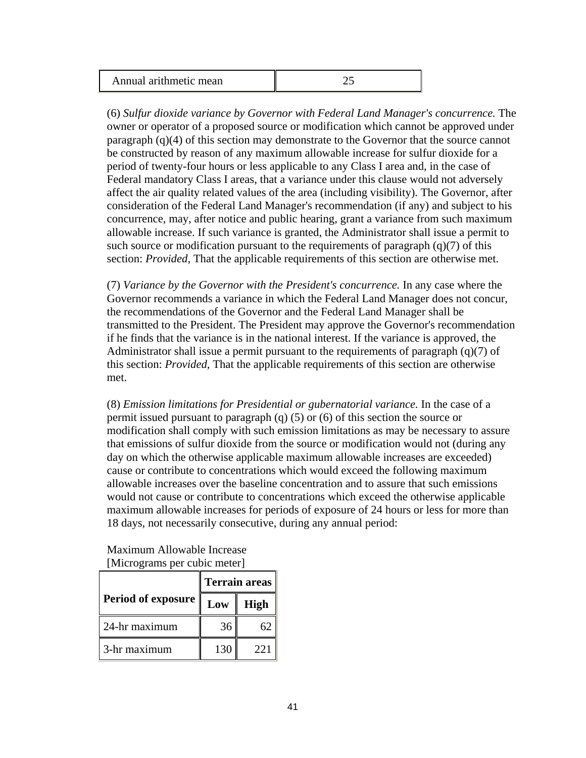| Annual arithmetic mean | 25 |
| --- | --- |

(6) *Sulfur dioxide variance by Governor with Federal Land Manager's concurrence.* The owner or operator of a proposed source or modification which cannot be approved under paragraph (q)(4) of this section may demonstrate to the Governor that the source cannot be constructed by reason of any maximum allowable increase for sulfur dioxide for a period of twenty-four hours or less applicable to any Class I area and, in the case of Federal mandatory Class I areas, that a variance under this clause would not adversely affect the air quality related values of the area (including visibility). The Governor, after consideration of the Federal Land Manager's recommendation (if any) and subject to his concurrence, may, after notice and public hearing, grant a variance from such maximum allowable increase. If such variance is granted, the Administrator shall issue a permit to such source or modification pursuant to the requirements of paragraph (q)(7) of this section: *Provided,* That the applicable requirements of this section are otherwise met.

(7) *Variance by the Governor with the President's concurrence.* In any case where the Governor recommends a variance in which the Federal Land Manager does not concur, the recommendations of the Governor and the Federal Land Manager shall be transmitted to the President. The President may approve the Governor's recommendation if he finds that the variance is in the national interest. If the variance is approved, the Administrator shall issue a permit pursuant to the requirements of paragraph (q)(7) of this section: *Provided,* That the applicable requirements of this section are otherwise met.

(8) *Emission limitations for Presidential or gubernatorial variance.* In the case of a permit issued pursuant to paragraph (q) (5) or (6) of this section the source or modification shall comply with such emission limitations as may be necessary to assure that emissions of sulfur dioxide from the source or modification would not (during any day on which the otherwise applicable maximum allowable increases are exceeded) cause or contribute to concentrations which would exceed the following maximum allowable increases over the baseline concentration and to assure that such emissions would not cause or contribute to concentrations which exceed the otherwise applicable maximum allowable increases for periods of exposure of 24 hours or less for more than 18 days, not necessarily consecutive, during any annual period:

Maximum Allowable Increase
[Micrograms per cubic meter]

| Period of exposure | Terrain areas | |
| --- | --- | --- |
| | Low | High |
| 24-hr maximum | 36 | 62 |
| 3-hr maximum | 130 | 221 |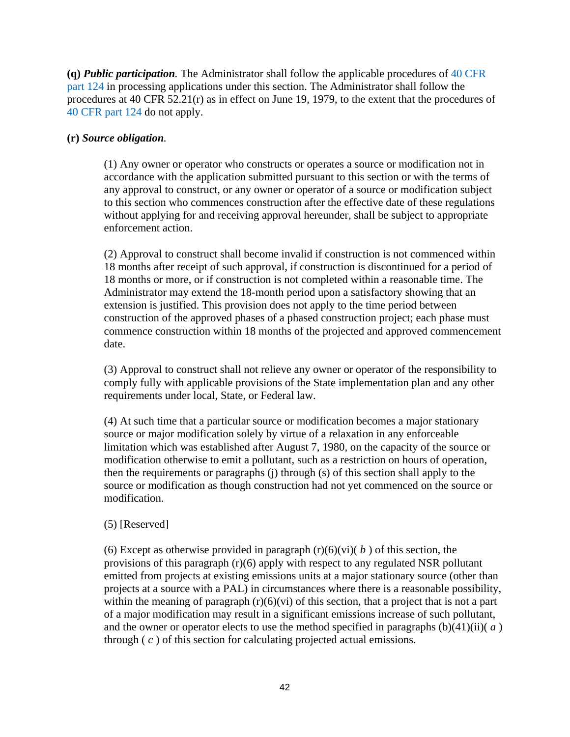**(q)** ***Public participation.*** The Administrator shall follow the applicable procedures of 40 CFR part 124 in processing applications under this section. The Administrator shall follow the procedures at 40 CFR 52.21(r) as in effect on June 19, 1979, to the extent that the procedures of 40 CFR part 124 do not apply.

**(r)** ***Source obligation.***

(1) Any owner or operator who constructs or operates a source or modification not in accordance with the application submitted pursuant to this section or with the terms of any approval to construct, or any owner or operator of a source or modification subject to this section who commences construction after the effective date of these regulations without applying for and receiving approval hereunder, shall be subject to appropriate enforcement action.

(2) Approval to construct shall become invalid if construction is not commenced within 18 months after receipt of such approval, if construction is discontinued for a period of 18 months or more, or if construction is not completed within a reasonable time. The Administrator may extend the 18-month period upon a satisfactory showing that an extension is justified. This provision does not apply to the time period between construction of the approved phases of a phased construction project; each phase must commence construction within 18 months of the projected and approved commencement date.

(3) Approval to construct shall not relieve any owner or operator of the responsibility to comply fully with applicable provisions of the State implementation plan and any other requirements under local, State, or Federal law.

(4) At such time that a particular source or modification becomes a major stationary source or major modification solely by virtue of a relaxation in any enforceable limitation which was established after August 7, 1980, on the capacity of the source or modification otherwise to emit a pollutant, such as a restriction on hours of operation, then the requirements or paragraphs (j) through (s) of this section shall apply to the source or modification as though construction had not yet commenced on the source or modification.

(5) [Reserved]

(6) Except as otherwise provided in paragraph (r)(6)(vi)( *b* ) of this section, the provisions of this paragraph (r)(6) apply with respect to any regulated NSR pollutant emitted from projects at existing emissions units at a major stationary source (other than projects at a source with a PAL) in circumstances where there is a reasonable possibility, within the meaning of paragraph (r)(6)(vi) of this section, that a project that is not a part of a major modification may result in a significant emissions increase of such pollutant, and the owner or operator elects to use the method specified in paragraphs (b)(41)(ii)( *a* ) through ( *c* ) of this section for calculating projected actual emissions.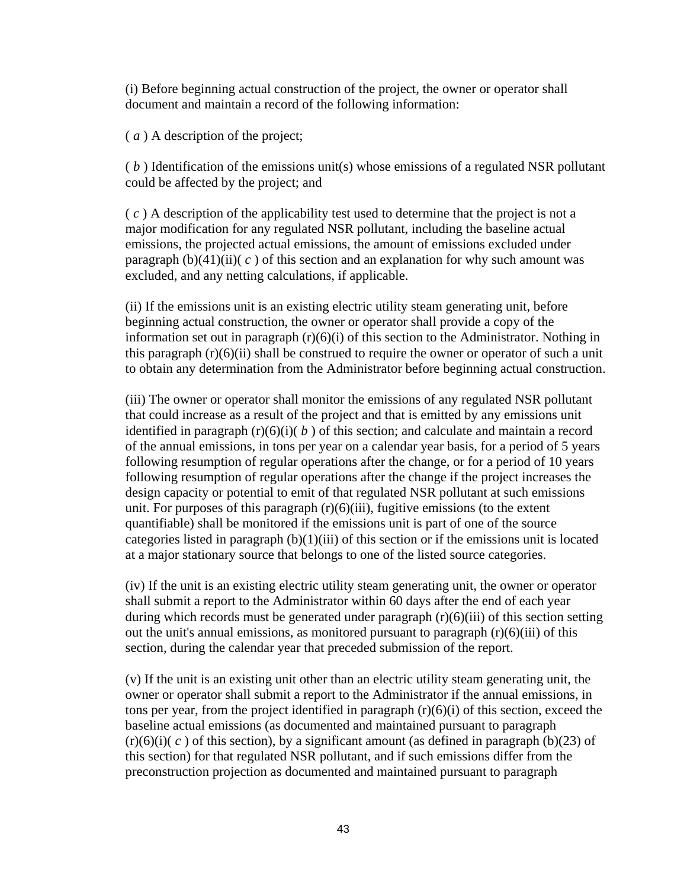(i) Before beginning actual construction of the project, the owner or operator shall document and maintain a record of the following information:

( *a* ) A description of the project;

( *b* ) Identification of the emissions unit(s) whose emissions of a regulated NSR pollutant could be affected by the project; and

( *c* ) A description of the applicability test used to determine that the project is not a major modification for any regulated NSR pollutant, including the baseline actual emissions, the projected actual emissions, the amount of emissions excluded under paragraph (b)(41)(ii)( *c* ) of this section and an explanation for why such amount was excluded, and any netting calculations, if applicable.

(ii) If the emissions unit is an existing electric utility steam generating unit, before beginning actual construction, the owner or operator shall provide a copy of the information set out in paragraph (r)(6)(i) of this section to the Administrator. Nothing in this paragraph (r)(6)(ii) shall be construed to require the owner or operator of such a unit to obtain any determination from the Administrator before beginning actual construction.

(iii) The owner or operator shall monitor the emissions of any regulated NSR pollutant that could increase as a result of the project and that is emitted by any emissions unit identified in paragraph (r)(6)(i)( *b* ) of this section; and calculate and maintain a record of the annual emissions, in tons per year on a calendar year basis, for a period of 5 years following resumption of regular operations after the change, or for a period of 10 years following resumption of regular operations after the change if the project increases the design capacity or potential to emit of that regulated NSR pollutant at such emissions unit. For purposes of this paragraph (r)(6)(iii), fugitive emissions (to the extent quantifiable) shall be monitored if the emissions unit is part of one of the source categories listed in paragraph (b)(1)(iii) of this section or if the emissions unit is located at a major stationary source that belongs to one of the listed source categories.

(iv) If the unit is an existing electric utility steam generating unit, the owner or operator shall submit a report to the Administrator within 60 days after the end of each year during which records must be generated under paragraph (r)(6)(iii) of this section setting out the unit's annual emissions, as monitored pursuant to paragraph (r)(6)(iii) of this section, during the calendar year that preceded submission of the report.

(v) If the unit is an existing unit other than an electric utility steam generating unit, the owner or operator shall submit a report to the Administrator if the annual emissions, in tons per year, from the project identified in paragraph (r)(6)(i) of this section, exceed the baseline actual emissions (as documented and maintained pursuant to paragraph (r)(6)(i)( *c* ) of this section), by a significant amount (as defined in paragraph (b)(23) of this section) for that regulated NSR pollutant, and if such emissions differ from the preconstruction projection as documented and maintained pursuant to paragraph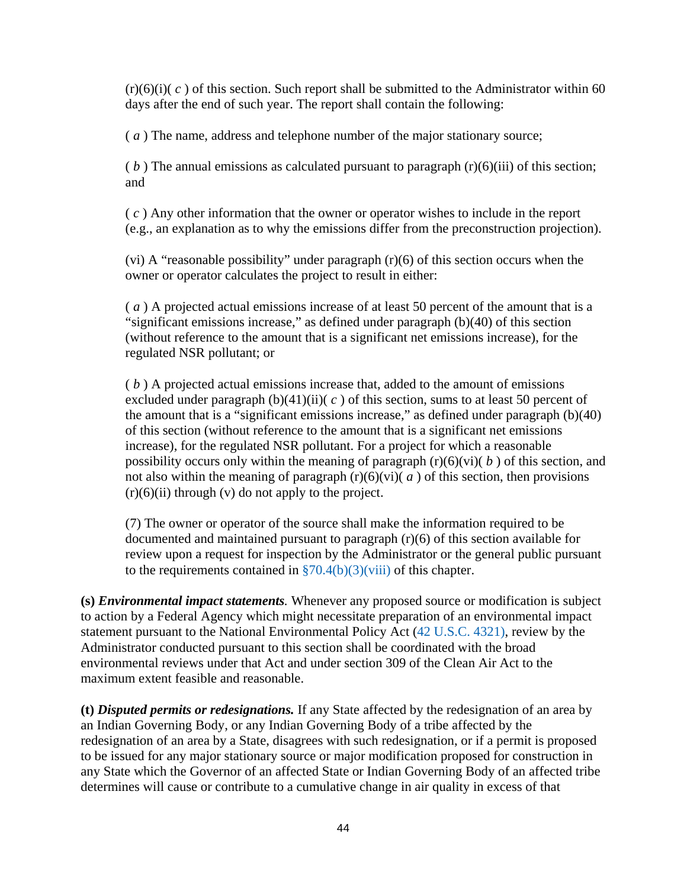(r)(6)(i)( *c* ) of this section. Such report shall be submitted to the Administrator within 60 days after the end of such year. The report shall contain the following:

( *a* ) The name, address and telephone number of the major stationary source;

( *b* ) The annual emissions as calculated pursuant to paragraph (r)(6)(iii) of this section; and

( *c* ) Any other information that the owner or operator wishes to include in the report (e.g., an explanation as to why the emissions differ from the preconstruction projection).

(vi) A "reasonable possibility" under paragraph (r)(6) of this section occurs when the owner or operator calculates the project to result in either:

( *a* ) A projected actual emissions increase of at least 50 percent of the amount that is a "significant emissions increase," as defined under paragraph (b)(40) of this section (without reference to the amount that is a significant net emissions increase), for the regulated NSR pollutant; or

( *b* ) A projected actual emissions increase that, added to the amount of emissions excluded under paragraph (b)(41)(ii)( *c* ) of this section, sums to at least 50 percent of the amount that is a "significant emissions increase," as defined under paragraph (b)(40) of this section (without reference to the amount that is a significant net emissions increase), for the regulated NSR pollutant. For a project for which a reasonable possibility occurs only within the meaning of paragraph (r)(6)(vi)( *b* ) of this section, and not also within the meaning of paragraph (r)(6)(vi)( *a* ) of this section, then provisions (r)(6)(ii) through (v) do not apply to the project.

(7) The owner or operator of the source shall make the information required to be documented and maintained pursuant to paragraph (r)(6) of this section available for review upon a request for inspection by the Administrator or the general public pursuant to the requirements contained in §70.4(b)(3)(viii) of this chapter.

**(s)** ***Environmental impact statements.*** Whenever any proposed source or modification is subject to action by a Federal Agency which might necessitate preparation of an environmental impact statement pursuant to the National Environmental Policy Act (42 U.S.C. 4321), review by the Administrator conducted pursuant to this section shall be coordinated with the broad environmental reviews under that Act and under section 309 of the Clean Air Act to the maximum extent feasible and reasonable.

**(t)** ***Disputed permits or redesignations.*** If any State affected by the redesignation of an area by an Indian Governing Body, or any Indian Governing Body of a tribe affected by the redesignation of an area by a State, disagrees with such redesignation, or if a permit is proposed to be issued for any major stationary source or major modification proposed for construction in any State which the Governor of an affected State or Indian Governing Body of an affected tribe determines will cause or contribute to a cumulative change in air quality in excess of that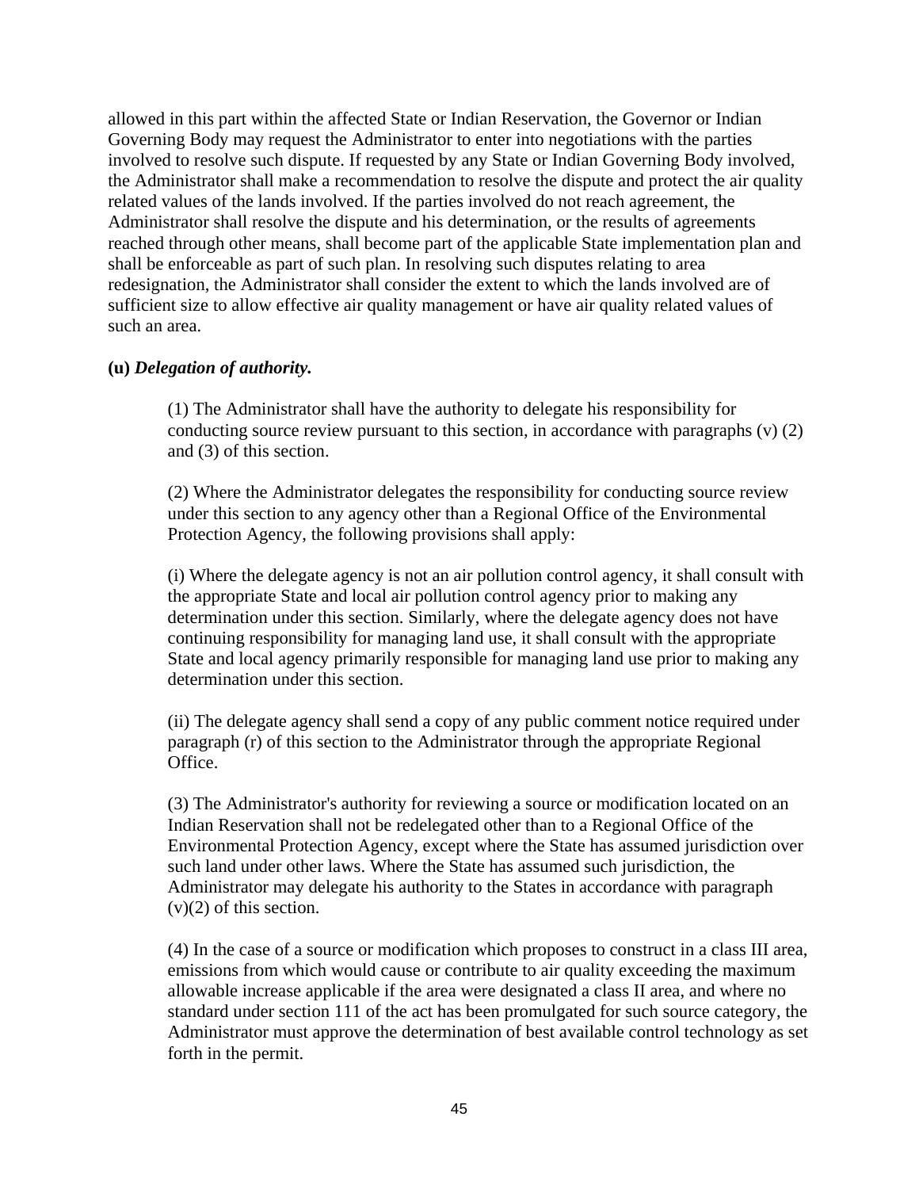allowed in this part within the affected State or Indian Reservation, the Governor or Indian Governing Body may request the Administrator to enter into negotiations with the parties involved to resolve such dispute. If requested by any State or Indian Governing Body involved, the Administrator shall make a recommendation to resolve the dispute and protect the air quality related values of the lands involved. If the parties involved do not reach agreement, the Administrator shall resolve the dispute and his determination, or the results of agreements reached through other means, shall become part of the applicable State implementation plan and shall be enforceable as part of such plan. In resolving such disputes relating to area redesignation, the Administrator shall consider the extent to which the lands involved are of sufficient size to allow effective air quality management or have air quality related values of such an area.

**(u)** ***Delegation of authority.***

> (1) The Administrator shall have the authority to delegate his responsibility for conducting source review pursuant to this section, in accordance with paragraphs (v) (2) and (3) of this section.
>
> (2) Where the Administrator delegates the responsibility for conducting source review under this section to any agency other than a Regional Office of the Environmental Protection Agency, the following provisions shall apply:
>
> (i) Where the delegate agency is not an air pollution control agency, it shall consult with the appropriate State and local air pollution control agency prior to making any determination under this section. Similarly, where the delegate agency does not have continuing responsibility for managing land use, it shall consult with the appropriate State and local agency primarily responsible for managing land use prior to making any determination under this section.
>
> (ii) The delegate agency shall send a copy of any public comment notice required under paragraph (r) of this section to the Administrator through the appropriate Regional Office.
>
> (3) The Administrator's authority for reviewing a source or modification located on an Indian Reservation shall not be redelegated other than to a Regional Office of the Environmental Protection Agency, except where the State has assumed jurisdiction over such land under other laws. Where the State has assumed such jurisdiction, the Administrator may delegate his authority to the States in accordance with paragraph (v)(2) of this section.
>
> (4) In the case of a source or modification which proposes to construct in a class III area, emissions from which would cause or contribute to air quality exceeding the maximum allowable increase applicable if the area were designated a class II area, and where no standard under section 111 of the act has been promulgated for such source category, the Administrator must approve the determination of best available control technology as set forth in the permit.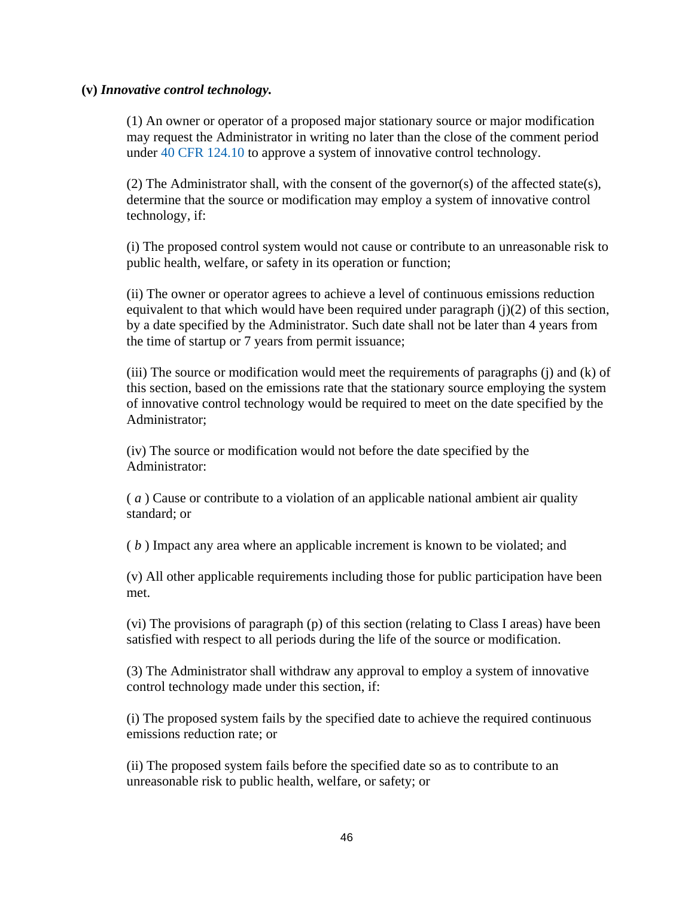**(v)** ***Innovative control technology.***

(1) An owner or operator of a proposed major stationary source or major modification may request the Administrator in writing no later than the close of the comment period under 40 CFR 124.10 to approve a system of innovative control technology.

(2) The Administrator shall, with the consent of the governor(s) of the affected state(s), determine that the source or modification may employ a system of innovative control technology, if:

(i) The proposed control system would not cause or contribute to an unreasonable risk to public health, welfare, or safety in its operation or function;

(ii) The owner or operator agrees to achieve a level of continuous emissions reduction equivalent to that which would have been required under paragraph (j)(2) of this section, by a date specified by the Administrator. Such date shall not be later than 4 years from the time of startup or 7 years from permit issuance;

(iii) The source or modification would meet the requirements of paragraphs (j) and (k) of this section, based on the emissions rate that the stationary source employing the system of innovative control technology would be required to meet on the date specified by the Administrator;

(iv) The source or modification would not before the date specified by the Administrator:

( *a* ) Cause or contribute to a violation of an applicable national ambient air quality standard; or

( *b* ) Impact any area where an applicable increment is known to be violated; and

(v) All other applicable requirements including those for public participation have been met.

(vi) The provisions of paragraph (p) of this section (relating to Class I areas) have been satisfied with respect to all periods during the life of the source or modification.

(3) The Administrator shall withdraw any approval to employ a system of innovative control technology made under this section, if:

(i) The proposed system fails by the specified date to achieve the required continuous emissions reduction rate; or

(ii) The proposed system fails before the specified date so as to contribute to an unreasonable risk to public health, welfare, or safety; or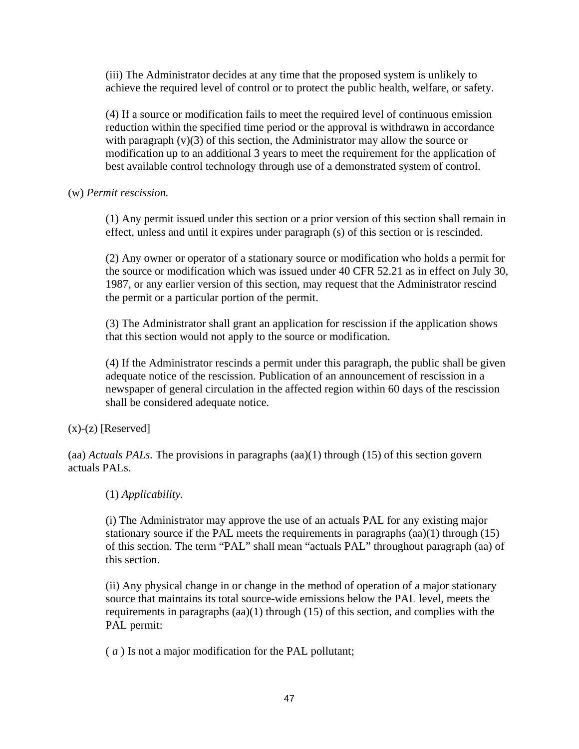(iii) The Administrator decides at any time that the proposed system is unlikely to achieve the required level of control or to protect the public health, welfare, or safety.

(4) If a source or modification fails to meet the required level of continuous emission reduction within the specified time period or the approval is withdrawn in accordance with paragraph (v)(3) of this section, the Administrator may allow the source or modification up to an additional 3 years to meet the requirement for the application of best available control technology through use of a demonstrated system of control.

(w) *Permit rescission.*

(1) Any permit issued under this section or a prior version of this section shall remain in effect, unless and until it expires under paragraph (s) of this section or is rescinded.

(2) Any owner or operator of a stationary source or modification who holds a permit for the source or modification which was issued under 40 CFR 52.21 as in effect on July 30, 1987, or any earlier version of this section, may request that the Administrator rescind the permit or a particular portion of the permit.

(3) The Administrator shall grant an application for rescission if the application shows that this section would not apply to the source or modification.

(4) If the Administrator rescinds a permit under this paragraph, the public shall be given adequate notice of the rescission. Publication of an announcement of rescission in a newspaper of general circulation in the affected region within 60 days of the rescission shall be considered adequate notice.

(x)-(z) [Reserved]

(aa) *Actuals PALs.* The provisions in paragraphs (aa)(1) through (15) of this section govern actuals PALs.

(1) *Applicability.*

(i) The Administrator may approve the use of an actuals PAL for any existing major stationary source if the PAL meets the requirements in paragraphs (aa)(1) through (15) of this section. The term “PAL” shall mean “actuals PAL” throughout paragraph (aa) of this section.

(ii) Any physical change in or change in the method of operation of a major stationary source that maintains its total source-wide emissions below the PAL level, meets the requirements in paragraphs (aa)(1) through (15) of this section, and complies with the PAL permit:

( *a* ) Is not a major modification for the PAL pollutant;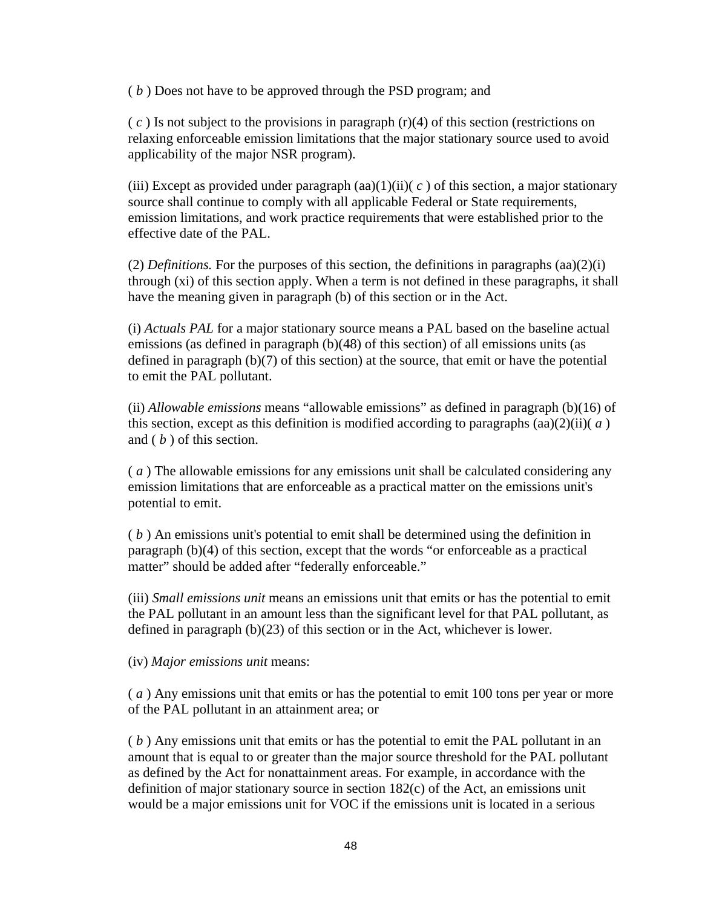( *b* ) Does not have to be approved through the PSD program; and

( *c* ) Is not subject to the provisions in paragraph (r)(4) of this section (restrictions on relaxing enforceable emission limitations that the major stationary source used to avoid applicability of the major NSR program).

(iii) Except as provided under paragraph (aa)(1)(ii)( *c* ) of this section, a major stationary source shall continue to comply with all applicable Federal or State requirements, emission limitations, and work practice requirements that were established prior to the effective date of the PAL.

(2) *Definitions.* For the purposes of this section, the definitions in paragraphs (aa)(2)(i) through (xi) of this section apply. When a term is not defined in these paragraphs, it shall have the meaning given in paragraph (b) of this section or in the Act.

(i) *Actuals PAL* for a major stationary source means a PAL based on the baseline actual emissions (as defined in paragraph (b)(48) of this section) of all emissions units (as defined in paragraph (b)(7) of this section) at the source, that emit or have the potential to emit the PAL pollutant.

(ii) *Allowable emissions* means "allowable emissions" as defined in paragraph (b)(16) of this section, except as this definition is modified according to paragraphs (aa)(2)(ii)( *a* ) and ( *b* ) of this section.

( *a* ) The allowable emissions for any emissions unit shall be calculated considering any emission limitations that are enforceable as a practical matter on the emissions unit's potential to emit.

( *b* ) An emissions unit's potential to emit shall be determined using the definition in paragraph (b)(4) of this section, except that the words "or enforceable as a practical matter" should be added after "federally enforceable."

(iii) *Small emissions unit* means an emissions unit that emits or has the potential to emit the PAL pollutant in an amount less than the significant level for that PAL pollutant, as defined in paragraph (b)(23) of this section or in the Act, whichever is lower.

(iv) *Major emissions unit* means:

( *a* ) Any emissions unit that emits or has the potential to emit 100 tons per year or more of the PAL pollutant in an attainment area; or

( *b* ) Any emissions unit that emits or has the potential to emit the PAL pollutant in an amount that is equal to or greater than the major source threshold for the PAL pollutant as defined by the Act for nonattainment areas. For example, in accordance with the definition of major stationary source in section 182(c) of the Act, an emissions unit would be a major emissions unit for VOC if the emissions unit is located in a serious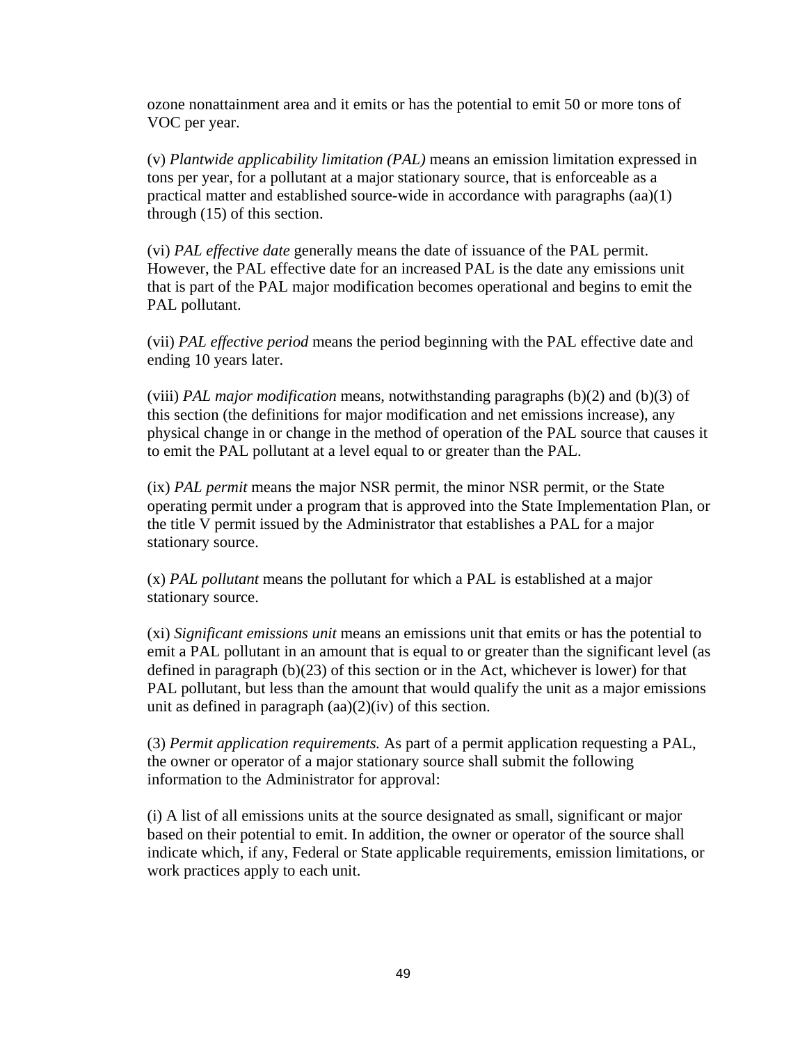ozone nonattainment area and it emits or has the potential to emit 50 or more tons of VOC per year.

(v) *Plantwide applicability limitation (PAL)* means an emission limitation expressed in tons per year, for a pollutant at a major stationary source, that is enforceable as a practical matter and established source-wide in accordance with paragraphs (aa)(1) through (15) of this section.

(vi) *PAL effective date* generally means the date of issuance of the PAL permit. However, the PAL effective date for an increased PAL is the date any emissions unit that is part of the PAL major modification becomes operational and begins to emit the PAL pollutant.

(vii) *PAL effective period* means the period beginning with the PAL effective date and ending 10 years later.

(viii) *PAL major modification* means, notwithstanding paragraphs (b)(2) and (b)(3) of this section (the definitions for major modification and net emissions increase), any physical change in or change in the method of operation of the PAL source that causes it to emit the PAL pollutant at a level equal to or greater than the PAL.

(ix) *PAL permit* means the major NSR permit, the minor NSR permit, or the State operating permit under a program that is approved into the State Implementation Plan, or the title V permit issued by the Administrator that establishes a PAL for a major stationary source.

(x) *PAL pollutant* means the pollutant for which a PAL is established at a major stationary source.

(xi) *Significant emissions unit* means an emissions unit that emits or has the potential to emit a PAL pollutant in an amount that is equal to or greater than the significant level (as defined in paragraph (b)(23) of this section or in the Act, whichever is lower) for that PAL pollutant, but less than the amount that would qualify the unit as a major emissions unit as defined in paragraph (aa)(2)(iv) of this section.

(3) *Permit application requirements.* As part of a permit application requesting a PAL, the owner or operator of a major stationary source shall submit the following information to the Administrator for approval:

(i) A list of all emissions units at the source designated as small, significant or major based on their potential to emit. In addition, the owner or operator of the source shall indicate which, if any, Federal or State applicable requirements, emission limitations, or work practices apply to each unit.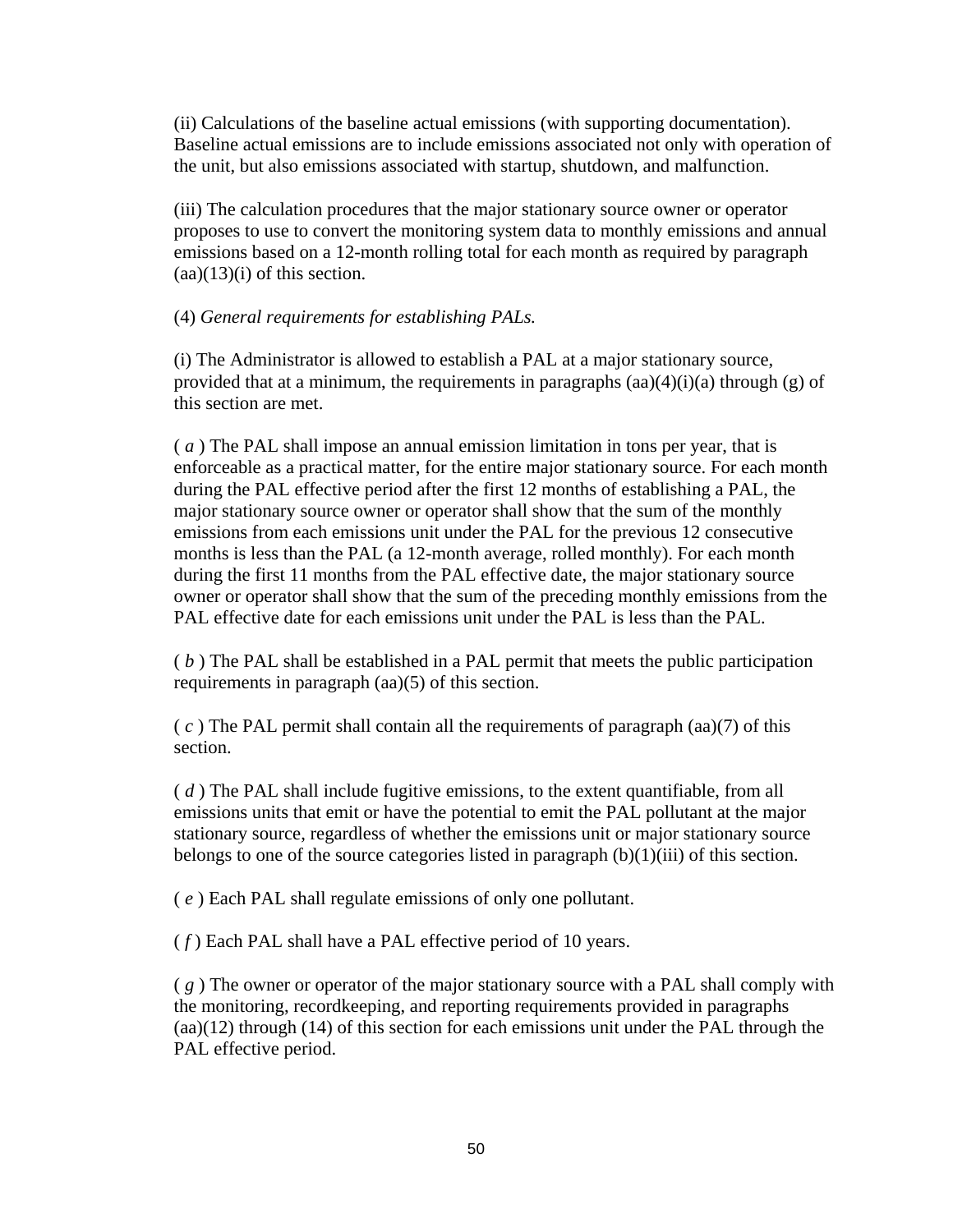(ii) Calculations of the baseline actual emissions (with supporting documentation). Baseline actual emissions are to include emissions associated not only with operation of the unit, but also emissions associated with startup, shutdown, and malfunction.

(iii) The calculation procedures that the major stationary source owner or operator proposes to use to convert the monitoring system data to monthly emissions and annual emissions based on a 12-month rolling total for each month as required by paragraph (aa)(13)(i) of this section.

(4) *General requirements for establishing PALs.*

(i) The Administrator is allowed to establish a PAL at a major stationary source, provided that at a minimum, the requirements in paragraphs (aa)(4)(i)(a) through (g) of this section are met.

( *a* ) The PAL shall impose an annual emission limitation in tons per year, that is enforceable as a practical matter, for the entire major stationary source. For each month during the PAL effective period after the first 12 months of establishing a PAL, the major stationary source owner or operator shall show that the sum of the monthly emissions from each emissions unit under the PAL for the previous 12 consecutive months is less than the PAL (a 12-month average, rolled monthly). For each month during the first 11 months from the PAL effective date, the major stationary source owner or operator shall show that the sum of the preceding monthly emissions from the PAL effective date for each emissions unit under the PAL is less than the PAL.

( *b* ) The PAL shall be established in a PAL permit that meets the public participation requirements in paragraph (aa)(5) of this section.

( *c* ) The PAL permit shall contain all the requirements of paragraph (aa)(7) of this section.

( *d* ) The PAL shall include fugitive emissions, to the extent quantifiable, from all emissions units that emit or have the potential to emit the PAL pollutant at the major stationary source, regardless of whether the emissions unit or major stationary source belongs to one of the source categories listed in paragraph (b)(1)(iii) of this section.

( *e* ) Each PAL shall regulate emissions of only one pollutant.

( *f* ) Each PAL shall have a PAL effective period of 10 years.

( *g* ) The owner or operator of the major stationary source with a PAL shall comply with the monitoring, recordkeeping, and reporting requirements provided in paragraphs (aa)(12) through (14) of this section for each emissions unit under the PAL through the PAL effective period.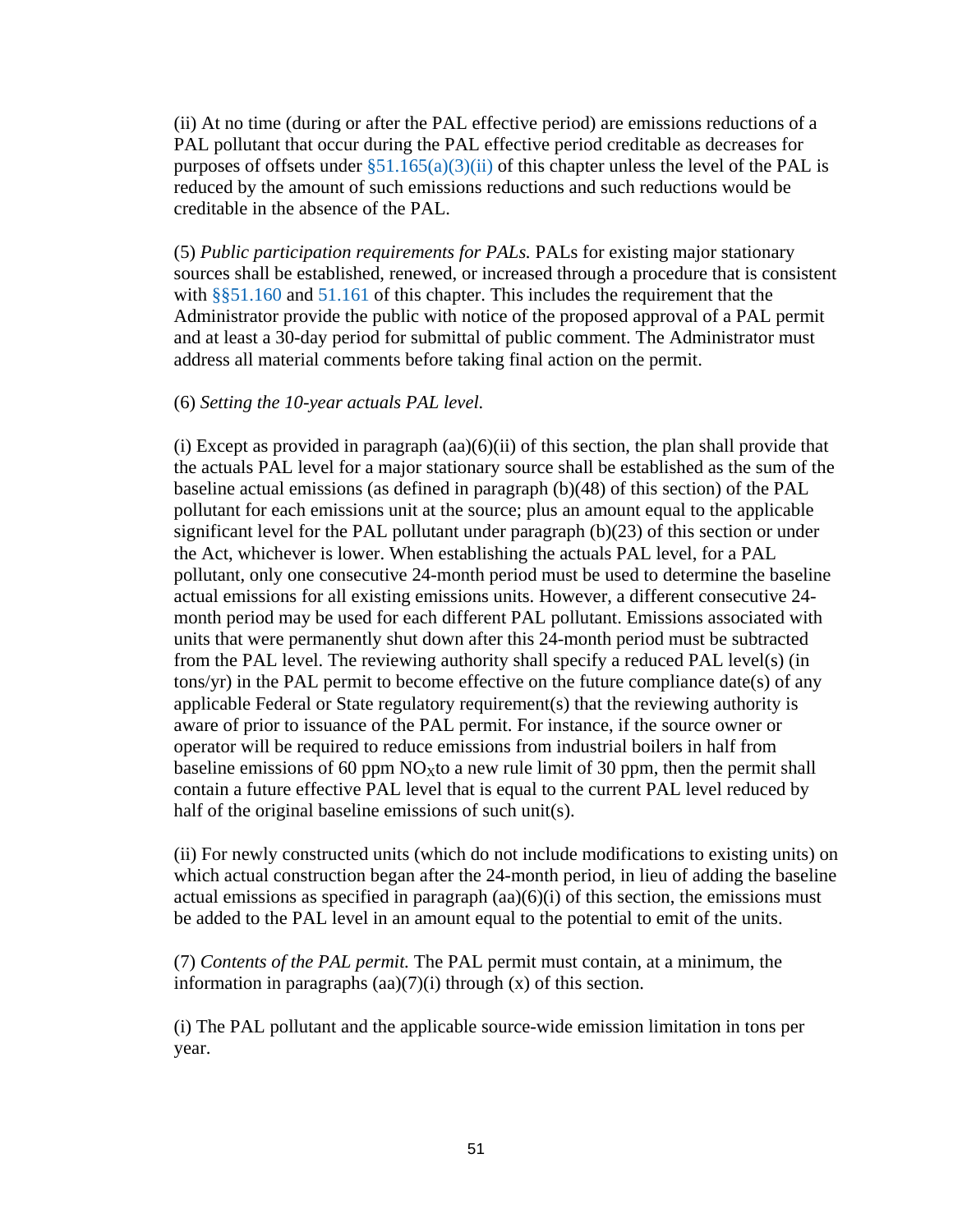(ii) At no time (during or after the PAL effective period) are emissions reductions of a PAL pollutant that occur during the PAL effective period creditable as decreases for purposes of offsets under §51.165(a)(3)(ii) of this chapter unless the level of the PAL is reduced by the amount of such emissions reductions and such reductions would be creditable in the absence of the PAL.

(5) *Public participation requirements for PALs.* PALs for existing major stationary sources shall be established, renewed, or increased through a procedure that is consistent with §§51.160 and 51.161 of this chapter. This includes the requirement that the Administrator provide the public with notice of the proposed approval of a PAL permit and at least a 30-day period for submittal of public comment. The Administrator must address all material comments before taking final action on the permit.

(6) *Setting the 10-year actuals PAL level.*

(i) Except as provided in paragraph (aa)(6)(ii) of this section, the plan shall provide that the actuals PAL level for a major stationary source shall be established as the sum of the baseline actual emissions (as defined in paragraph (b)(48) of this section) of the PAL pollutant for each emissions unit at the source; plus an amount equal to the applicable significant level for the PAL pollutant under paragraph (b)(23) of this section or under the Act, whichever is lower. When establishing the actuals PAL level, for a PAL pollutant, only one consecutive 24-month period must be used to determine the baseline actual emissions for all existing emissions units. However, a different consecutive 24-month period may be used for each different PAL pollutant. Emissions associated with units that were permanently shut down after this 24-month period must be subtracted from the PAL level. The reviewing authority shall specify a reduced PAL level(s) (in tons/yr) in the PAL permit to become effective on the future compliance date(s) of any applicable Federal or State regulatory requirement(s) that the reviewing authority is aware of prior to issuance of the PAL permit. For instance, if the source owner or operator will be required to reduce emissions from industrial boilers in half from baseline emissions of 60 ppm $NO_X$ to a new rule limit of 30 ppm, then the permit shall contain a future effective PAL level that is equal to the current PAL level reduced by half of the original baseline emissions of such unit(s).

(ii) For newly constructed units (which do not include modifications to existing units) on which actual construction began after the 24-month period, in lieu of adding the baseline actual emissions as specified in paragraph (aa)(6)(i) of this section, the emissions must be added to the PAL level in an amount equal to the potential to emit of the units.

(7) *Contents of the PAL permit.* The PAL permit must contain, at a minimum, the information in paragraphs (aa)(7)(i) through (x) of this section.

(i) The PAL pollutant and the applicable source-wide emission limitation in tons per year.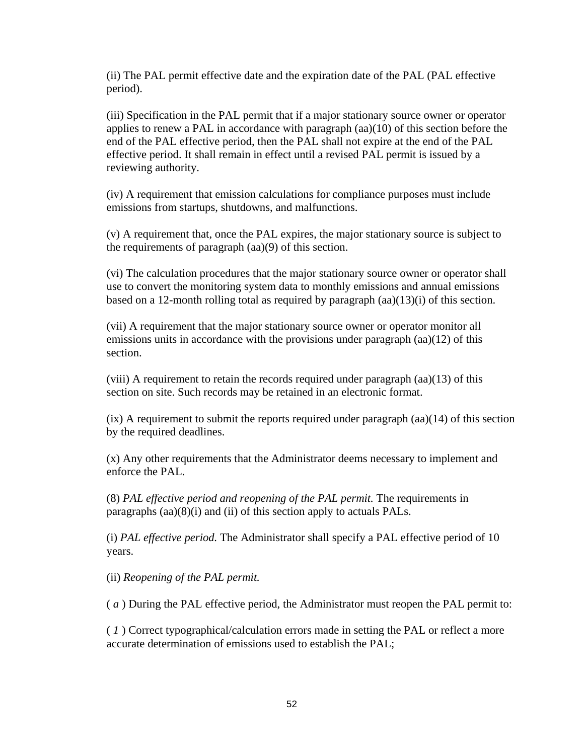(ii) The PAL permit effective date and the expiration date of the PAL (PAL effective period).

(iii) Specification in the PAL permit that if a major stationary source owner or operator applies to renew a PAL in accordance with paragraph (aa)(10) of this section before the end of the PAL effective period, then the PAL shall not expire at the end of the PAL effective period. It shall remain in effect until a revised PAL permit is issued by a reviewing authority.

(iv) A requirement that emission calculations for compliance purposes must include emissions from startups, shutdowns, and malfunctions.

(v) A requirement that, once the PAL expires, the major stationary source is subject to the requirements of paragraph (aa)(9) of this section.

(vi) The calculation procedures that the major stationary source owner or operator shall use to convert the monitoring system data to monthly emissions and annual emissions based on a 12-month rolling total as required by paragraph (aa)(13)(i) of this section.

(vii) A requirement that the major stationary source owner or operator monitor all emissions units in accordance with the provisions under paragraph (aa)(12) of this section.

(viii) A requirement to retain the records required under paragraph (aa)(13) of this section on site. Such records may be retained in an electronic format.

(ix) A requirement to submit the reports required under paragraph (aa)(14) of this section by the required deadlines.

(x) Any other requirements that the Administrator deems necessary to implement and enforce the PAL.

(8) *PAL effective period and reopening of the PAL permit.* The requirements in paragraphs (aa)(8)(i) and (ii) of this section apply to actuals PALs.

(i) *PAL effective period.* The Administrator shall specify a PAL effective period of 10 years.

(ii) *Reopening of the PAL permit.*

( *a* ) During the PAL effective period, the Administrator must reopen the PAL permit to:

( *1* ) Correct typographical/calculation errors made in setting the PAL or reflect a more accurate determination of emissions used to establish the PAL;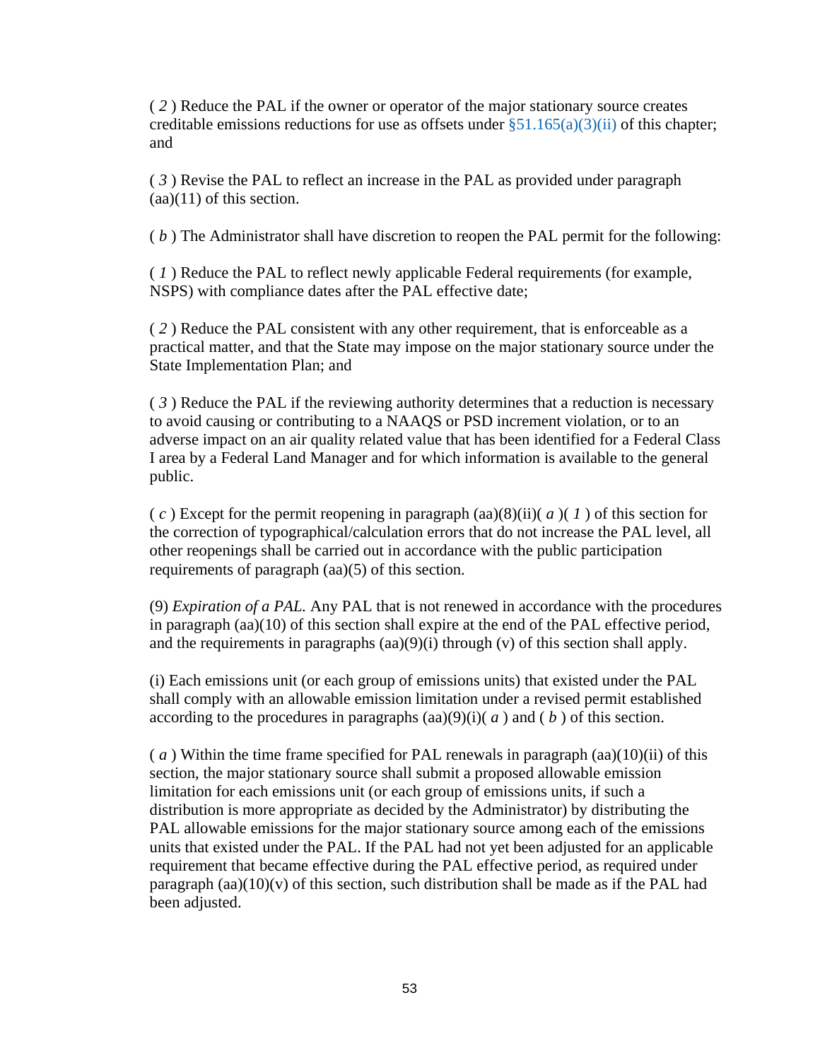( *2* ) Reduce the PAL if the owner or operator of the major stationary source creates creditable emissions reductions for use as offsets under §51.165(a)(3)(ii) of this chapter; and

( *3* ) Revise the PAL to reflect an increase in the PAL as provided under paragraph (aa)(11) of this section.

( *b* ) The Administrator shall have discretion to reopen the PAL permit for the following:

( *1* ) Reduce the PAL to reflect newly applicable Federal requirements (for example, NSPS) with compliance dates after the PAL effective date;

( *2* ) Reduce the PAL consistent with any other requirement, that is enforceable as a practical matter, and that the State may impose on the major stationary source under the State Implementation Plan; and

( *3* ) Reduce the PAL if the reviewing authority determines that a reduction is necessary to avoid causing or contributing to a NAAQS or PSD increment violation, or to an adverse impact on an air quality related value that has been identified for a Federal Class I area by a Federal Land Manager and for which information is available to the general public.

( *c* ) Except for the permit reopening in paragraph (aa)(8)(ii)( *a* )( *1* ) of this section for the correction of typographical/calculation errors that do not increase the PAL level, all other reopenings shall be carried out in accordance with the public participation requirements of paragraph (aa)(5) of this section.

(9) *Expiration of a PAL.* Any PAL that is not renewed in accordance with the procedures in paragraph (aa)(10) of this section shall expire at the end of the PAL effective period, and the requirements in paragraphs (aa)(9)(i) through (v) of this section shall apply.

(i) Each emissions unit (or each group of emissions units) that existed under the PAL shall comply with an allowable emission limitation under a revised permit established according to the procedures in paragraphs (aa)(9)(i)( *a* ) and ( *b* ) of this section.

( *a* ) Within the time frame specified for PAL renewals in paragraph (aa)(10)(ii) of this section, the major stationary source shall submit a proposed allowable emission limitation for each emissions unit (or each group of emissions units, if such a distribution is more appropriate as decided by the Administrator) by distributing the PAL allowable emissions for the major stationary source among each of the emissions units that existed under the PAL. If the PAL had not yet been adjusted for an applicable requirement that became effective during the PAL effective period, as required under paragraph (aa)(10)(v) of this section, such distribution shall be made as if the PAL had been adjusted.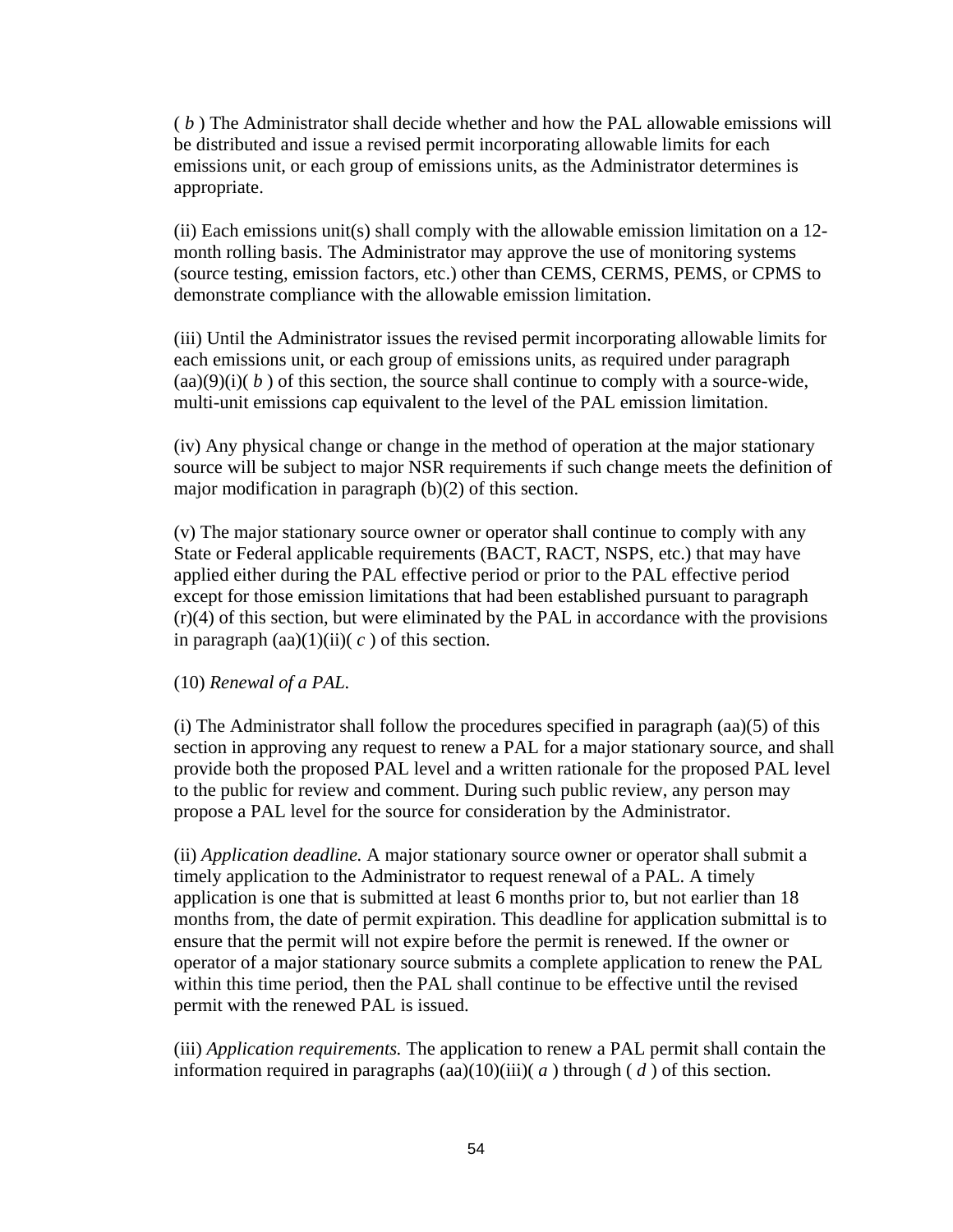( *b* ) The Administrator shall decide whether and how the PAL allowable emissions will be distributed and issue a revised permit incorporating allowable limits for each emissions unit, or each group of emissions units, as the Administrator determines is appropriate.

(ii) Each emissions unit(s) shall comply with the allowable emission limitation on a 12-month rolling basis. The Administrator may approve the use of monitoring systems (source testing, emission factors, etc.) other than CEMS, CERMS, PEMS, or CPMS to demonstrate compliance with the allowable emission limitation.

(iii) Until the Administrator issues the revised permit incorporating allowable limits for each emissions unit, or each group of emissions units, as required under paragraph (aa)(9)(i)( *b* ) of this section, the source shall continue to comply with a source-wide, multi-unit emissions cap equivalent to the level of the PAL emission limitation.

(iv) Any physical change or change in the method of operation at the major stationary source will be subject to major NSR requirements if such change meets the definition of major modification in paragraph (b)(2) of this section.

(v) The major stationary source owner or operator shall continue to comply with any State or Federal applicable requirements (BACT, RACT, NSPS, etc.) that may have applied either during the PAL effective period or prior to the PAL effective period except for those emission limitations that had been established pursuant to paragraph (r)(4) of this section, but were eliminated by the PAL in accordance with the provisions in paragraph (aa)(1)(ii)( *c* ) of this section.

(10) *Renewal of a PAL.*

(i) The Administrator shall follow the procedures specified in paragraph (aa)(5) of this section in approving any request to renew a PAL for a major stationary source, and shall provide both the proposed PAL level and a written rationale for the proposed PAL level to the public for review and comment. During such public review, any person may propose a PAL level for the source for consideration by the Administrator.

(ii) *Application deadline.* A major stationary source owner or operator shall submit a timely application to the Administrator to request renewal of a PAL. A timely application is one that is submitted at least 6 months prior to, but not earlier than 18 months from, the date of permit expiration. This deadline for application submittal is to ensure that the permit will not expire before the permit is renewed. If the owner or operator of a major stationary source submits a complete application to renew the PAL within this time period, then the PAL shall continue to be effective until the revised permit with the renewed PAL is issued.

(iii) *Application requirements.* The application to renew a PAL permit shall contain the information required in paragraphs (aa)(10)(iii)( *a* ) through ( *d* ) of this section.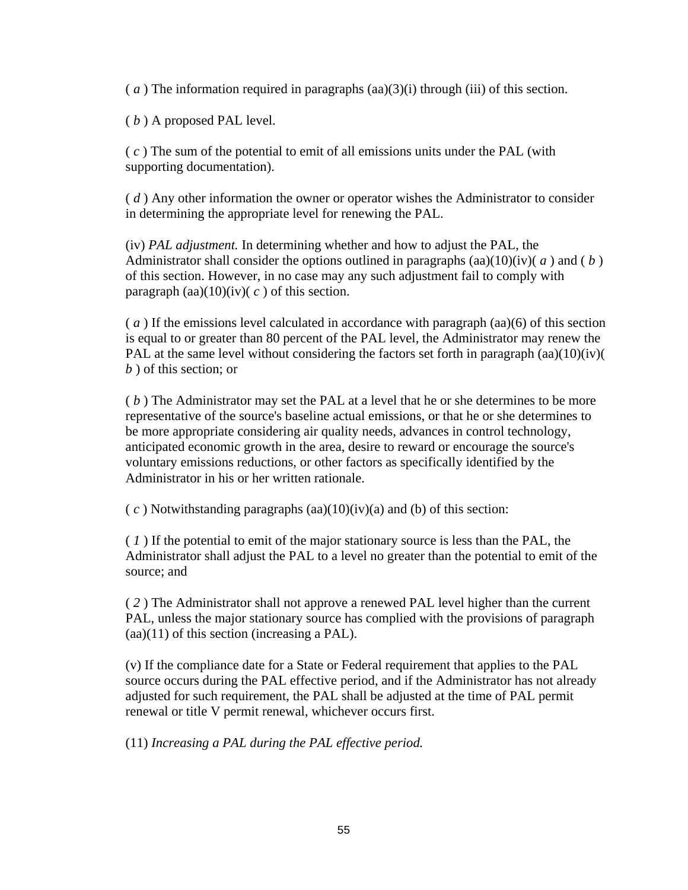( *a* ) The information required in paragraphs (aa)(3)(i) through (iii) of this section.

( *b* ) A proposed PAL level.

( *c* ) The sum of the potential to emit of all emissions units under the PAL (with supporting documentation).

( *d* ) Any other information the owner or operator wishes the Administrator to consider in determining the appropriate level for renewing the PAL.

(iv) *PAL adjustment.* In determining whether and how to adjust the PAL, the Administrator shall consider the options outlined in paragraphs (aa)(10)(iv)( *a* ) and ( *b* ) of this section. However, in no case may any such adjustment fail to comply with paragraph (aa)(10)(iv)( *c* ) of this section.

( *a* ) If the emissions level calculated in accordance with paragraph (aa)(6) of this section is equal to or greater than 80 percent of the PAL level, the Administrator may renew the PAL at the same level without considering the factors set forth in paragraph (aa)(10)(iv)( *b* ) of this section; or

( *b* ) The Administrator may set the PAL at a level that he or she determines to be more representative of the source's baseline actual emissions, or that he or she determines to be more appropriate considering air quality needs, advances in control technology, anticipated economic growth in the area, desire to reward or encourage the source's voluntary emissions reductions, or other factors as specifically identified by the Administrator in his or her written rationale.

( *c* ) Notwithstanding paragraphs (aa)(10)(iv)(a) and (b) of this section:

( *1* ) If the potential to emit of the major stationary source is less than the PAL, the Administrator shall adjust the PAL to a level no greater than the potential to emit of the source; and

( *2* ) The Administrator shall not approve a renewed PAL level higher than the current PAL, unless the major stationary source has complied with the provisions of paragraph (aa)(11) of this section (increasing a PAL).

(v) If the compliance date for a State or Federal requirement that applies to the PAL source occurs during the PAL effective period, and if the Administrator has not already adjusted for such requirement, the PAL shall be adjusted at the time of PAL permit renewal or title V permit renewal, whichever occurs first.

(11) *Increasing a PAL during the PAL effective period.*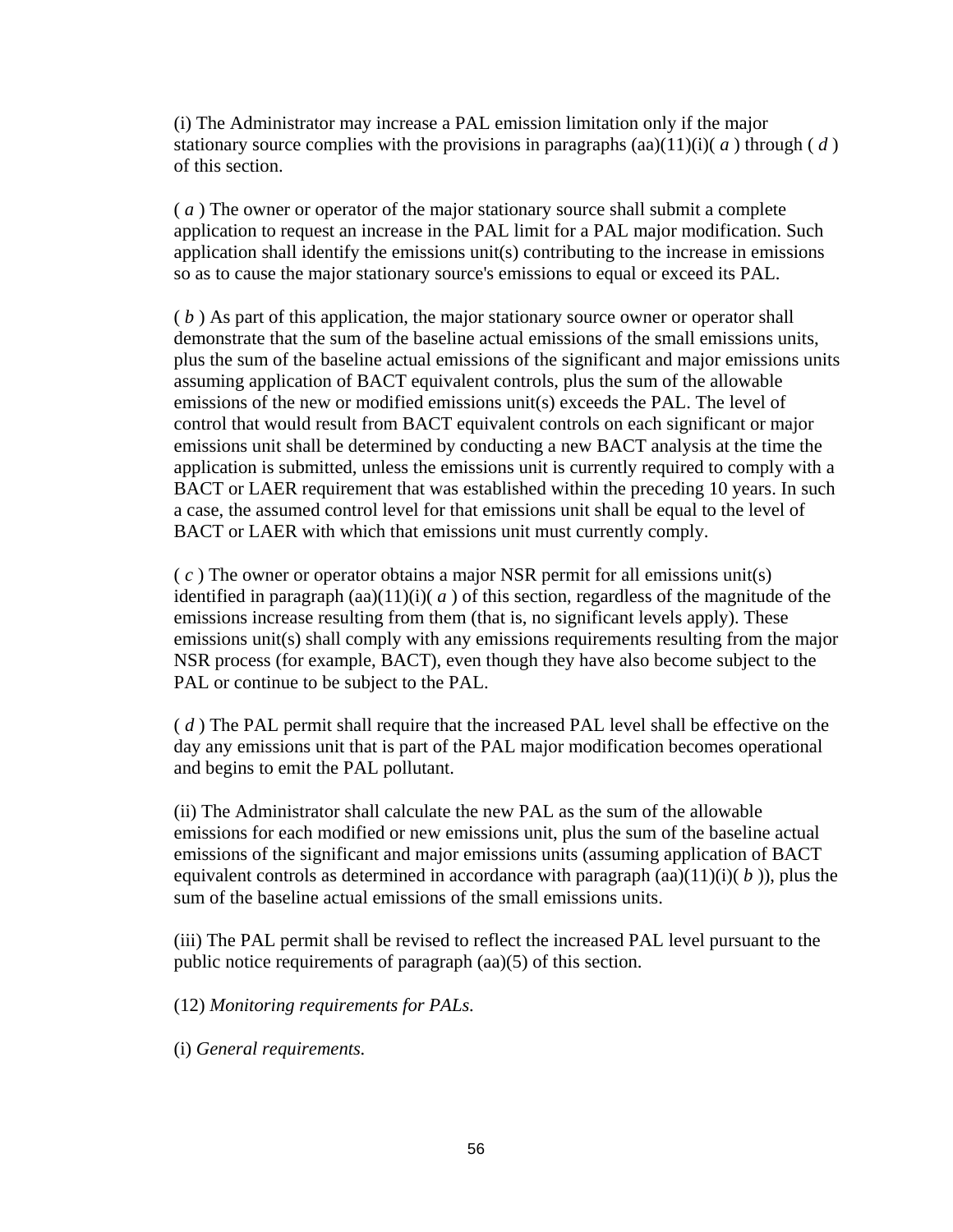(i) The Administrator may increase a PAL emission limitation only if the major stationary source complies with the provisions in paragraphs (aa)(11)(i)( *a* ) through ( *d* ) of this section.

( *a* ) The owner or operator of the major stationary source shall submit a complete application to request an increase in the PAL limit for a PAL major modification. Such application shall identify the emissions unit(s) contributing to the increase in emissions so as to cause the major stationary source's emissions to equal or exceed its PAL.

( *b* ) As part of this application, the major stationary source owner or operator shall demonstrate that the sum of the baseline actual emissions of the small emissions units, plus the sum of the baseline actual emissions of the significant and major emissions units assuming application of BACT equivalent controls, plus the sum of the allowable emissions of the new or modified emissions unit(s) exceeds the PAL. The level of control that would result from BACT equivalent controls on each significant or major emissions unit shall be determined by conducting a new BACT analysis at the time the application is submitted, unless the emissions unit is currently required to comply with a BACT or LAER requirement that was established within the preceding 10 years. In such a case, the assumed control level for that emissions unit shall be equal to the level of BACT or LAER with which that emissions unit must currently comply.

( *c* ) The owner or operator obtains a major NSR permit for all emissions unit(s) identified in paragraph (aa)(11)(i)( *a* ) of this section, regardless of the magnitude of the emissions increase resulting from them (that is, no significant levels apply). These emissions unit(s) shall comply with any emissions requirements resulting from the major NSR process (for example, BACT), even though they have also become subject to the PAL or continue to be subject to the PAL.

( *d* ) The PAL permit shall require that the increased PAL level shall be effective on the day any emissions unit that is part of the PAL major modification becomes operational and begins to emit the PAL pollutant.

(ii) The Administrator shall calculate the new PAL as the sum of the allowable emissions for each modified or new emissions unit, plus the sum of the baseline actual emissions of the significant and major emissions units (assuming application of BACT equivalent controls as determined in accordance with paragraph (aa)(11)(i)( *b* )), plus the sum of the baseline actual emissions of the small emissions units.

(iii) The PAL permit shall be revised to reflect the increased PAL level pursuant to the public notice requirements of paragraph (aa)(5) of this section.

(12) *Monitoring requirements for PALs.*

(i) *General requirements.*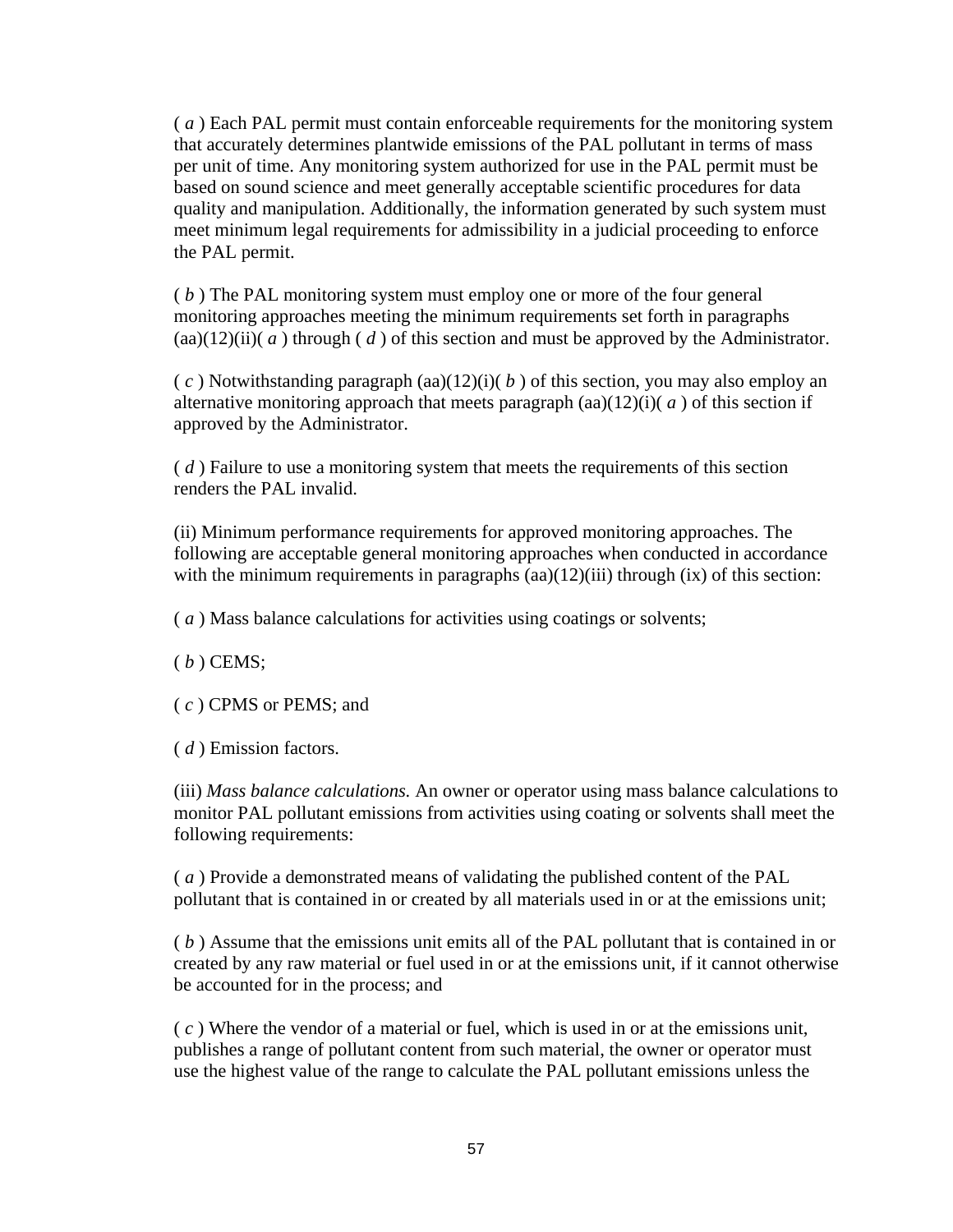( *a* ) Each PAL permit must contain enforceable requirements for the monitoring system that accurately determines plantwide emissions of the PAL pollutant in terms of mass per unit of time. Any monitoring system authorized for use in the PAL permit must be based on sound science and meet generally acceptable scientific procedures for data quality and manipulation. Additionally, the information generated by such system must meet minimum legal requirements for admissibility in a judicial proceeding to enforce the PAL permit.

( *b* ) The PAL monitoring system must employ one or more of the four general monitoring approaches meeting the minimum requirements set forth in paragraphs (aa)(12)(ii)( *a* ) through ( *d* ) of this section and must be approved by the Administrator.

( *c* ) Notwithstanding paragraph (aa)(12)(i)( *b* ) of this section, you may also employ an alternative monitoring approach that meets paragraph (aa)(12)(i)( *a* ) of this section if approved by the Administrator.

( *d* ) Failure to use a monitoring system that meets the requirements of this section renders the PAL invalid.

(ii) Minimum performance requirements for approved monitoring approaches. The following are acceptable general monitoring approaches when conducted in accordance with the minimum requirements in paragraphs (aa)(12)(iii) through (ix) of this section:

( *a* ) Mass balance calculations for activities using coatings or solvents;

( *b* ) CEMS;

( *c* ) CPMS or PEMS; and

( *d* ) Emission factors.

(iii) *Mass balance calculations.* An owner or operator using mass balance calculations to monitor PAL pollutant emissions from activities using coating or solvents shall meet the following requirements:

( *a* ) Provide a demonstrated means of validating the published content of the PAL pollutant that is contained in or created by all materials used in or at the emissions unit;

( *b* ) Assume that the emissions unit emits all of the PAL pollutant that is contained in or created by any raw material or fuel used in or at the emissions unit, if it cannot otherwise be accounted for in the process; and

( *c* ) Where the vendor of a material or fuel, which is used in or at the emissions unit, publishes a range of pollutant content from such material, the owner or operator must use the highest value of the range to calculate the PAL pollutant emissions unless the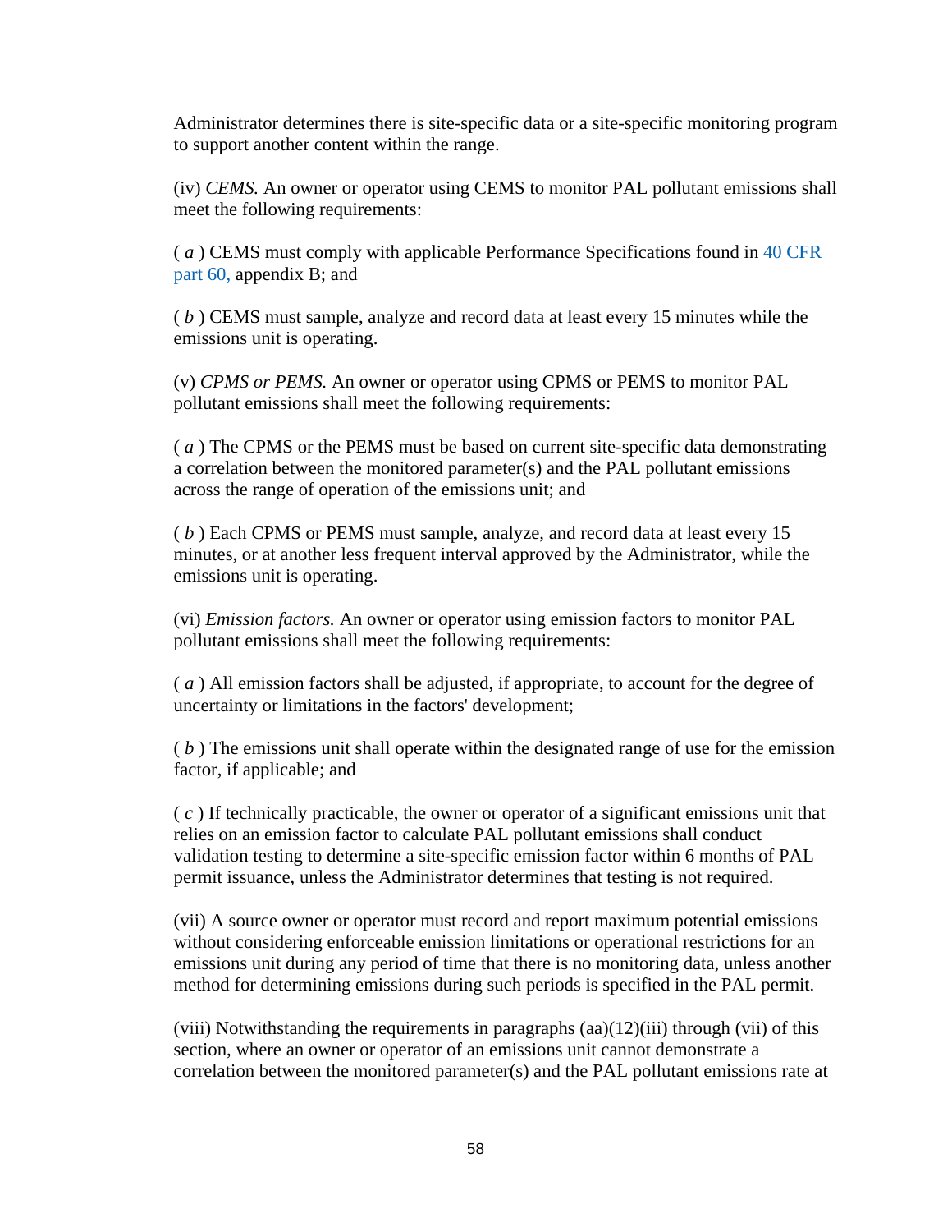Administrator determines there is site-specific data or a site-specific monitoring program to support another content within the range.

(iv) *CEMS.* An owner or operator using CEMS to monitor PAL pollutant emissions shall meet the following requirements:

( *a* ) CEMS must comply with applicable Performance Specifications found in 40 CFR part 60, appendix B; and

( *b* ) CEMS must sample, analyze and record data at least every 15 minutes while the emissions unit is operating.

(v) *CPMS or PEMS.* An owner or operator using CPMS or PEMS to monitor PAL pollutant emissions shall meet the following requirements:

( *a* ) The CPMS or the PEMS must be based on current site-specific data demonstrating a correlation between the monitored parameter(s) and the PAL pollutant emissions across the range of operation of the emissions unit; and

( *b* ) Each CPMS or PEMS must sample, analyze, and record data at least every 15 minutes, or at another less frequent interval approved by the Administrator, while the emissions unit is operating.

(vi) *Emission factors.* An owner or operator using emission factors to monitor PAL pollutant emissions shall meet the following requirements:

( *a* ) All emission factors shall be adjusted, if appropriate, to account for the degree of uncertainty or limitations in the factors' development;

( *b* ) The emissions unit shall operate within the designated range of use for the emission factor, if applicable; and

( *c* ) If technically practicable, the owner or operator of a significant emissions unit that relies on an emission factor to calculate PAL pollutant emissions shall conduct validation testing to determine a site-specific emission factor within 6 months of PAL permit issuance, unless the Administrator determines that testing is not required.

(vii) A source owner or operator must record and report maximum potential emissions without considering enforceable emission limitations or operational restrictions for an emissions unit during any period of time that there is no monitoring data, unless another method for determining emissions during such periods is specified in the PAL permit.

(viii) Notwithstanding the requirements in paragraphs (aa)(12)(iii) through (vii) of this section, where an owner or operator of an emissions unit cannot demonstrate a correlation between the monitored parameter(s) and the PAL pollutant emissions rate at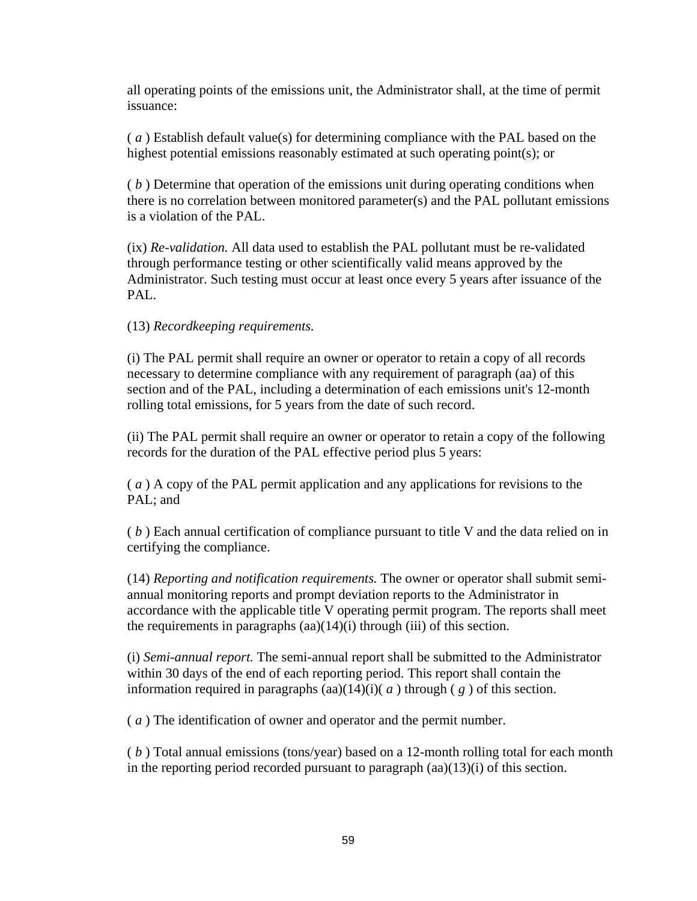all operating points of the emissions unit, the Administrator shall, at the time of permit issuance:

( *a* ) Establish default value(s) for determining compliance with the PAL based on the highest potential emissions reasonably estimated at such operating point(s); or

( *b* ) Determine that operation of the emissions unit during operating conditions when there is no correlation between monitored parameter(s) and the PAL pollutant emissions is a violation of the PAL.

(ix) *Re-validation.* All data used to establish the PAL pollutant must be re-validated through performance testing or other scientifically valid means approved by the Administrator. Such testing must occur at least once every 5 years after issuance of the PAL.

(13) *Recordkeeping requirements.*

(i) The PAL permit shall require an owner or operator to retain a copy of all records necessary to determine compliance with any requirement of paragraph (aa) of this section and of the PAL, including a determination of each emissions unit's 12-month rolling total emissions, for 5 years from the date of such record.

(ii) The PAL permit shall require an owner or operator to retain a copy of the following records for the duration of the PAL effective period plus 5 years:

( *a* ) A copy of the PAL permit application and any applications for revisions to the PAL; and

( *b* ) Each annual certification of compliance pursuant to title V and the data relied on in certifying the compliance.

(14) *Reporting and notification requirements.* The owner or operator shall submit semi-annual monitoring reports and prompt deviation reports to the Administrator in accordance with the applicable title V operating permit program. The reports shall meet the requirements in paragraphs (aa)(14)(i) through (iii) of this section.

(i) *Semi-annual report.* The semi-annual report shall be submitted to the Administrator within 30 days of the end of each reporting period. This report shall contain the information required in paragraphs (aa)(14)(i)( *a* ) through ( *g* ) of this section.

( *a* ) The identification of owner and operator and the permit number.

( *b* ) Total annual emissions (tons/year) based on a 12-month rolling total for each month in the reporting period recorded pursuant to paragraph (aa)(13)(i) of this section.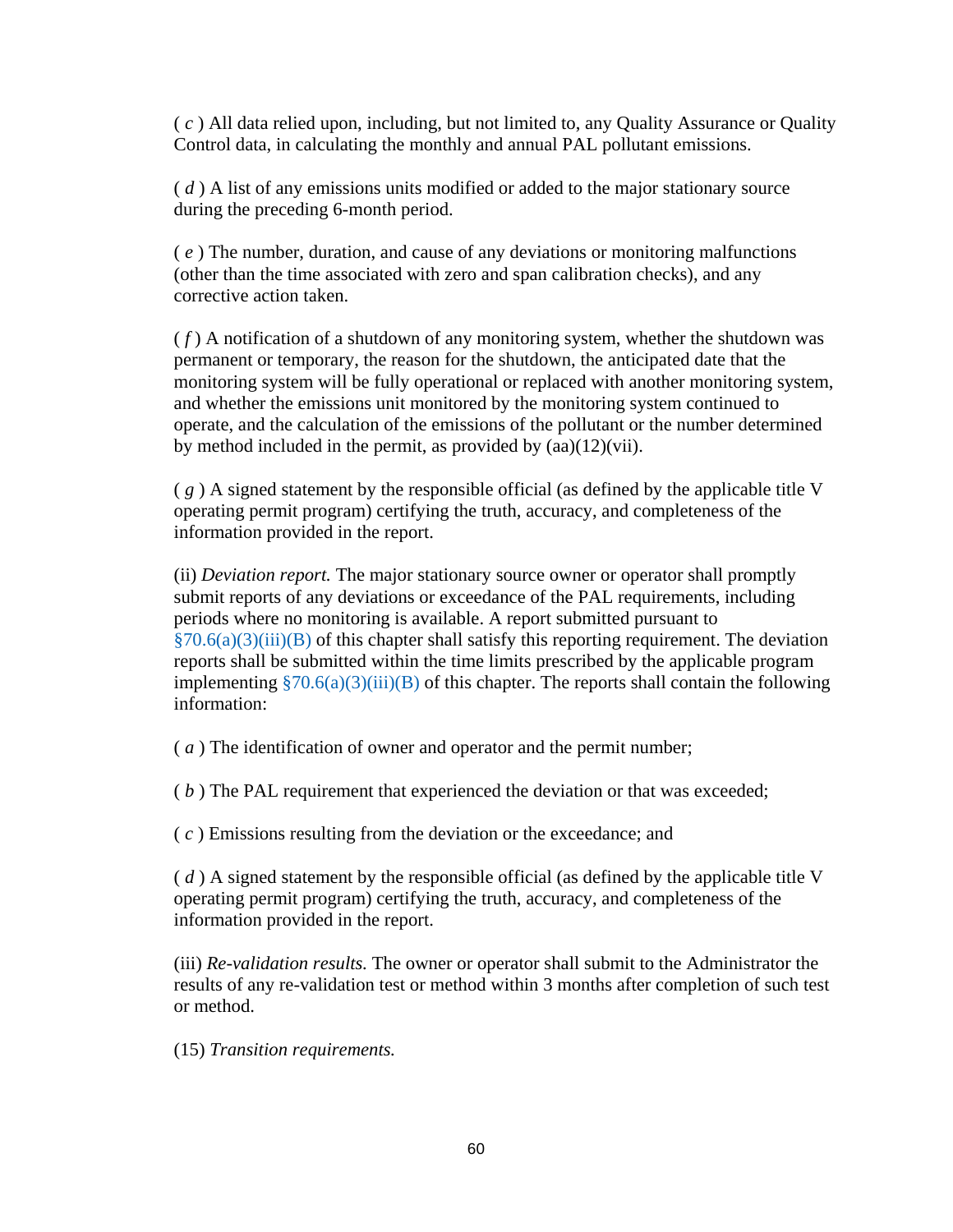( *c* ) All data relied upon, including, but not limited to, any Quality Assurance or Quality Control data, in calculating the monthly and annual PAL pollutant emissions.

( *d* ) A list of any emissions units modified or added to the major stationary source during the preceding 6-month period.

( *e* ) The number, duration, and cause of any deviations or monitoring malfunctions (other than the time associated with zero and span calibration checks), and any corrective action taken.

( *f* ) A notification of a shutdown of any monitoring system, whether the shutdown was permanent or temporary, the reason for the shutdown, the anticipated date that the monitoring system will be fully operational or replaced with another monitoring system, and whether the emissions unit monitored by the monitoring system continued to operate, and the calculation of the emissions of the pollutant or the number determined by method included in the permit, as provided by (aa)(12)(vii).

( *g* ) A signed statement by the responsible official (as defined by the applicable title V operating permit program) certifying the truth, accuracy, and completeness of the information provided in the report.

(ii) *Deviation report.* The major stationary source owner or operator shall promptly submit reports of any deviations or exceedance of the PAL requirements, including periods where no monitoring is available. A report submitted pursuant to §70.6(a)(3)(iii)(B) of this chapter shall satisfy this reporting requirement. The deviation reports shall be submitted within the time limits prescribed by the applicable program implementing §70.6(a)(3)(iii)(B) of this chapter. The reports shall contain the following information:

( *a* ) The identification of owner and operator and the permit number;

( *b* ) The PAL requirement that experienced the deviation or that was exceeded;

( *c* ) Emissions resulting from the deviation or the exceedance; and

( *d* ) A signed statement by the responsible official (as defined by the applicable title V operating permit program) certifying the truth, accuracy, and completeness of the information provided in the report.

(iii) *Re-validation results.* The owner or operator shall submit to the Administrator the results of any re-validation test or method within 3 months after completion of such test or method.

(15) *Transition requirements.*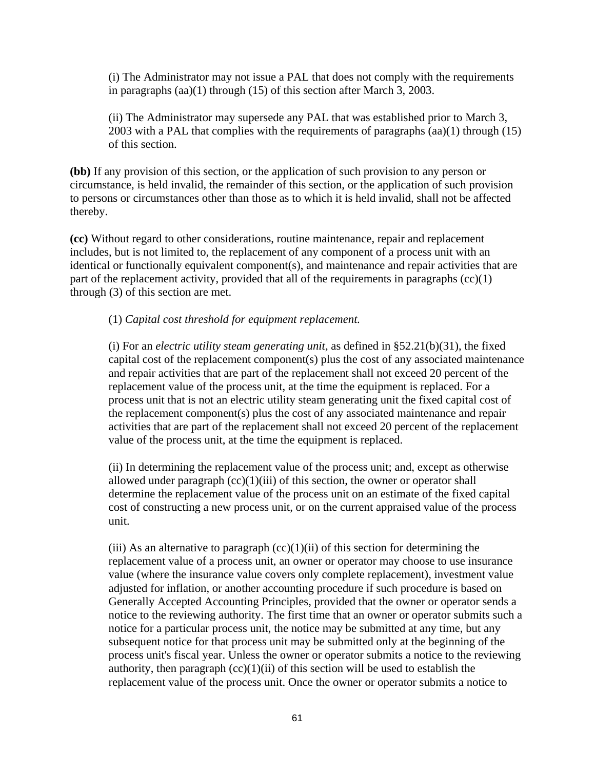(i) The Administrator may not issue a PAL that does not comply with the requirements in paragraphs (aa)(1) through (15) of this section after March 3, 2003.

(ii) The Administrator may supersede any PAL that was established prior to March 3, 2003 with a PAL that complies with the requirements of paragraphs (aa)(1) through (15) of this section.

**(bb)** If any provision of this section, or the application of such provision to any person or circumstance, is held invalid, the remainder of this section, or the application of such provision to persons or circumstances other than those as to which it is held invalid, shall not be affected thereby.

**(cc)** Without regard to other considerations, routine maintenance, repair and replacement includes, but is not limited to, the replacement of any component of a process unit with an identical or functionally equivalent component(s), and maintenance and repair activities that are part of the replacement activity, provided that all of the requirements in paragraphs (cc)(1) through (3) of this section are met.

(1) *Capital cost threshold for equipment replacement.*

(i) For an *electric utility steam generating unit,* as defined in §52.21(b)(31), the fixed capital cost of the replacement component(s) plus the cost of any associated maintenance and repair activities that are part of the replacement shall not exceed 20 percent of the replacement value of the process unit, at the time the equipment is replaced. For a process unit that is not an electric utility steam generating unit the fixed capital cost of the replacement component(s) plus the cost of any associated maintenance and repair activities that are part of the replacement shall not exceed 20 percent of the replacement value of the process unit, at the time the equipment is replaced.

(ii) In determining the replacement value of the process unit; and, except as otherwise allowed under paragraph (cc)(1)(iii) of this section, the owner or operator shall determine the replacement value of the process unit on an estimate of the fixed capital cost of constructing a new process unit, or on the current appraised value of the process unit.

(iii) As an alternative to paragraph (cc)(1)(ii) of this section for determining the replacement value of a process unit, an owner or operator may choose to use insurance value (where the insurance value covers only complete replacement), investment value adjusted for inflation, or another accounting procedure if such procedure is based on Generally Accepted Accounting Principles, provided that the owner or operator sends a notice to the reviewing authority. The first time that an owner or operator submits such a notice for a particular process unit, the notice may be submitted at any time, but any subsequent notice for that process unit may be submitted only at the beginning of the process unit's fiscal year. Unless the owner or operator submits a notice to the reviewing authority, then paragraph (cc)(1)(ii) of this section will be used to establish the replacement value of the process unit. Once the owner or operator submits a notice to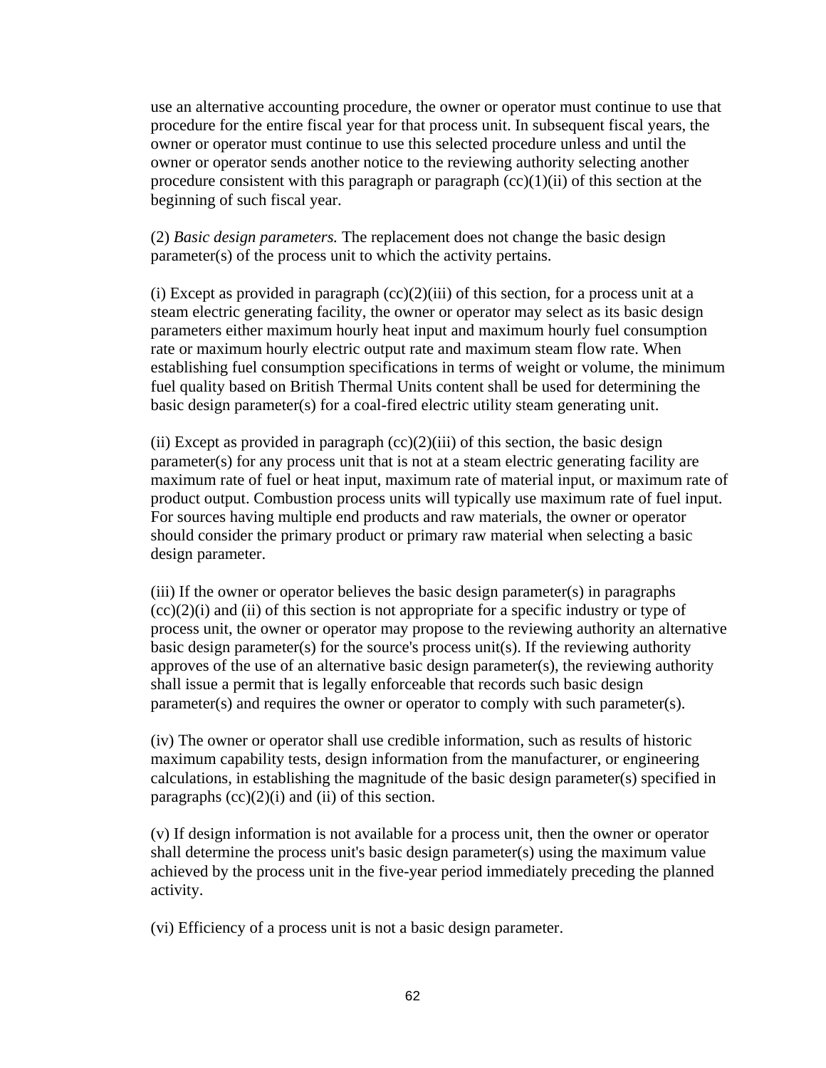use an alternative accounting procedure, the owner or operator must continue to use that procedure for the entire fiscal year for that process unit. In subsequent fiscal years, the owner or operator must continue to use this selected procedure unless and until the owner or operator sends another notice to the reviewing authority selecting another procedure consistent with this paragraph or paragraph (cc)(1)(ii) of this section at the beginning of such fiscal year.

(2) *Basic design parameters.* The replacement does not change the basic design parameter(s) of the process unit to which the activity pertains.

(i) Except as provided in paragraph (cc)(2)(iii) of this section, for a process unit at a steam electric generating facility, the owner or operator may select as its basic design parameters either maximum hourly heat input and maximum hourly fuel consumption rate or maximum hourly electric output rate and maximum steam flow rate. When establishing fuel consumption specifications in terms of weight or volume, the minimum fuel quality based on British Thermal Units content shall be used for determining the basic design parameter(s) for a coal-fired electric utility steam generating unit.

(ii) Except as provided in paragraph (cc)(2)(iii) of this section, the basic design parameter(s) for any process unit that is not at a steam electric generating facility are maximum rate of fuel or heat input, maximum rate of material input, or maximum rate of product output. Combustion process units will typically use maximum rate of fuel input. For sources having multiple end products and raw materials, the owner or operator should consider the primary product or primary raw material when selecting a basic design parameter.

(iii) If the owner or operator believes the basic design parameter(s) in paragraphs (cc)(2)(i) and (ii) of this section is not appropriate for a specific industry or type of process unit, the owner or operator may propose to the reviewing authority an alternative basic design parameter(s) for the source's process unit(s). If the reviewing authority approves of the use of an alternative basic design parameter(s), the reviewing authority shall issue a permit that is legally enforceable that records such basic design parameter(s) and requires the owner or operator to comply with such parameter(s).

(iv) The owner or operator shall use credible information, such as results of historic maximum capability tests, design information from the manufacturer, or engineering calculations, in establishing the magnitude of the basic design parameter(s) specified in paragraphs (cc)(2)(i) and (ii) of this section.

(v) If design information is not available for a process unit, then the owner or operator shall determine the process unit's basic design parameter(s) using the maximum value achieved by the process unit in the five-year period immediately preceding the planned activity.

(vi) Efficiency of a process unit is not a basic design parameter.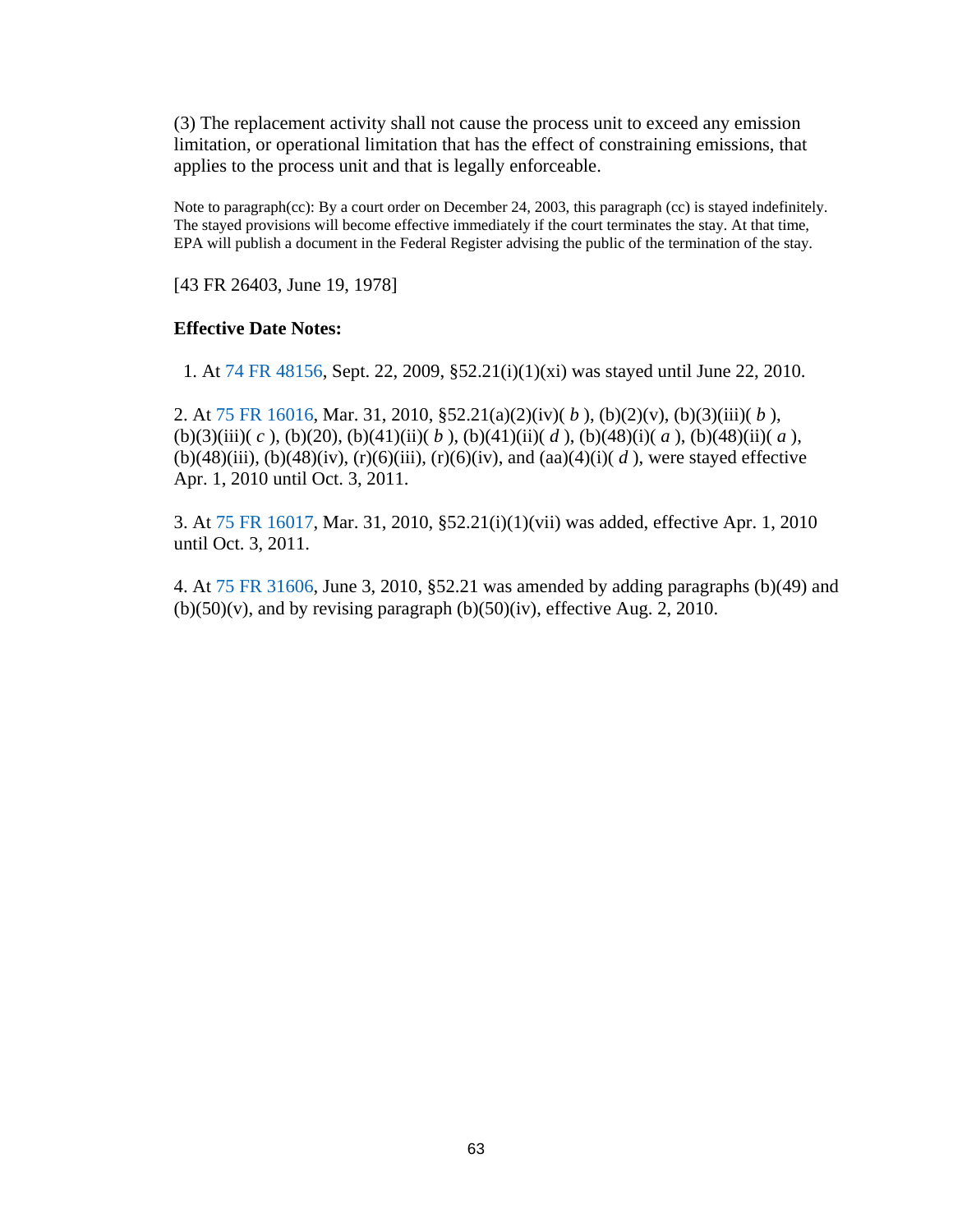(3) The replacement activity shall not cause the process unit to exceed any emission limitation, or operational limitation that has the effect of constraining emissions, that applies to the process unit and that is legally enforceable.

Note to paragraph(cc): By a court order on December 24, 2003, this paragraph (cc) is stayed indefinitely. The stayed provisions will become effective immediately if the court terminates the stay. At that time, EPA will publish a document in the Federal Register advising the public of the termination of the stay.

[43 FR 26403, June 19, 1978]

**Effective Date Notes:**

1. At 74 FR 48156, Sept. 22, 2009, §52.21(i)(1)(xi) was stayed until June 22, 2010.

2. At 75 FR 16016, Mar. 31, 2010, §52.21(a)(2)(iv)( *b* ), (b)(2)(v), (b)(3)(iii)( *b* ), (b)(3)(iii)( *c* ), (b)(20), (b)(41)(ii)( *b* ), (b)(41)(ii)( *d* ), (b)(48)(i)( *a* ), (b)(48)(ii)( *a* ), (b)(48)(iii), (b)(48)(iv), (r)(6)(iii), (r)(6)(iv), and (aa)(4)(i)( *d* ), were stayed effective Apr. 1, 2010 until Oct. 3, 2011.

3. At 75 FR 16017, Mar. 31, 2010, §52.21(i)(1)(vii) was added, effective Apr. 1, 2010 until Oct. 3, 2011.

4. At 75 FR 31606, June 3, 2010, §52.21 was amended by adding paragraphs (b)(49) and (b)(50)(v), and by revising paragraph (b)(50)(iv), effective Aug. 2, 2010.